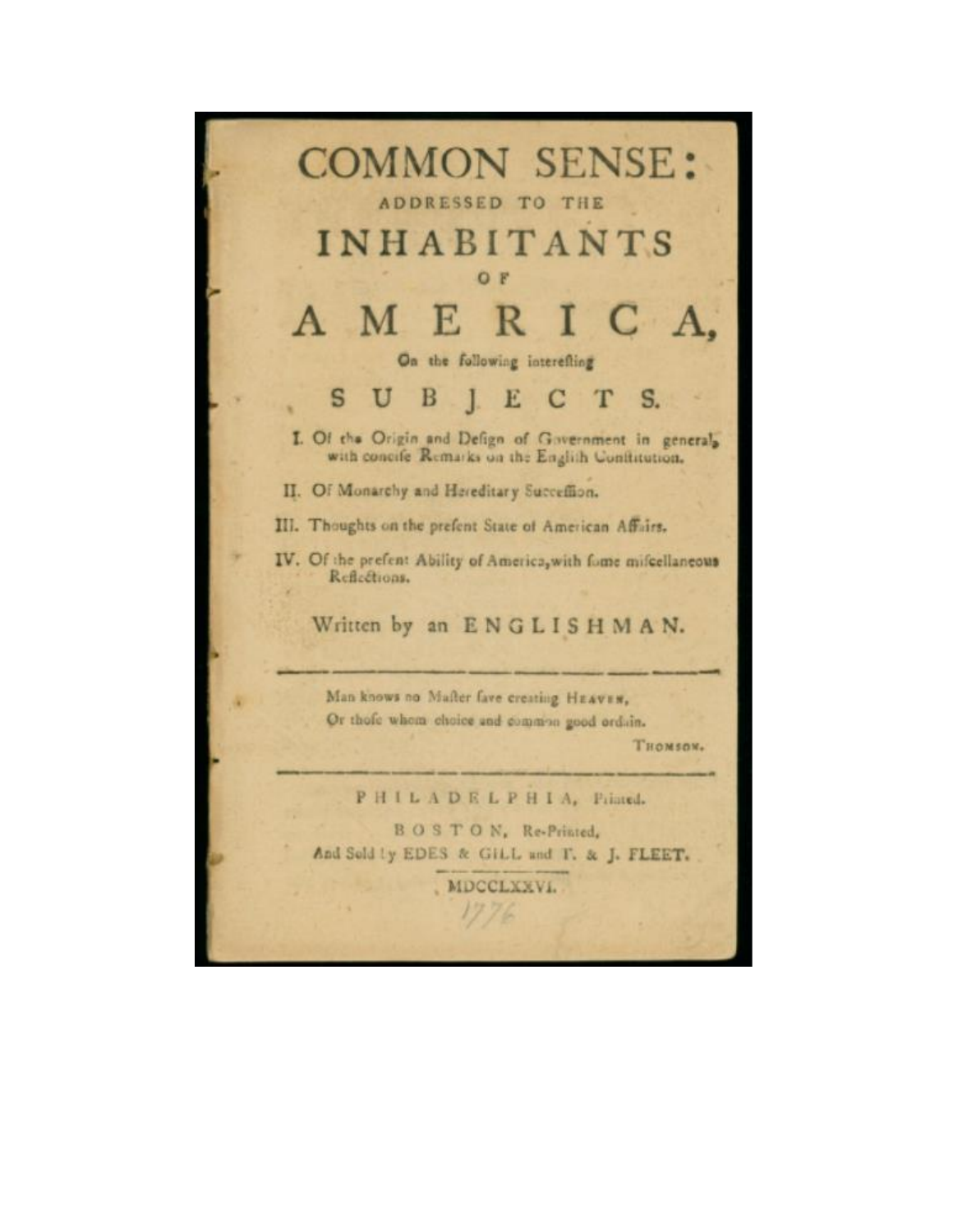# COMMON SENSE:

ADDRESSED TO THE

# INHABITANTS

OF

# AMERICA,

On the following interesting

## SUBJECTS.

I. Of the Origin and Design of Government in general, with concise Remarks on the English Constitution.

II. Of Monarchy and Hereditary Succession.

III. Thoughts on the present State of American Affairs.

IV. Of the present Ability of America, with some miscellaneous Reflections.

Written by an ENGLISHMAN.

---

Man knows no Master save creating HEAVEN,
Or those whom choice and common good ordain.

THOMSON.

---

PHILADELPHIA, Printed.

BOSTON, Re-Printed,
And Sold by EDES & GILL and T. & J. FLEET.

MDCCLXXVI.

1776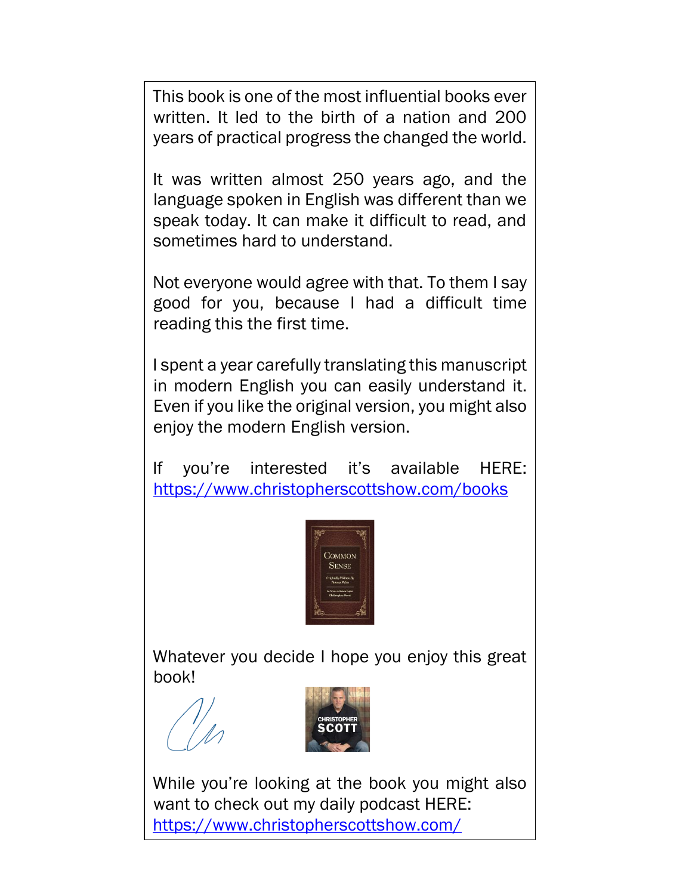This book is one of the most influential books ever written. It led to the birth of a nation and 200 years of practical progress the changed the world.

It was written almost 250 years ago, and the language spoken in English was different than we speak today. It can make it difficult to read, and sometimes hard to understand.

Not everyone would agree with that. To them I say good for you, because I had a difficult time reading this the first time.

I spent a year carefully translating this manuscript in modern English you can easily understand it. Even if you like the original version, you might also enjoy the modern English version.

If you're interested it's available HERE: https://www.christopherscottshow.com/books

Whatever you decide I hope you enjoy this great book!

While you're looking at the book you might also want to check out my daily podcast HERE: https://www.christopherscottshow.com/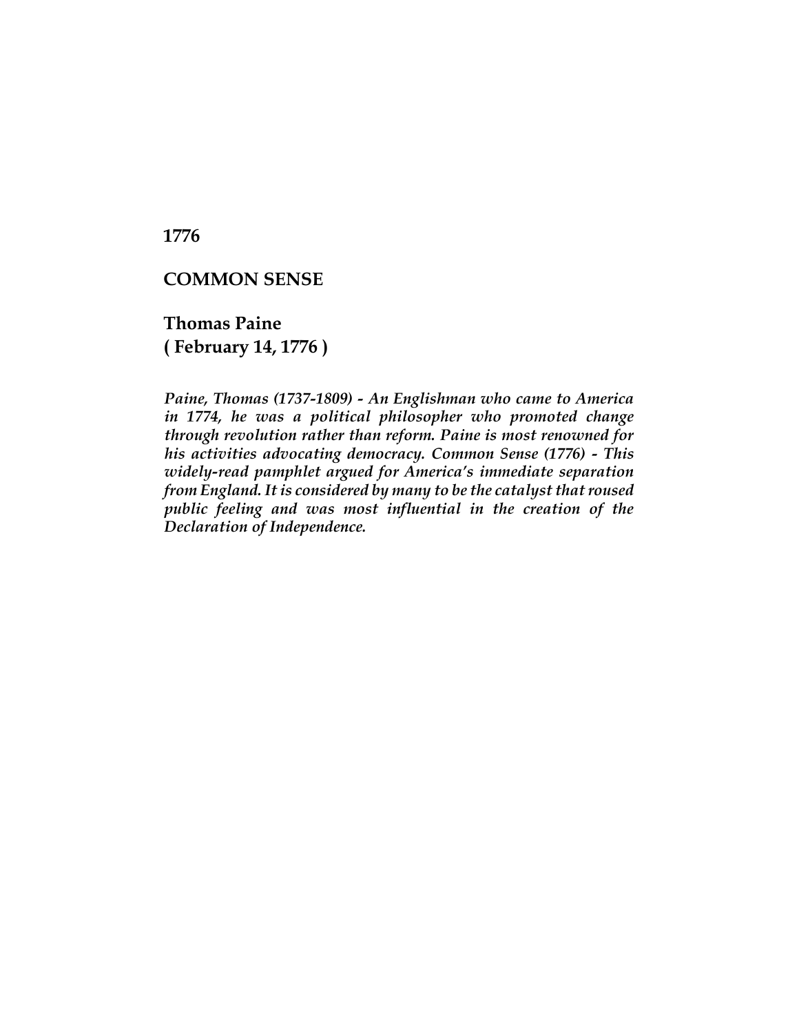**1776**

## COMMON SENSE

### Thomas Paine
### ( February 14, 1776 )

***Paine, Thomas (1737-1809) - An Englishman who came to America in 1774, he was a political philosopher who promoted change through revolution rather than reform. Paine is most renowned for his activities advocating democracy. Common Sense (1776) - This widely-read pamphlet argued for America's immediate separation from England. It is considered by many to be the catalyst that roused public feeling and was most influential in the creation of the Declaration of Independence.***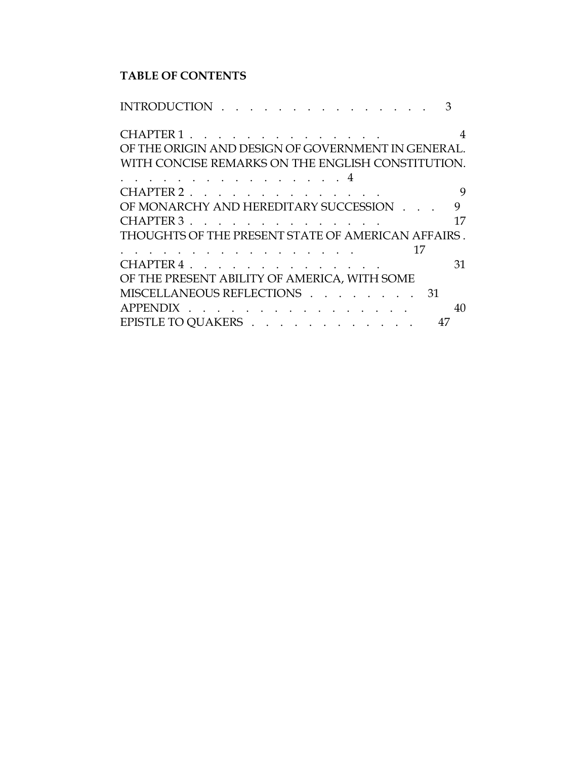**TABLE OF CONTENTS**

INTRODUCTION . . . . . . . . . . . . . . . . 3

CHAPTER 1 . . . . . . . . . . . . . . . 4
OF THE ORIGIN AND DESIGN OF GOVERNMENT IN GENERAL. WITH CONCISE REMARKS ON THE ENGLISH CONSTITUTION. . . . . . . . . . . . . . . . . . 4
CHAPTER 2 . . . . . . . . . . . . . . . 9
OF MONARCHY AND HEREDITARY SUCCESSION . . . 9
CHAPTER 3 . . . . . . . . . . . . . . . 17
THOUGHTS OF THE PRESENT STATE OF AMERICAN AFFAIRS . . . . . . . . . . . . . . . . . . . 17
CHAPTER 4 . . . . . . . . . . . . . . . 31
OF THE PRESENT ABILITY OF AMERICA, WITH SOME MISCELLANEOUS REFLECTIONS . . . . . . . . 31
APPENDIX . . . . . . . . . . . . . . . . . 40
EPISTLE TO QUAKERS . . . . . . . . . . . . 47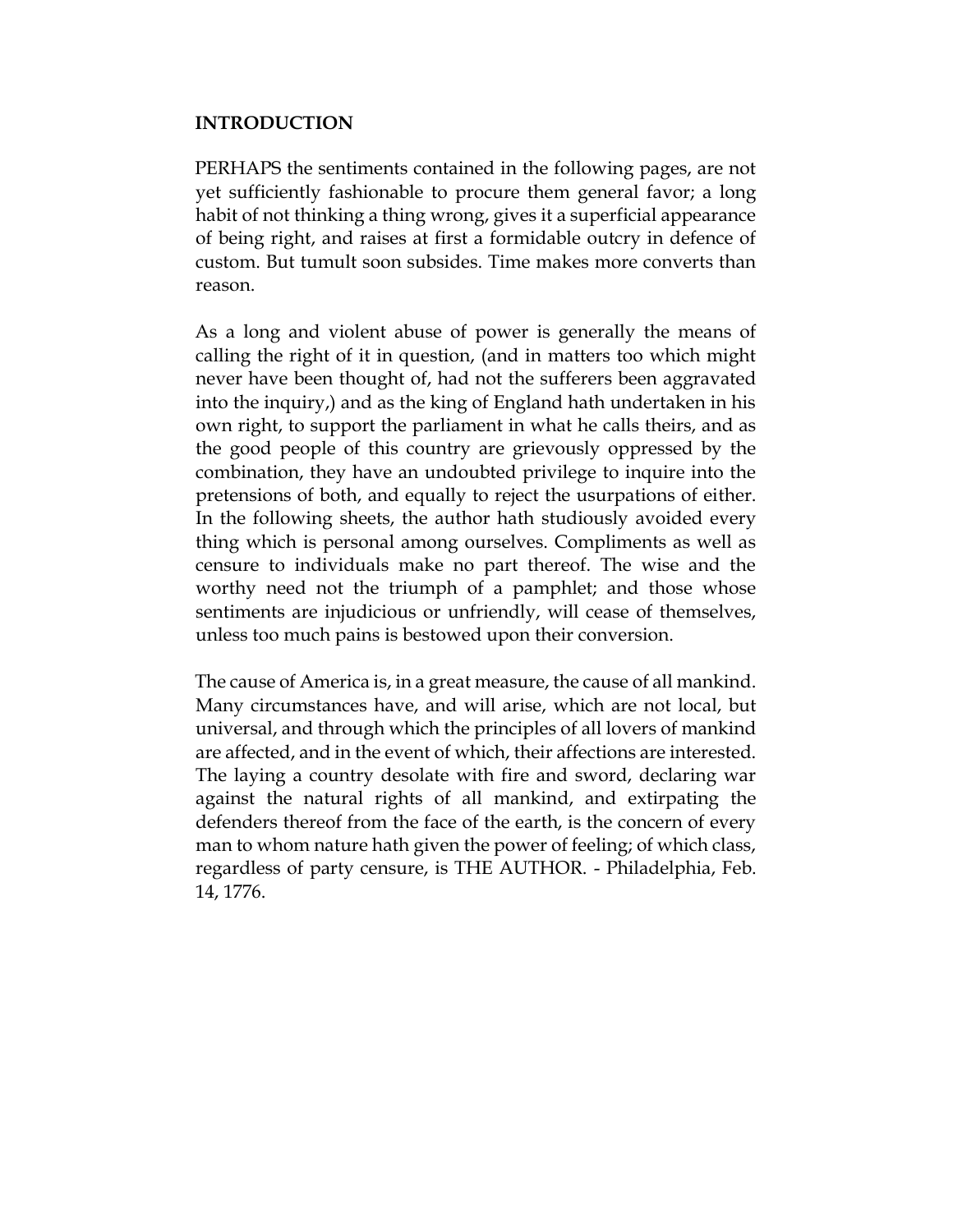## INTRODUCTION

PERHAPS the sentiments contained in the following pages, are not yet sufficiently fashionable to procure them general favor; a long habit of not thinking a thing wrong, gives it a superficial appearance of being right, and raises at first a formidable outcry in defence of custom. But tumult soon subsides. Time makes more converts than reason.

As a long and violent abuse of power is generally the means of calling the right of it in question, (and in matters too which might never have been thought of, had not the sufferers been aggravated into the inquiry,) and as the king of England hath undertaken in his own right, to support the parliament in what he calls theirs, and as the good people of this country are grievously oppressed by the combination, they have an undoubted privilege to inquire into the pretensions of both, and equally to reject the usurpations of either. In the following sheets, the author hath studiously avoided every thing which is personal among ourselves. Compliments as well as censure to individuals make no part thereof. The wise and the worthy need not the triumph of a pamphlet; and those whose sentiments are injudicious or unfriendly, will cease of themselves, unless too much pains is bestowed upon their conversion.

The cause of America is, in a great measure, the cause of all mankind. Many circumstances have, and will arise, which are not local, but universal, and through which the principles of all lovers of mankind are affected, and in the event of which, their affections are interested. The laying a country desolate with fire and sword, declaring war against the natural rights of all mankind, and extirpating the defenders thereof from the face of the earth, is the concern of every man to whom nature hath given the power of feeling; of which class, regardless of party censure, is THE AUTHOR. - Philadelphia, Feb. 14, 1776.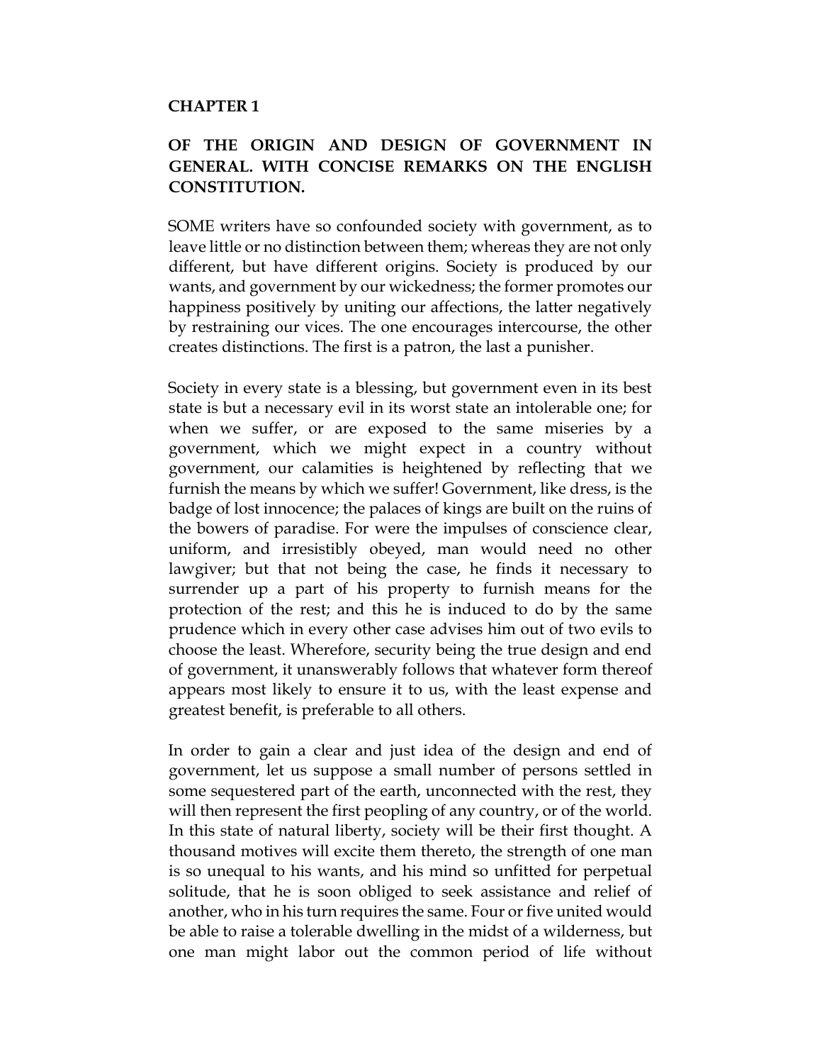**CHAPTER 1**

**OF THE ORIGIN AND DESIGN OF GOVERNMENT IN GENERAL. WITH CONCISE REMARKS ON THE ENGLISH CONSTITUTION.**

SOME writers have so confounded society with government, as to leave little or no distinction between them; whereas they are not only different, but have different origins. Society is produced by our wants, and government by our wickedness; the former promotes our happiness positively by uniting our affections, the latter negatively by restraining our vices. The one encourages intercourse, the other creates distinctions. The first is a patron, the last a punisher.

Society in every state is a blessing, but government even in its best state is but a necessary evil in its worst state an intolerable one; for when we suffer, or are exposed to the same miseries by a government, which we might expect in a country without government, our calamities is heightened by reflecting that we furnish the means by which we suffer! Government, like dress, is the badge of lost innocence; the palaces of kings are built on the ruins of the bowers of paradise. For were the impulses of conscience clear, uniform, and irresistibly obeyed, man would need no other lawgiver; but that not being the case, he finds it necessary to surrender up a part of his property to furnish means for the protection of the rest; and this he is induced to do by the same prudence which in every other case advises him out of two evils to choose the least. Wherefore, security being the true design and end of government, it unanswerably follows that whatever form thereof appears most likely to ensure it to us, with the least expense and greatest benefit, is preferable to all others.

In order to gain a clear and just idea of the design and end of government, let us suppose a small number of persons settled in some sequestered part of the earth, unconnected with the rest, they will then represent the first peopling of any country, or of the world. In this state of natural liberty, society will be their first thought. A thousand motives will excite them thereto, the strength of one man is so unequal to his wants, and his mind so unfitted for perpetual solitude, that he is soon obliged to seek assistance and relief of another, who in his turn requires the same. Four or five united would be able to raise a tolerable dwelling in the midst of a wilderness, but one man might labor out the common period of life without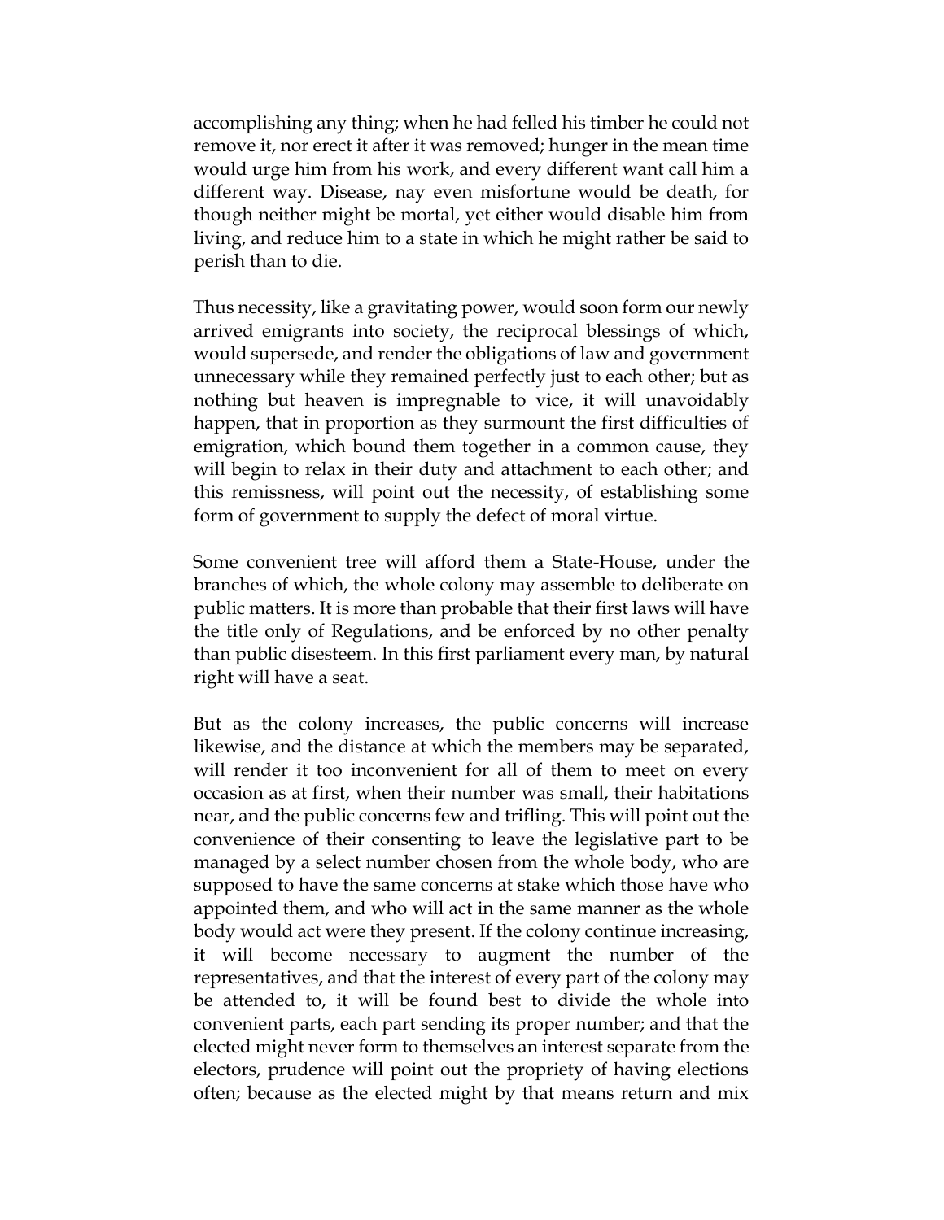accomplishing any thing; when he had felled his timber he could not remove it, nor erect it after it was removed; hunger in the mean time would urge him from his work, and every different want call him a different way. Disease, nay even misfortune would be death, for though neither might be mortal, yet either would disable him from living, and reduce him to a state in which he might rather be said to perish than to die.

Thus necessity, like a gravitating power, would soon form our newly arrived emigrants into society, the reciprocal blessings of which, would supersede, and render the obligations of law and government unnecessary while they remained perfectly just to each other; but as nothing but heaven is impregnable to vice, it will unavoidably happen, that in proportion as they surmount the first difficulties of emigration, which bound them together in a common cause, they will begin to relax in their duty and attachment to each other; and this remissness, will point out the necessity, of establishing some form of government to supply the defect of moral virtue.

Some convenient tree will afford them a State-House, under the branches of which, the whole colony may assemble to deliberate on public matters. It is more than probable that their first laws will have the title only of Regulations, and be enforced by no other penalty than public disesteem. In this first parliament every man, by natural right will have a seat.

But as the colony increases, the public concerns will increase likewise, and the distance at which the members may be separated, will render it too inconvenient for all of them to meet on every occasion as at first, when their number was small, their habitations near, and the public concerns few and trifling. This will point out the convenience of their consenting to leave the legislative part to be managed by a select number chosen from the whole body, who are supposed to have the same concerns at stake which those have who appointed them, and who will act in the same manner as the whole body would act were they present. If the colony continue increasing, it will become necessary to augment the number of the representatives, and that the interest of every part of the colony may be attended to, it will be found best to divide the whole into convenient parts, each part sending its proper number; and that the elected might never form to themselves an interest separate from the electors, prudence will point out the propriety of having elections often; because as the elected might by that means return and mix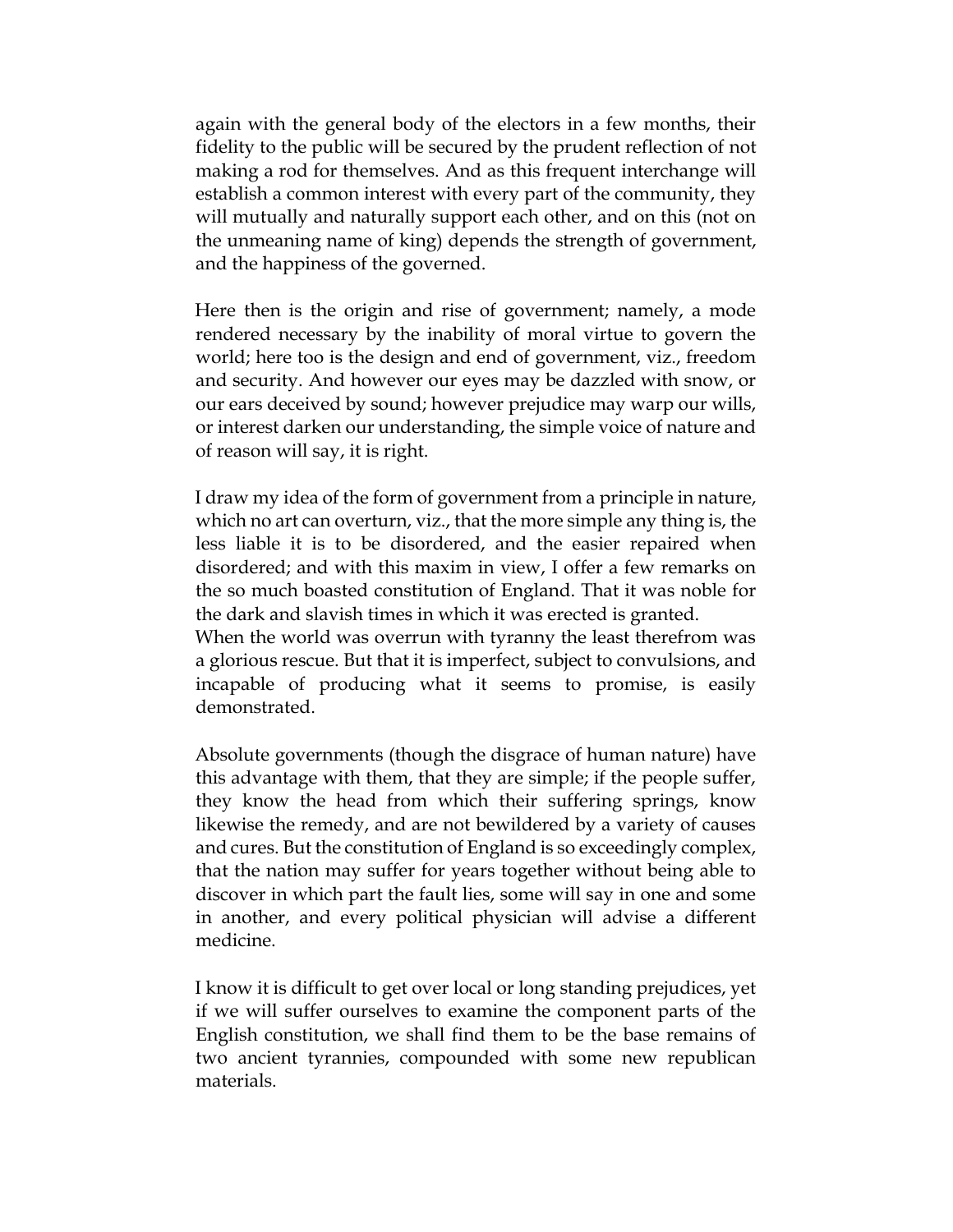again with the general body of the electors in a few months, their fidelity to the public will be secured by the prudent reflection of not making a rod for themselves. And as this frequent interchange will establish a common interest with every part of the community, they will mutually and naturally support each other, and on this (not on the unmeaning name of king) depends the strength of government, and the happiness of the governed.

Here then is the origin and rise of government; namely, a mode rendered necessary by the inability of moral virtue to govern the world; here too is the design and end of government, viz., freedom and security. And however our eyes may be dazzled with snow, or our ears deceived by sound; however prejudice may warp our wills, or interest darken our understanding, the simple voice of nature and of reason will say, it is right.

I draw my idea of the form of government from a principle in nature, which no art can overturn, viz., that the more simple any thing is, the less liable it is to be disordered, and the easier repaired when disordered; and with this maxim in view, I offer a few remarks on the so much boasted constitution of England. That it was noble for the dark and slavish times in which it was erected is granted.
When the world was overrun with tyranny the least therefrom was a glorious rescue. But that it is imperfect, subject to convulsions, and incapable of producing what it seems to promise, is easily demonstrated.

Absolute governments (though the disgrace of human nature) have this advantage with them, that they are simple; if the people suffer, they know the head from which their suffering springs, know likewise the remedy, and are not bewildered by a variety of causes and cures. But the constitution of England is so exceedingly complex, that the nation may suffer for years together without being able to discover in which part the fault lies, some will say in one and some in another, and every political physician will advise a different medicine.

I know it is difficult to get over local or long standing prejudices, yet if we will suffer ourselves to examine the component parts of the English constitution, we shall find them to be the base remains of two ancient tyrannies, compounded with some new republican materials.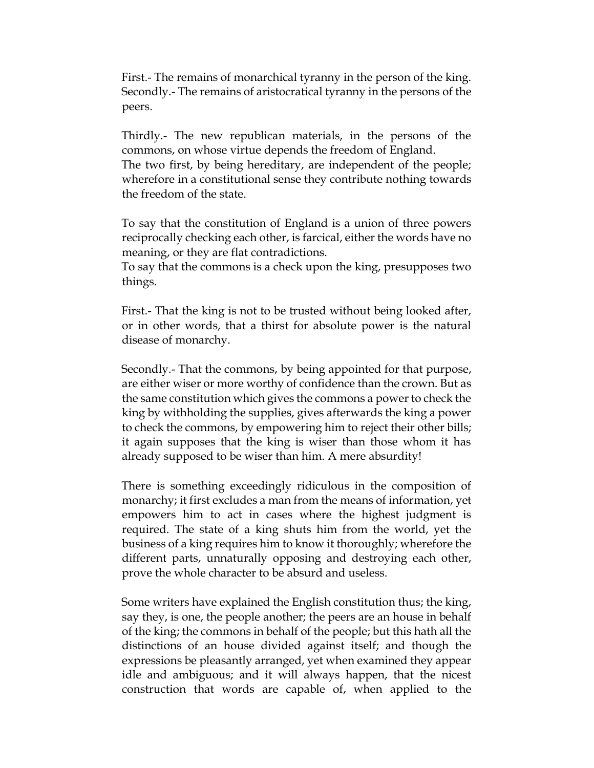First.- The remains of monarchical tyranny in the person of the king.
Secondly.- The remains of aristocratical tyranny in the persons of the peers.

Thirdly.- The new republican materials, in the persons of the commons, on whose virtue depends the freedom of England.
The two first, by being hereditary, are independent of the people; wherefore in a constitutional sense they contribute nothing towards the freedom of the state.

To say that the constitution of England is a union of three powers reciprocally checking each other, is farcical, either the words have no meaning, or they are flat contradictions.
To say that the commons is a check upon the king, presupposes two things.

First.- That the king is not to be trusted without being looked after, or in other words, that a thirst for absolute power is the natural disease of monarchy.

Secondly.- That the commons, by being appointed for that purpose, are either wiser or more worthy of confidence than the crown. But as the same constitution which gives the commons a power to check the king by withholding the supplies, gives afterwards the king a power to check the commons, by empowering him to reject their other bills; it again supposes that the king is wiser than those whom it has already supposed to be wiser than him. A mere absurdity!

There is something exceedingly ridiculous in the composition of monarchy; it first excludes a man from the means of information, yet empowers him to act in cases where the highest judgment is required. The state of a king shuts him from the world, yet the business of a king requires him to know it thoroughly; wherefore the different parts, unnaturally opposing and destroying each other, prove the whole character to be absurd and useless.

Some writers have explained the English constitution thus; the king, say they, is one, the people another; the peers are an house in behalf of the king; the commons in behalf of the people; but this hath all the distinctions of an house divided against itself; and though the expressions be pleasantly arranged, yet when examined they appear idle and ambiguous; and it will always happen, that the nicest construction that words are capable of, when applied to the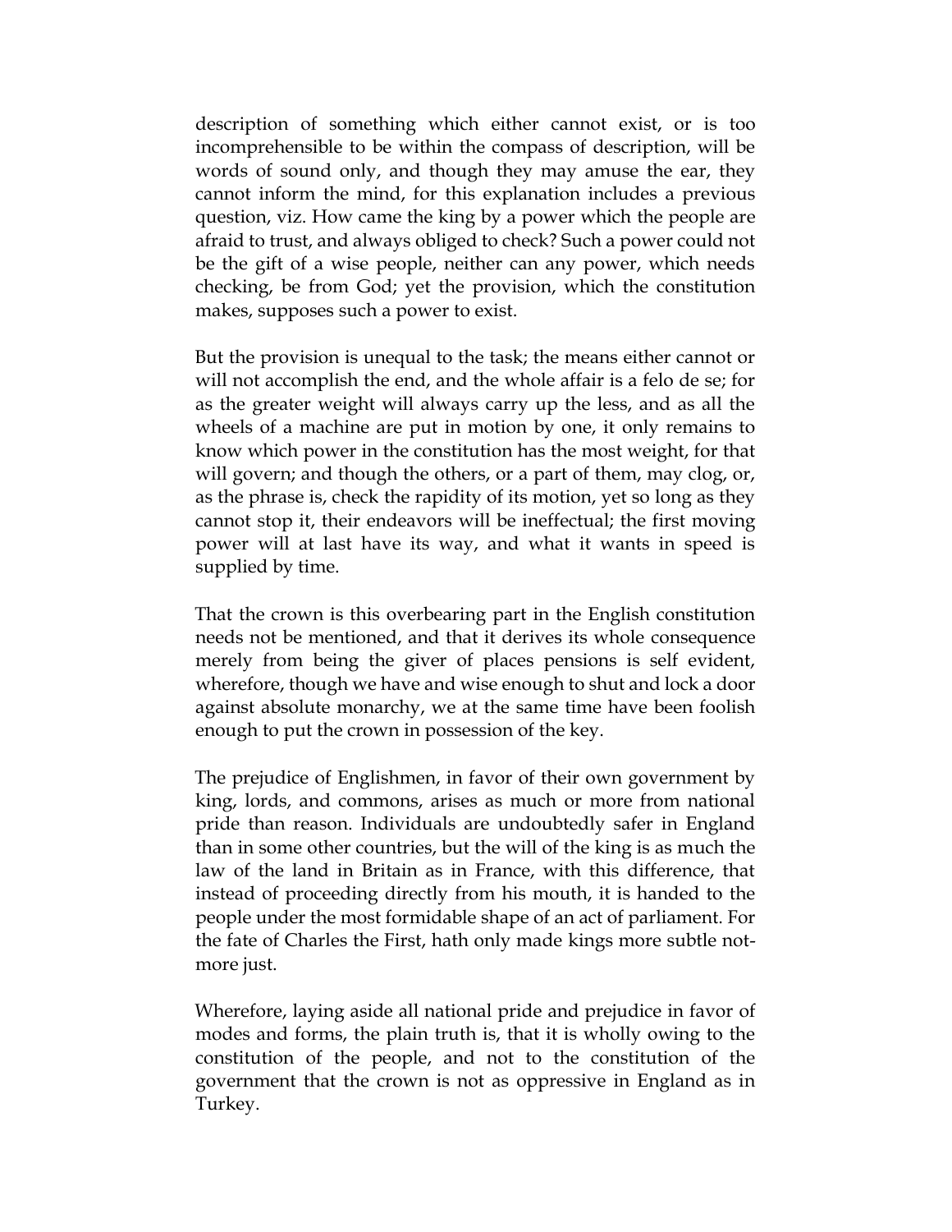description of something which either cannot exist, or is too incomprehensible to be within the compass of description, will be words of sound only, and though they may amuse the ear, they cannot inform the mind, for this explanation includes a previous question, viz. How came the king by a power which the people are afraid to trust, and always obliged to check? Such a power could not be the gift of a wise people, neither can any power, which needs checking, be from God; yet the provision, which the constitution makes, supposes such a power to exist.

But the provision is unequal to the task; the means either cannot or will not accomplish the end, and the whole affair is a felo de se; for as the greater weight will always carry up the less, and as all the wheels of a machine are put in motion by one, it only remains to know which power in the constitution has the most weight, for that will govern; and though the others, or a part of them, may clog, or, as the phrase is, check the rapidity of its motion, yet so long as they cannot stop it, their endeavors will be ineffectual; the first moving power will at last have its way, and what it wants in speed is supplied by time.

That the crown is this overbearing part in the English constitution needs not be mentioned, and that it derives its whole consequence merely from being the giver of places pensions is self evident, wherefore, though we have and wise enough to shut and lock a door against absolute monarchy, we at the same time have been foolish enough to put the crown in possession of the key.

The prejudice of Englishmen, in favor of their own government by king, lords, and commons, arises as much or more from national pride than reason. Individuals are undoubtedly safer in England than in some other countries, but the will of the king is as much the law of the land in Britain as in France, with this difference, that instead of proceeding directly from his mouth, it is handed to the people under the most formidable shape of an act of parliament. For the fate of Charles the First, hath only made kings more subtle not-more just.

Wherefore, laying aside all national pride and prejudice in favor of modes and forms, the plain truth is, that it is wholly owing to the constitution of the people, and not to the constitution of the government that the crown is not as oppressive in England as in Turkey.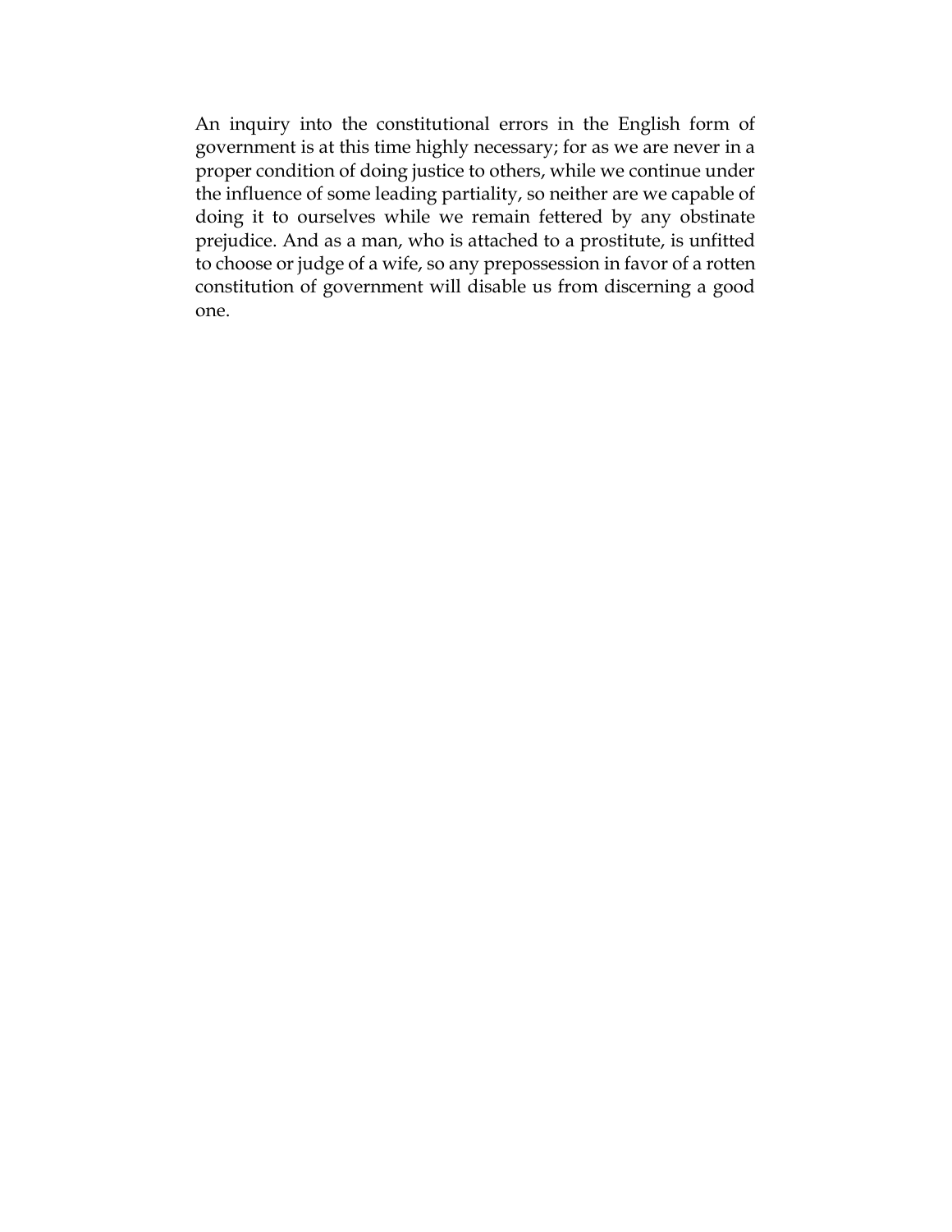An inquiry into the constitutional errors in the English form of government is at this time highly necessary; for as we are never in a proper condition of doing justice to others, while we continue under the influence of some leading partiality, so neither are we capable of doing it to ourselves while we remain fettered by any obstinate prejudice. And as a man, who is attached to a prostitute, is unfitted to choose or judge of a wife, so any prepossession in favor of a rotten constitution of government will disable us from discerning a good one.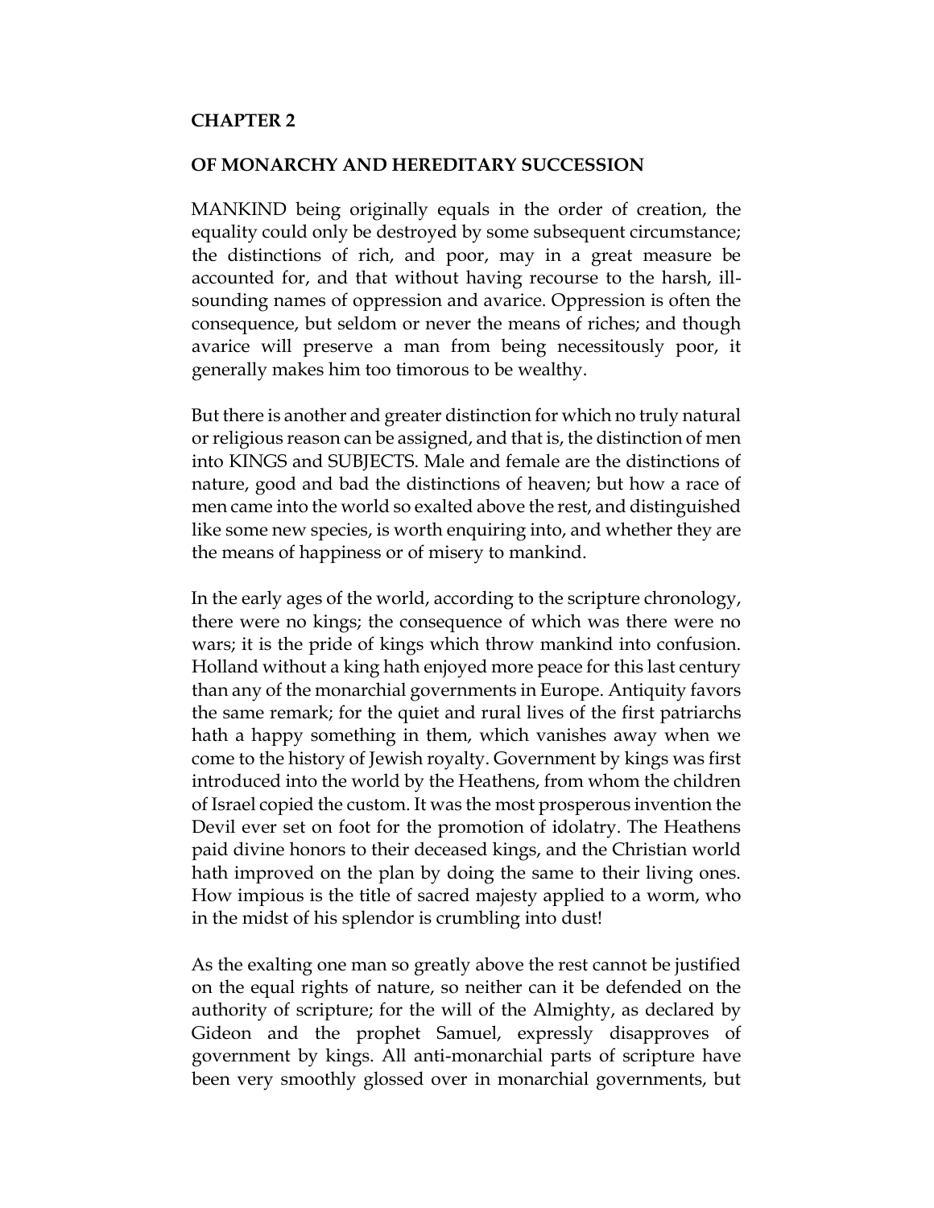## CHAPTER 2

## OF MONARCHY AND HEREDITARY SUCCESSION

MANKIND being originally equals in the order of creation, the equality could only be destroyed by some subsequent circumstance; the distinctions of rich, and poor, may in a great measure be accounted for, and that without having recourse to the harsh, ill-sounding names of oppression and avarice. Oppression is often the consequence, but seldom or never the means of riches; and though avarice will preserve a man from being necessitously poor, it generally makes him too timorous to be wealthy.

But there is another and greater distinction for which no truly natural or religious reason can be assigned, and that is, the distinction of men into KINGS and SUBJECTS. Male and female are the distinctions of nature, good and bad the distinctions of heaven; but how a race of men came into the world so exalted above the rest, and distinguished like some new species, is worth enquiring into, and whether they are the means of happiness or of misery to mankind.

In the early ages of the world, according to the scripture chronology, there were no kings; the consequence of which was there were no wars; it is the pride of kings which throw mankind into confusion. Holland without a king hath enjoyed more peace for this last century than any of the monarchial governments in Europe. Antiquity favors the same remark; for the quiet and rural lives of the first patriarchs hath a happy something in them, which vanishes away when we come to the history of Jewish royalty. Government by kings was first introduced into the world by the Heathens, from whom the children of Israel copied the custom. It was the most prosperous invention the Devil ever set on foot for the promotion of idolatry. The Heathens paid divine honors to their deceased kings, and the Christian world hath improved on the plan by doing the same to their living ones. How impious is the title of sacred majesty applied to a worm, who in the midst of his splendor is crumbling into dust!

As the exalting one man so greatly above the rest cannot be justified on the equal rights of nature, so neither can it be defended on the authority of scripture; for the will of the Almighty, as declared by Gideon and the prophet Samuel, expressly disapproves of government by kings. All anti-monarchial parts of scripture have been very smoothly glossed over in monarchial governments, but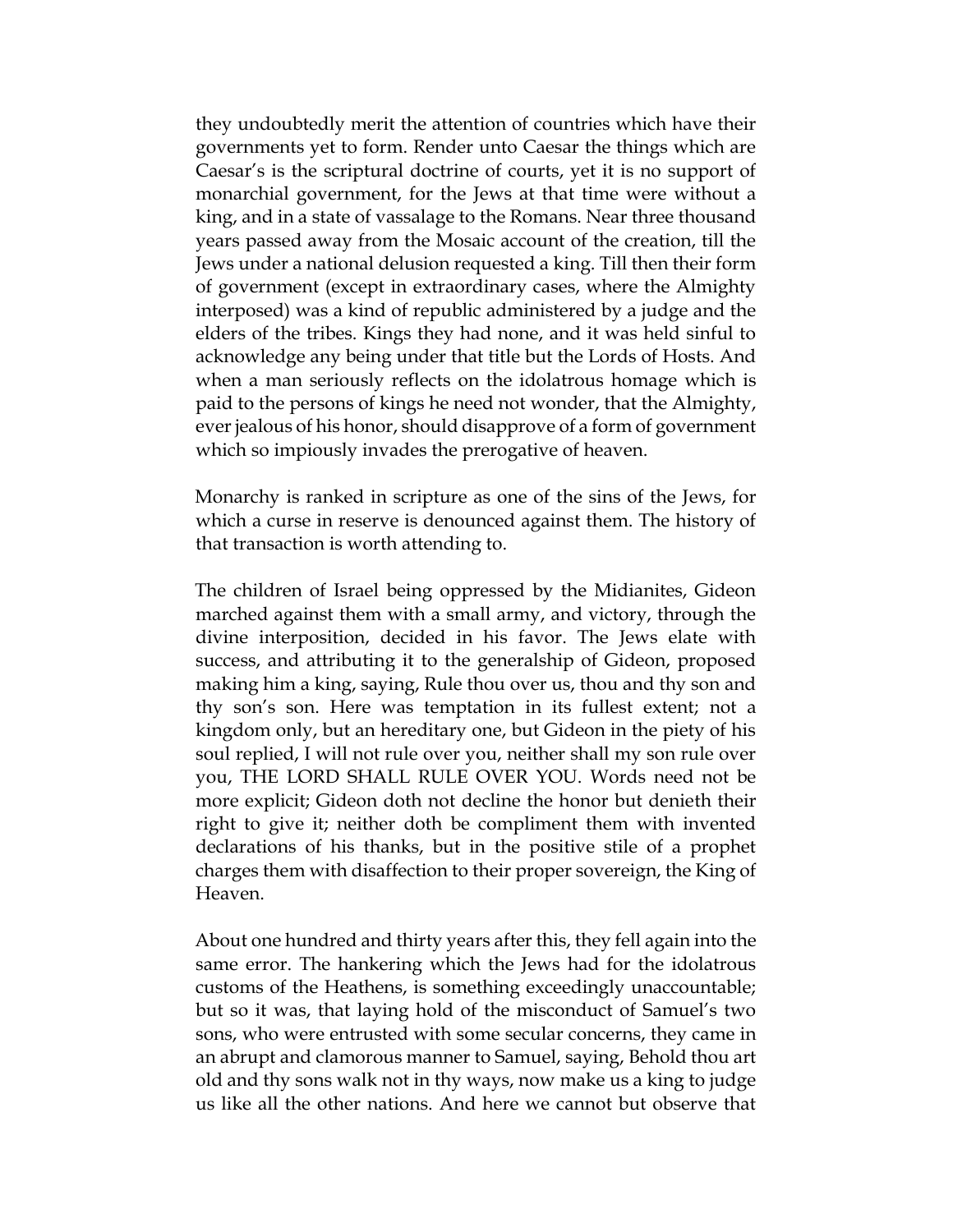they undoubtedly merit the attention of countries which have their governments yet to form. Render unto Caesar the things which are Caesar's is the scriptural doctrine of courts, yet it is no support of monarchial government, for the Jews at that time were without a king, and in a state of vassalage to the Romans. Near three thousand years passed away from the Mosaic account of the creation, till the Jews under a national delusion requested a king. Till then their form of government (except in extraordinary cases, where the Almighty interposed) was a kind of republic administered by a judge and the elders of the tribes. Kings they had none, and it was held sinful to acknowledge any being under that title but the Lords of Hosts. And when a man seriously reflects on the idolatrous homage which is paid to the persons of kings he need not wonder, that the Almighty, ever jealous of his honor, should disapprove of a form of government which so impiously invades the prerogative of heaven.

Monarchy is ranked in scripture as one of the sins of the Jews, for which a curse in reserve is denounced against them. The history of that transaction is worth attending to.

The children of Israel being oppressed by the Midianites, Gideon marched against them with a small army, and victory, through the divine interposition, decided in his favor. The Jews elate with success, and attributing it to the generalship of Gideon, proposed making him a king, saying, Rule thou over us, thou and thy son and thy son's son. Here was temptation in its fullest extent; not a kingdom only, but an hereditary one, but Gideon in the piety of his soul replied, I will not rule over you, neither shall my son rule over you, THE LORD SHALL RULE OVER YOU. Words need not be more explicit; Gideon doth not decline the honor but denieth their right to give it; neither doth be compliment them with invented declarations of his thanks, but in the positive stile of a prophet charges them with disaffection to their proper sovereign, the King of Heaven.

About one hundred and thirty years after this, they fell again into the same error. The hankering which the Jews had for the idolatrous customs of the Heathens, is something exceedingly unaccountable; but so it was, that laying hold of the misconduct of Samuel's two sons, who were entrusted with some secular concerns, they came in an abrupt and clamorous manner to Samuel, saying, Behold thou art old and thy sons walk not in thy ways, now make us a king to judge us like all the other nations. And here we cannot but observe that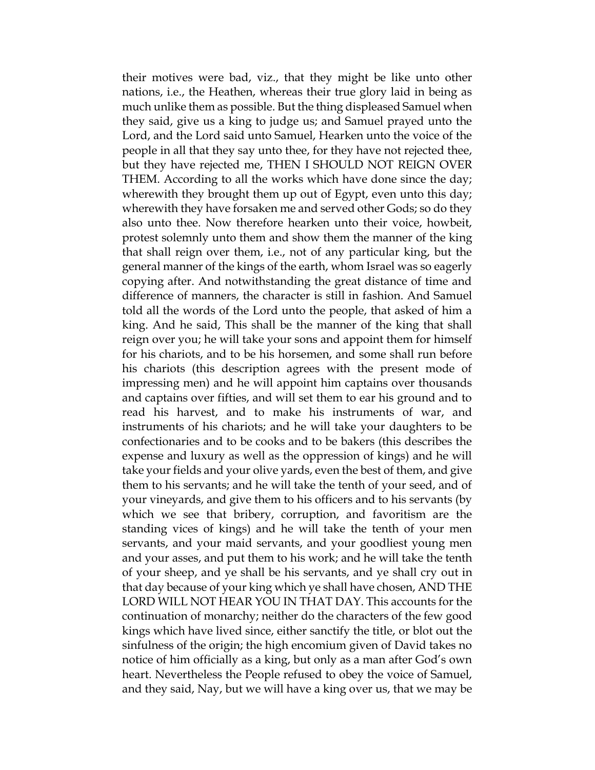their motives were bad, viz., that they might be like unto other nations, i.e., the Heathen, whereas their true glory laid in being as much unlike them as possible. But the thing displeased Samuel when they said, give us a king to judge us; and Samuel prayed unto the Lord, and the Lord said unto Samuel, Hearken unto the voice of the people in all that they say unto thee, for they have not rejected thee, but they have rejected me, THEN I SHOULD NOT REIGN OVER THEM. According to all the works which have done since the day; wherewith they brought them up out of Egypt, even unto this day; wherewith they have forsaken me and served other Gods; so do they also unto thee. Now therefore hearken unto their voice, howbeit, protest solemnly unto them and show them the manner of the king that shall reign over them, i.e., not of any particular king, but the general manner of the kings of the earth, whom Israel was so eagerly copying after. And notwithstanding the great distance of time and difference of manners, the character is still in fashion. And Samuel told all the words of the Lord unto the people, that asked of him a king. And he said, This shall be the manner of the king that shall reign over you; he will take your sons and appoint them for himself for his chariots, and to be his horsemen, and some shall run before his chariots (this description agrees with the present mode of impressing men) and he will appoint him captains over thousands and captains over fifties, and will set them to ear his ground and to read his harvest, and to make his instruments of war, and instruments of his chariots; and he will take your daughters to be confectionaries and to be cooks and to be bakers (this describes the expense and luxury as well as the oppression of kings) and he will take your fields and your olive yards, even the best of them, and give them to his servants; and he will take the tenth of your seed, and of your vineyards, and give them to his officers and to his servants (by which we see that bribery, corruption, and favoritism are the standing vices of kings) and he will take the tenth of your men servants, and your maid servants, and your goodliest young men and your asses, and put them to his work; and he will take the tenth of your sheep, and ye shall be his servants, and ye shall cry out in that day because of your king which ye shall have chosen, AND THE LORD WILL NOT HEAR YOU IN THAT DAY. This accounts for the continuation of monarchy; neither do the characters of the few good kings which have lived since, either sanctify the title, or blot out the sinfulness of the origin; the high encomium given of David takes no notice of him officially as a king, but only as a man after God's own heart. Nevertheless the People refused to obey the voice of Samuel, and they said, Nay, but we will have a king over us, that we may be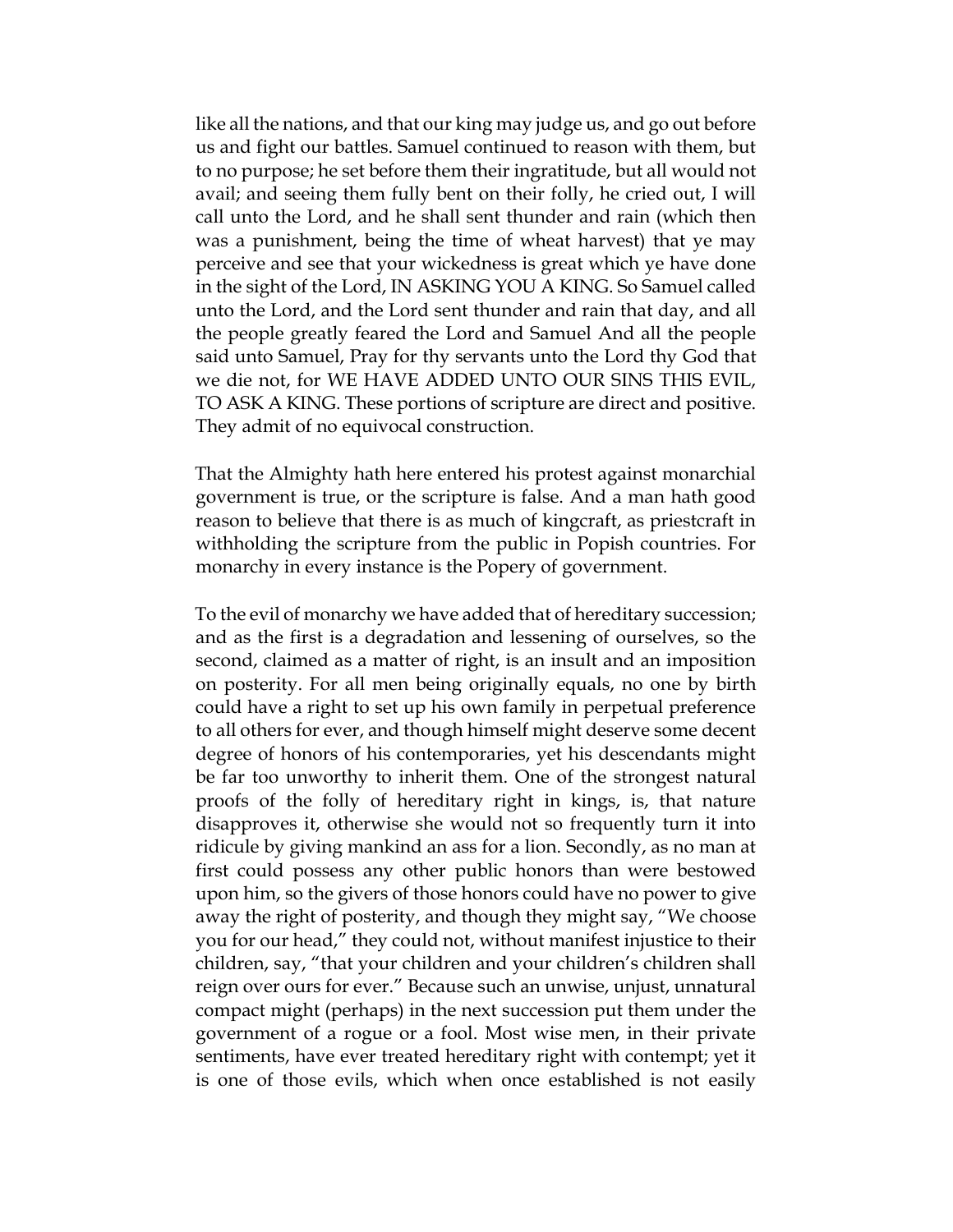like all the nations, and that our king may judge us, and go out before us and fight our battles. Samuel continued to reason with them, but to no purpose; he set before them their ingratitude, but all would not avail; and seeing them fully bent on their folly, he cried out, I will call unto the Lord, and he shall sent thunder and rain (which then was a punishment, being the time of wheat harvest) that ye may perceive and see that your wickedness is great which ye have done in the sight of the Lord, IN ASKING YOU A KING. So Samuel called unto the Lord, and the Lord sent thunder and rain that day, and all the people greatly feared the Lord and Samuel And all the people said unto Samuel, Pray for thy servants unto the Lord thy God that we die not, for WE HAVE ADDED UNTO OUR SINS THIS EVIL, TO ASK A KING. These portions of scripture are direct and positive. They admit of no equivocal construction.

That the Almighty hath here entered his protest against monarchial government is true, or the scripture is false. And a man hath good reason to believe that there is as much of kingcraft, as priestcraft in withholding the scripture from the public in Popish countries. For monarchy in every instance is the Popery of government.

To the evil of monarchy we have added that of hereditary succession; and as the first is a degradation and lessening of ourselves, so the second, claimed as a matter of right, is an insult and an imposition on posterity. For all men being originally equals, no one by birth could have a right to set up his own family in perpetual preference to all others for ever, and though himself might deserve some decent degree of honors of his contemporaries, yet his descendants might be far too unworthy to inherit them. One of the strongest natural proofs of the folly of hereditary right in kings, is, that nature disapproves it, otherwise she would not so frequently turn it into ridicule by giving mankind an ass for a lion. Secondly, as no man at first could possess any other public honors than were bestowed upon him, so the givers of those honors could have no power to give away the right of posterity, and though they might say, "We choose you for our head," they could not, without manifest injustice to their children, say, "that your children and your children's children shall reign over ours for ever." Because such an unwise, unjust, unnatural compact might (perhaps) in the next succession put them under the government of a rogue or a fool. Most wise men, in their private sentiments, have ever treated hereditary right with contempt; yet it is one of those evils, which when once established is not easily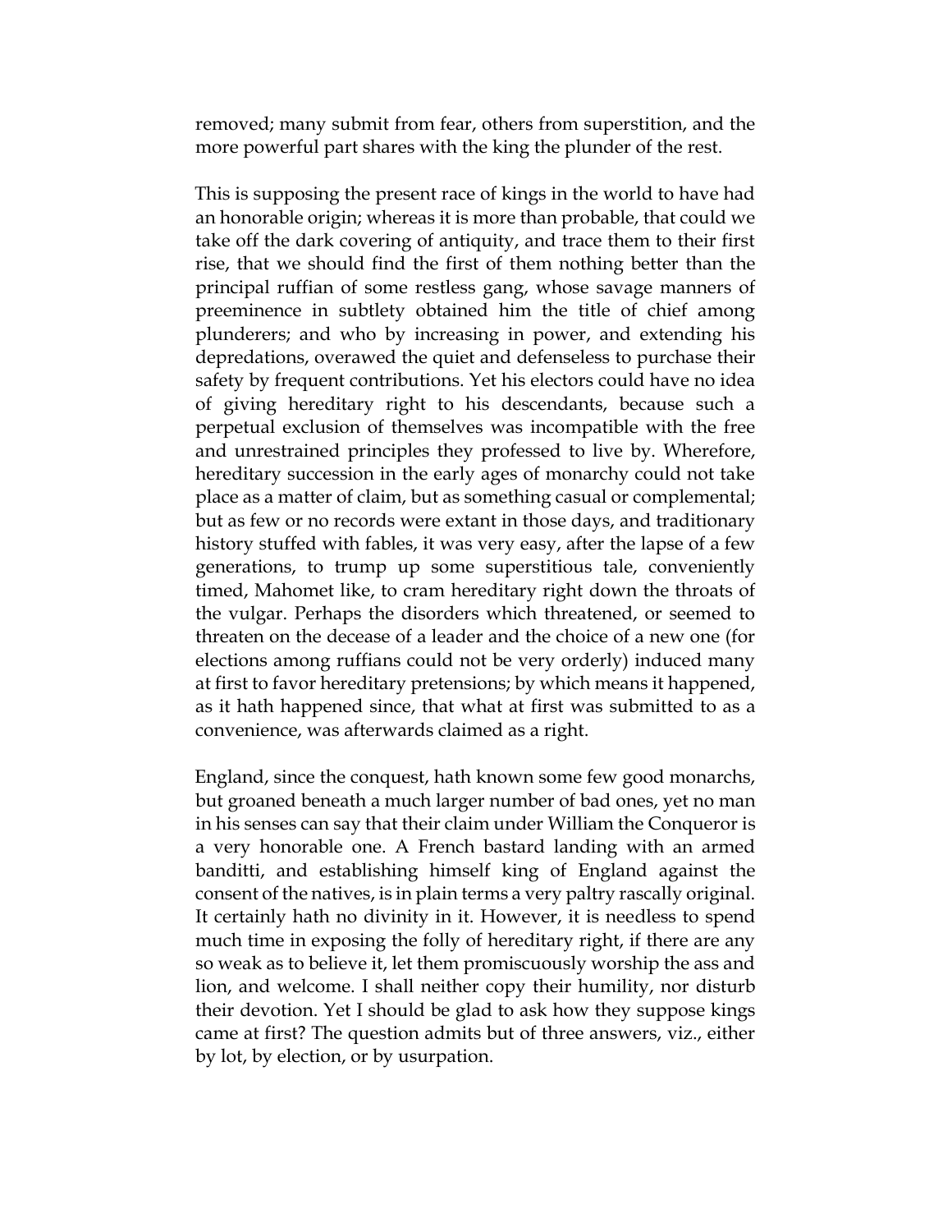removed; many submit from fear, others from superstition, and the more powerful part shares with the king the plunder of the rest.

This is supposing the present race of kings in the world to have had an honorable origin; whereas it is more than probable, that could we take off the dark covering of antiquity, and trace them to their first rise, that we should find the first of them nothing better than the principal ruffian of some restless gang, whose savage manners of preeminence in subtlety obtained him the title of chief among plunderers; and who by increasing in power, and extending his depredations, overawed the quiet and defenseless to purchase their safety by frequent contributions. Yet his electors could have no idea of giving hereditary right to his descendants, because such a perpetual exclusion of themselves was incompatible with the free and unrestrained principles they professed to live by. Wherefore, hereditary succession in the early ages of monarchy could not take place as a matter of claim, but as something casual or complemental; but as few or no records were extant in those days, and traditionary history stuffed with fables, it was very easy, after the lapse of a few generations, to trump up some superstitious tale, conveniently timed, Mahomet like, to cram hereditary right down the throats of the vulgar. Perhaps the disorders which threatened, or seemed to threaten on the decease of a leader and the choice of a new one (for elections among ruffians could not be very orderly) induced many at first to favor hereditary pretensions; by which means it happened, as it hath happened since, that what at first was submitted to as a convenience, was afterwards claimed as a right.

England, since the conquest, hath known some few good monarchs, but groaned beneath a much larger number of bad ones, yet no man in his senses can say that their claim under William the Conqueror is a very honorable one. A French bastard landing with an armed banditti, and establishing himself king of England against the consent of the natives, is in plain terms a very paltry rascally original. It certainly hath no divinity in it. However, it is needless to spend much time in exposing the folly of hereditary right, if there are any so weak as to believe it, let them promiscuously worship the ass and lion, and welcome. I shall neither copy their humility, nor disturb their devotion. Yet I should be glad to ask how they suppose kings came at first? The question admits but of three answers, viz., either by lot, by election, or by usurpation.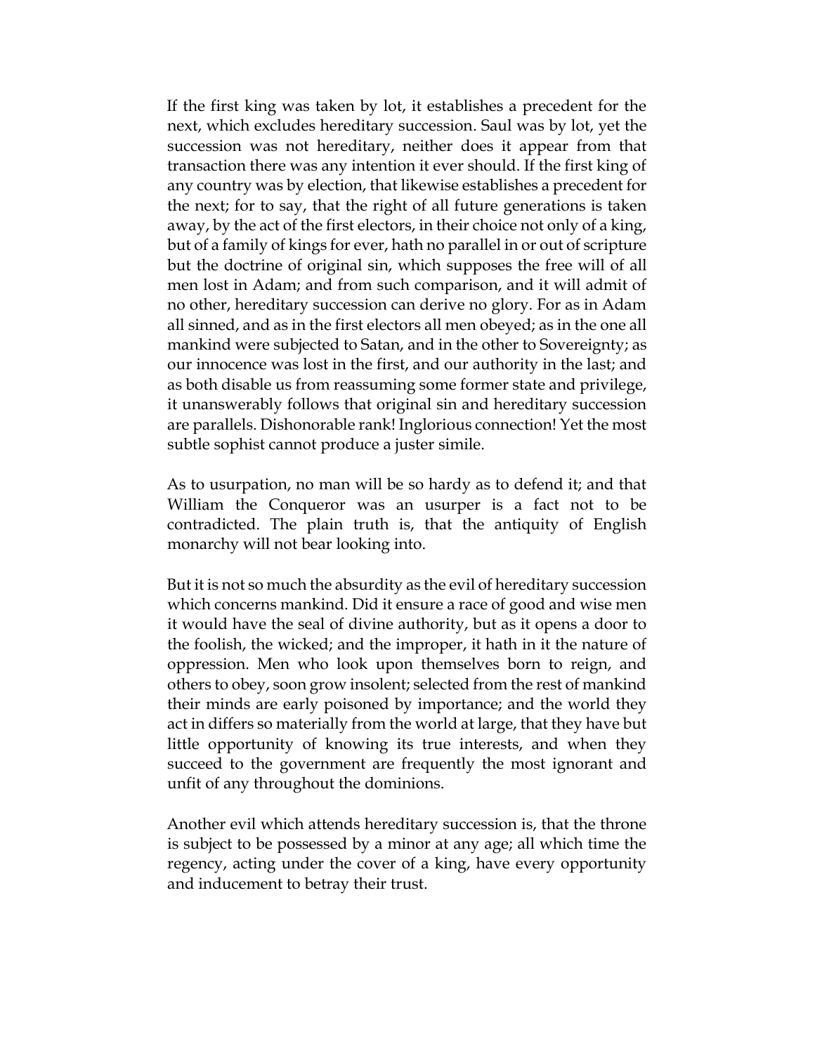If the first king was taken by lot, it establishes a precedent for the next, which excludes hereditary succession. Saul was by lot, yet the succession was not hereditary, neither does it appear from that transaction there was any intention it ever should. If the first king of any country was by election, that likewise establishes a precedent for the next; for to say, that the right of all future generations is taken away, by the act of the first electors, in their choice not only of a king, but of a family of kings for ever, hath no parallel in or out of scripture but the doctrine of original sin, which supposes the free will of all men lost in Adam; and from such comparison, and it will admit of no other, hereditary succession can derive no glory. For as in Adam all sinned, and as in the first electors all men obeyed; as in the one all mankind were subjected to Satan, and in the other to Sovereignty; as our innocence was lost in the first, and our authority in the last; and as both disable us from reassuming some former state and privilege, it unanswerably follows that original sin and hereditary succession are parallels. Dishonorable rank! Inglorious connection! Yet the most subtle sophist cannot produce a juster simile.

As to usurpation, no man will be so hardy as to defend it; and that William the Conqueror was an usurper is a fact not to be contradicted. The plain truth is, that the antiquity of English monarchy will not bear looking into.

But it is not so much the absurdity as the evil of hereditary succession which concerns mankind. Did it ensure a race of good and wise men it would have the seal of divine authority, but as it opens a door to the foolish, the wicked; and the improper, it hath in it the nature of oppression. Men who look upon themselves born to reign, and others to obey, soon grow insolent; selected from the rest of mankind their minds are early poisoned by importance; and the world they act in differs so materially from the world at large, that they have but little opportunity of knowing its true interests, and when they succeed to the government are frequently the most ignorant and unfit of any throughout the dominions.

Another evil which attends hereditary succession is, that the throne is subject to be possessed by a minor at any age; all which time the regency, acting under the cover of a king, have every opportunity and inducement to betray their trust.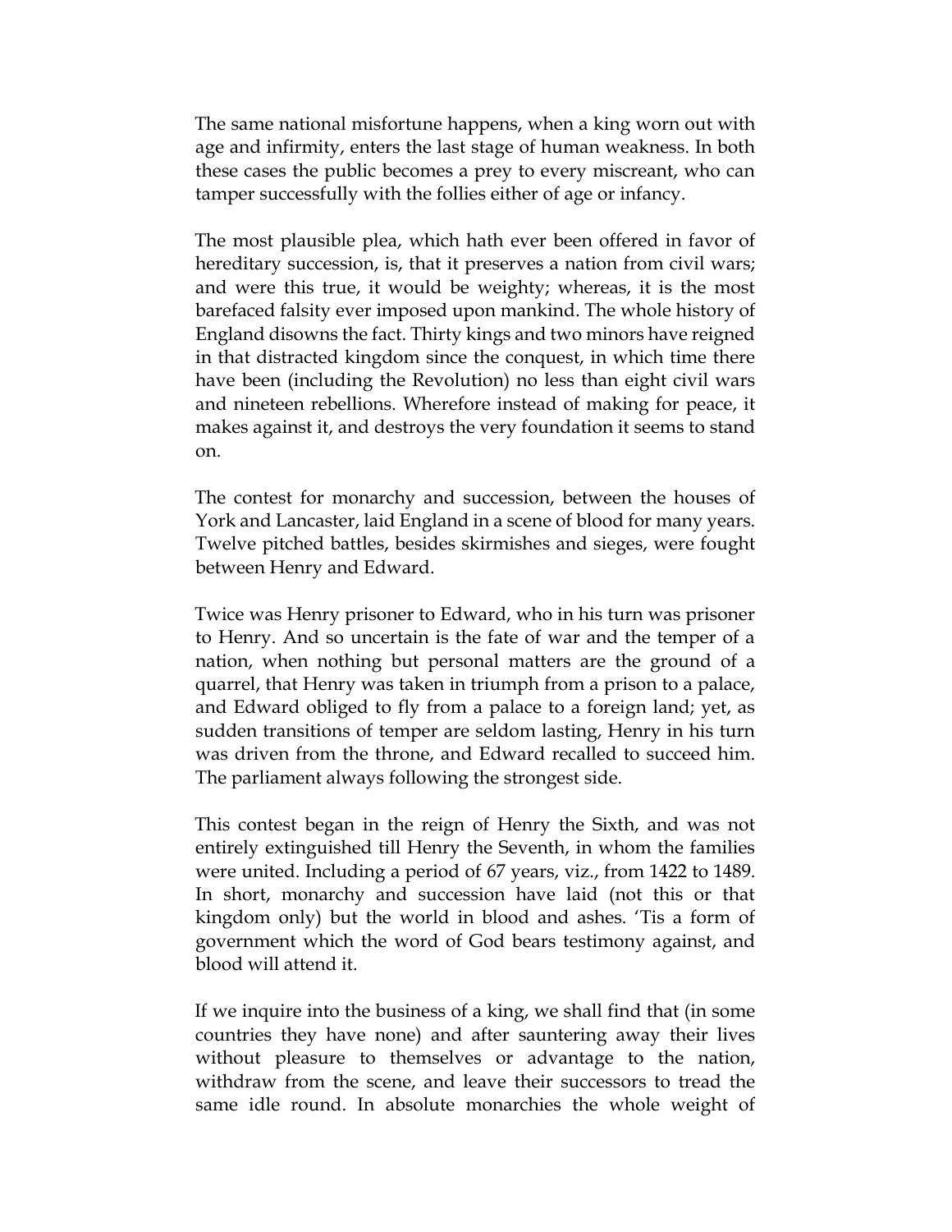The same national misfortune happens, when a king worn out with age and infirmity, enters the last stage of human weakness. In both these cases the public becomes a prey to every miscreant, who can tamper successfully with the follies either of age or infancy.

The most plausible plea, which hath ever been offered in favor of hereditary succession, is, that it preserves a nation from civil wars; and were this true, it would be weighty; whereas, it is the most barefaced falsity ever imposed upon mankind. The whole history of England disowns the fact. Thirty kings and two minors have reigned in that distracted kingdom since the conquest, in which time there have been (including the Revolution) no less than eight civil wars and nineteen rebellions. Wherefore instead of making for peace, it makes against it, and destroys the very foundation it seems to stand on.

The contest for monarchy and succession, between the houses of York and Lancaster, laid England in a scene of blood for many years. Twelve pitched battles, besides skirmishes and sieges, were fought between Henry and Edward.

Twice was Henry prisoner to Edward, who in his turn was prisoner to Henry. And so uncertain is the fate of war and the temper of a nation, when nothing but personal matters are the ground of a quarrel, that Henry was taken in triumph from a prison to a palace, and Edward obliged to fly from a palace to a foreign land; yet, as sudden transitions of temper are seldom lasting, Henry in his turn was driven from the throne, and Edward recalled to succeed him. The parliament always following the strongest side.

This contest began in the reign of Henry the Sixth, and was not entirely extinguished till Henry the Seventh, in whom the families were united. Including a period of 67 years, viz., from 1422 to 1489. In short, monarchy and succession have laid (not this or that kingdom only) but the world in blood and ashes. 'Tis a form of government which the word of God bears testimony against, and blood will attend it.

If we inquire into the business of a king, we shall find that (in some countries they have none) and after sauntering away their lives without pleasure to themselves or advantage to the nation, withdraw from the scene, and leave their successors to tread the same idle round. In absolute monarchies the whole weight of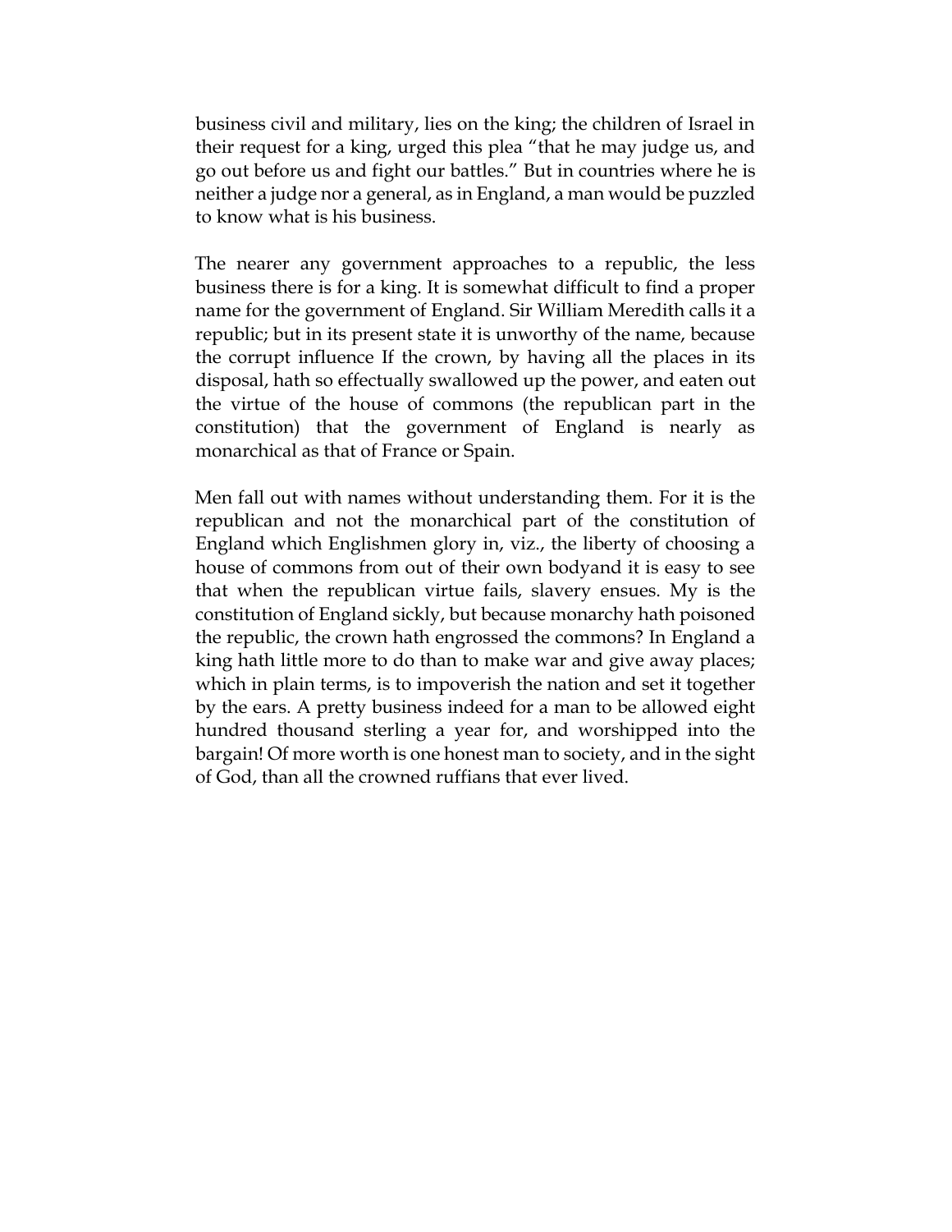business civil and military, lies on the king; the children of Israel in their request for a king, urged this plea "that he may judge us, and go out before us and fight our battles." But in countries where he is neither a judge nor a general, as in England, a man would be puzzled to know what is his business.

The nearer any government approaches to a republic, the less business there is for a king. It is somewhat difficult to find a proper name for the government of England. Sir William Meredith calls it a republic; but in its present state it is unworthy of the name, because the corrupt influence If the crown, by having all the places in its disposal, hath so effectually swallowed up the power, and eaten out the virtue of the house of commons (the republican part in the constitution) that the government of England is nearly as monarchical as that of France or Spain.

Men fall out with names without understanding them. For it is the republican and not the monarchical part of the constitution of England which Englishmen glory in, viz., the liberty of choosing a house of commons from out of their own bodyand it is easy to see that when the republican virtue fails, slavery ensues. My is the constitution of England sickly, but because monarchy hath poisoned the republic, the crown hath engrossed the commons? In England a king hath little more to do than to make war and give away places; which in plain terms, is to impoverish the nation and set it together by the ears. A pretty business indeed for a man to be allowed eight hundred thousand sterling a year for, and worshipped into the bargain! Of more worth is one honest man to society, and in the sight of God, than all the crowned ruffians that ever lived.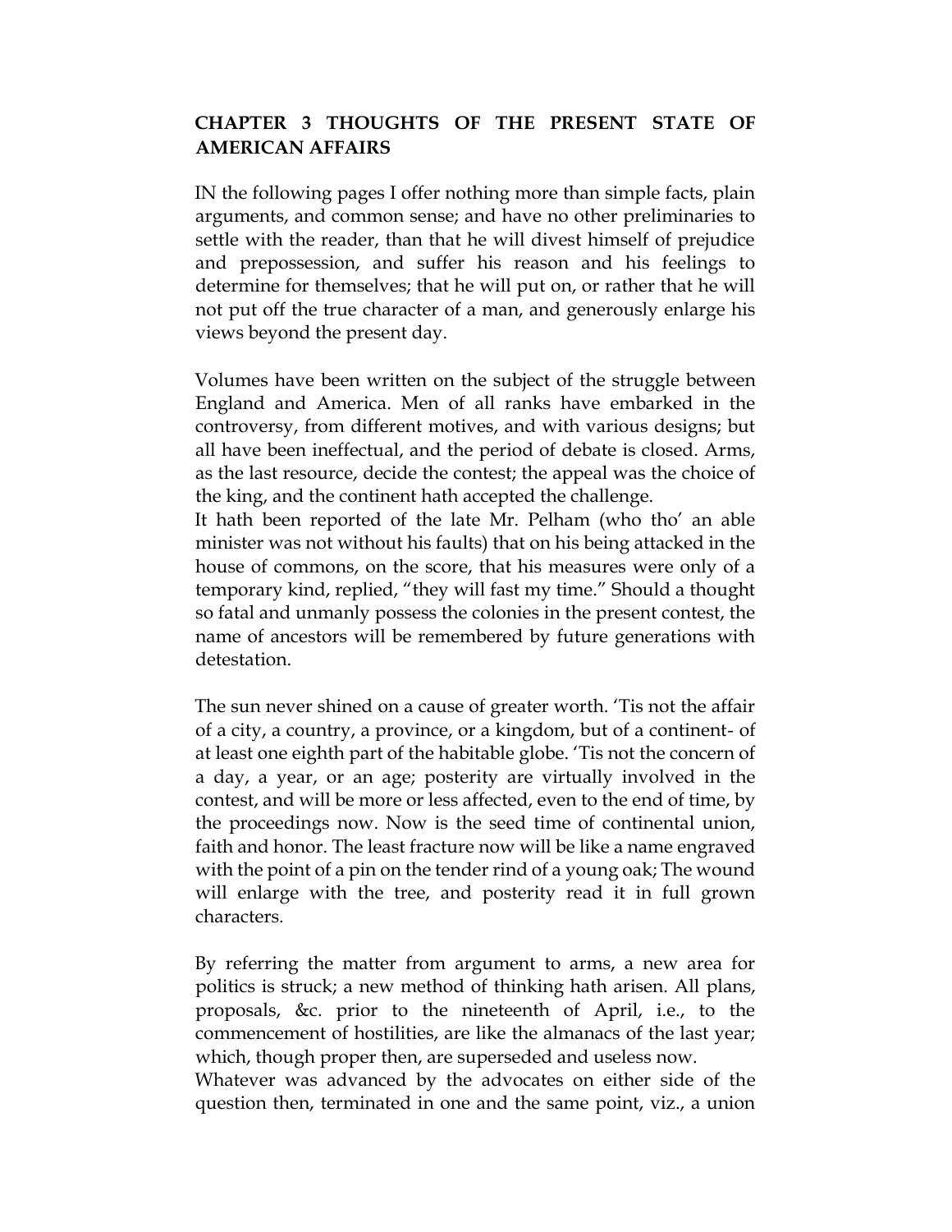## CHAPTER 3 THOUGHTS OF THE PRESENT STATE OF AMERICAN AFFAIRS

IN the following pages I offer nothing more than simple facts, plain arguments, and common sense; and have no other preliminaries to settle with the reader, than that he will divest himself of prejudice and prepossession, and suffer his reason and his feelings to determine for themselves; that he will put on, or rather that he will not put off the true character of a man, and generously enlarge his views beyond the present day.

Volumes have been written on the subject of the struggle between England and America. Men of all ranks have embarked in the controversy, from different motives, and with various designs; but all have been ineffectual, and the period of debate is closed. Arms, as the last resource, decide the contest; the appeal was the choice of the king, and the continent hath accepted the challenge.

It hath been reported of the late Mr. Pelham (who tho' an able minister was not without his faults) that on his being attacked in the house of commons, on the score, that his measures were only of a temporary kind, replied, "they will fast my time." Should a thought so fatal and unmanly possess the colonies in the present contest, the name of ancestors will be remembered by future generations with detestation.

The sun never shined on a cause of greater worth. 'Tis not the affair of a city, a country, a province, or a kingdom, but of a continent- of at least one eighth part of the habitable globe. 'Tis not the concern of a day, a year, or an age; posterity are virtually involved in the contest, and will be more or less affected, even to the end of time, by the proceedings now. Now is the seed time of continental union, faith and honor. The least fracture now will be like a name engraved with the point of a pin on the tender rind of a young oak; The wound will enlarge with the tree, and posterity read it in full grown characters.

By referring the matter from argument to arms, a new area for politics is struck; a new method of thinking hath arisen. All plans, proposals, &c. prior to the nineteenth of April, i.e., to the commencement of hostilities, are like the almanacs of the last year; which, though proper then, are superseded and useless now.

Whatever was advanced by the advocates on either side of the question then, terminated in one and the same point, viz., a union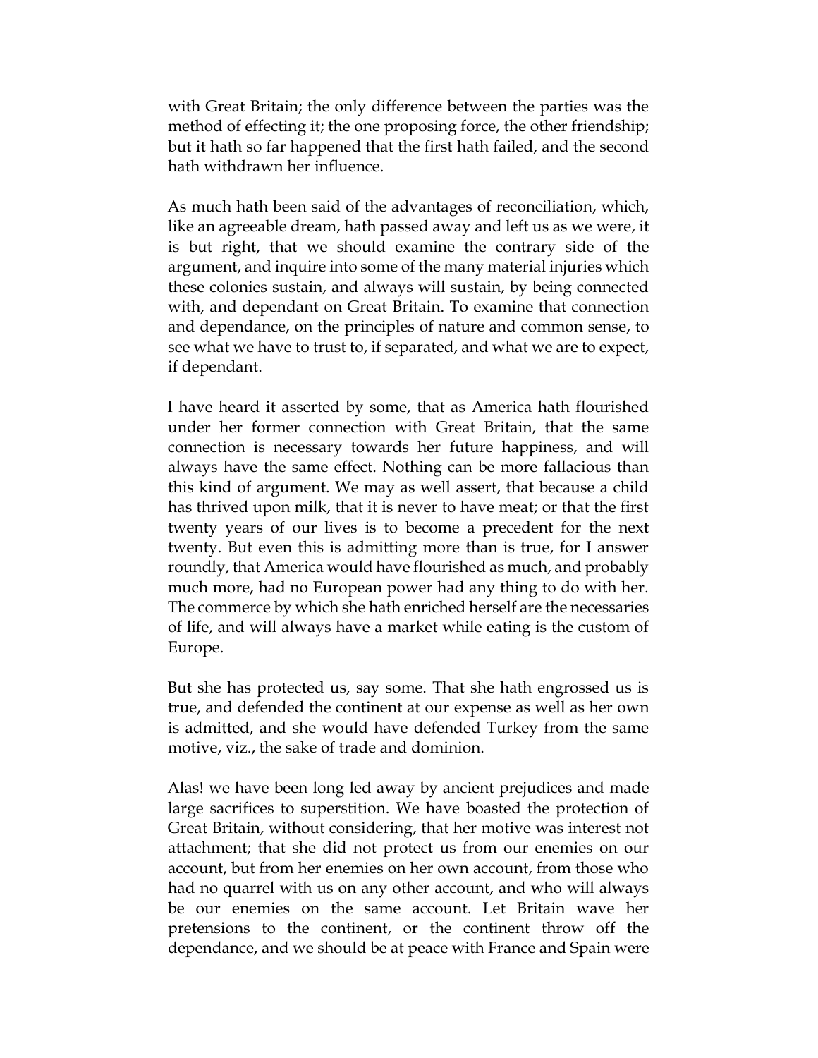with Great Britain; the only difference between the parties was the method of effecting it; the one proposing force, the other friendship; but it hath so far happened that the first hath failed, and the second hath withdrawn her influence.

As much hath been said of the advantages of reconciliation, which, like an agreeable dream, hath passed away and left us as we were, it is but right, that we should examine the contrary side of the argument, and inquire into some of the many material injuries which these colonies sustain, and always will sustain, by being connected with, and dependant on Great Britain. To examine that connection and dependance, on the principles of nature and common sense, to see what we have to trust to, if separated, and what we are to expect, if dependant.

I have heard it asserted by some, that as America hath flourished under her former connection with Great Britain, that the same connection is necessary towards her future happiness, and will always have the same effect. Nothing can be more fallacious than this kind of argument. We may as well assert, that because a child has thrived upon milk, that it is never to have meat; or that the first twenty years of our lives is to become a precedent for the next twenty. But even this is admitting more than is true, for I answer roundly, that America would have flourished as much, and probably much more, had no European power had any thing to do with her. The commerce by which she hath enriched herself are the necessaries of life, and will always have a market while eating is the custom of Europe.

But she has protected us, say some. That she hath engrossed us is true, and defended the continent at our expense as well as her own is admitted, and she would have defended Turkey from the same motive, viz., the sake of trade and dominion.

Alas! we have been long led away by ancient prejudices and made large sacrifices to superstition. We have boasted the protection of Great Britain, without considering, that her motive was interest not attachment; that she did not protect us from our enemies on our account, but from her enemies on her own account, from those who had no quarrel with us on any other account, and who will always be our enemies on the same account. Let Britain wave her pretensions to the continent, or the continent throw off the dependance, and we should be at peace with France and Spain were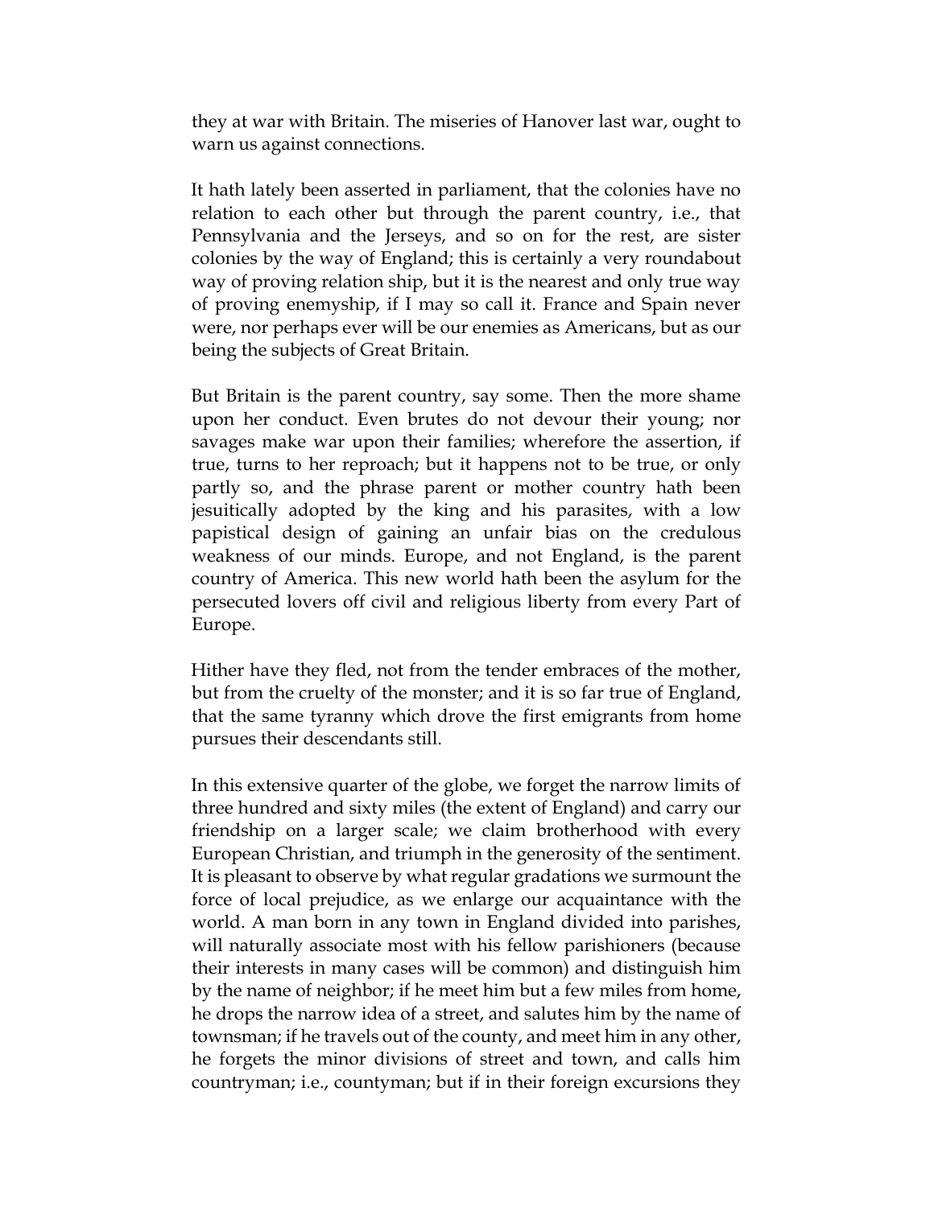they at war with Britain. The miseries of Hanover last war, ought to warn us against connections.

It hath lately been asserted in parliament, that the colonies have no relation to each other but through the parent country, i.e., that Pennsylvania and the Jerseys, and so on for the rest, are sister colonies by the way of England; this is certainly a very roundabout way of proving relation ship, but it is the nearest and only true way of proving enemyship, if I may so call it. France and Spain never were, nor perhaps ever will be our enemies as Americans, but as our being the subjects of Great Britain.

But Britain is the parent country, say some. Then the more shame upon her conduct. Even brutes do not devour their young; nor savages make war upon their families; wherefore the assertion, if true, turns to her reproach; but it happens not to be true, or only partly so, and the phrase parent or mother country hath been jesuitically adopted by the king and his parasites, with a low papistical design of gaining an unfair bias on the credulous weakness of our minds. Europe, and not England, is the parent country of America. This new world hath been the asylum for the persecuted lovers off civil and religious liberty from every Part of Europe.

Hither have they fled, not from the tender embraces of the mother, but from the cruelty of the monster; and it is so far true of England, that the same tyranny which drove the first emigrants from home pursues their descendants still.

In this extensive quarter of the globe, we forget the narrow limits of three hundred and sixty miles (the extent of England) and carry our friendship on a larger scale; we claim brotherhood with every European Christian, and triumph in the generosity of the sentiment. It is pleasant to observe by what regular gradations we surmount the force of local prejudice, as we enlarge our acquaintance with the world. A man born in any town in England divided into parishes, will naturally associate most with his fellow parishioners (because their interests in many cases will be common) and distinguish him by the name of neighbor; if he meet him but a few miles from home, he drops the narrow idea of a street, and salutes him by the name of townsman; if he travels out of the county, and meet him in any other, he forgets the minor divisions of street and town, and calls him countryman; i.e., countyman; but if in their foreign excursions they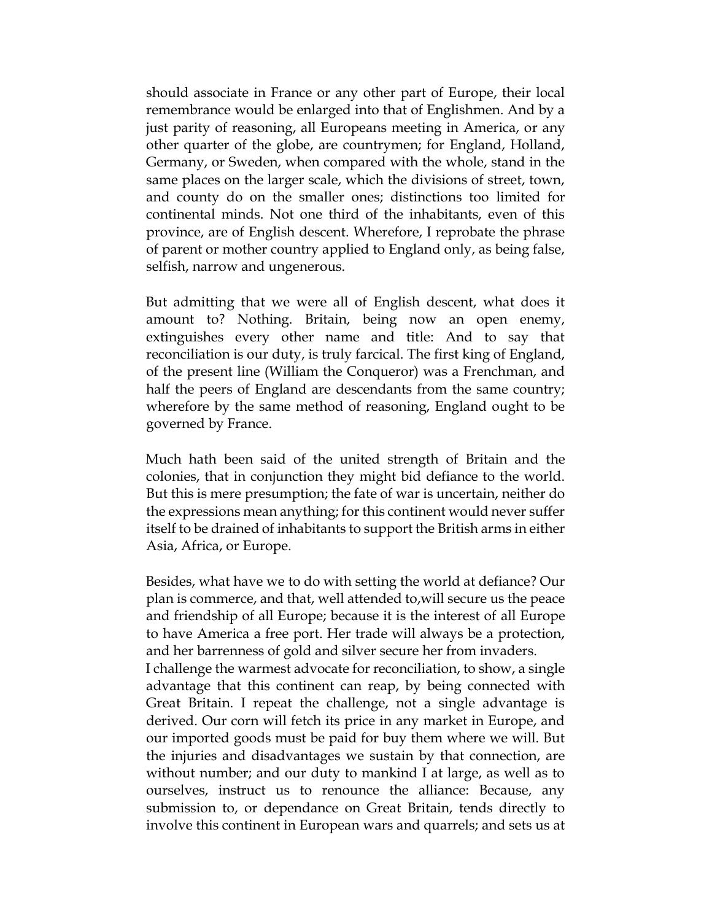should associate in France or any other part of Europe, their local remembrance would be enlarged into that of Englishmen. And by a just parity of reasoning, all Europeans meeting in America, or any other quarter of the globe, are countrymen; for England, Holland, Germany, or Sweden, when compared with the whole, stand in the same places on the larger scale, which the divisions of street, town, and county do on the smaller ones; distinctions too limited for continental minds. Not one third of the inhabitants, even of this province, are of English descent. Wherefore, I reprobate the phrase of parent or mother country applied to England only, as being false, selfish, narrow and ungenerous.

But admitting that we were all of English descent, what does it amount to? Nothing. Britain, being now an open enemy, extinguishes every other name and title: And to say that reconciliation is our duty, is truly farcical. The first king of England, of the present line (William the Conqueror) was a Frenchman, and half the peers of England are descendants from the same country; wherefore by the same method of reasoning, England ought to be governed by France.

Much hath been said of the united strength of Britain and the colonies, that in conjunction they might bid defiance to the world. But this is mere presumption; the fate of war is uncertain, neither do the expressions mean anything; for this continent would never suffer itself to be drained of inhabitants to support the British arms in either Asia, Africa, or Europe.

Besides, what have we to do with setting the world at defiance? Our plan is commerce, and that, well attended to,will secure us the peace and friendship of all Europe; because it is the interest of all Europe to have America a free port. Her trade will always be a protection, and her barrenness of gold and silver secure her from invaders.
I challenge the warmest advocate for reconciliation, to show, a single advantage that this continent can reap, by being connected with Great Britain. I repeat the challenge, not a single advantage is derived. Our corn will fetch its price in any market in Europe, and our imported goods must be paid for buy them where we will. But the injuries and disadvantages we sustain by that connection, are without number; and our duty to mankind I at large, as well as to ourselves, instruct us to renounce the alliance: Because, any submission to, or dependance on Great Britain, tends directly to involve this continent in European wars and quarrels; and sets us at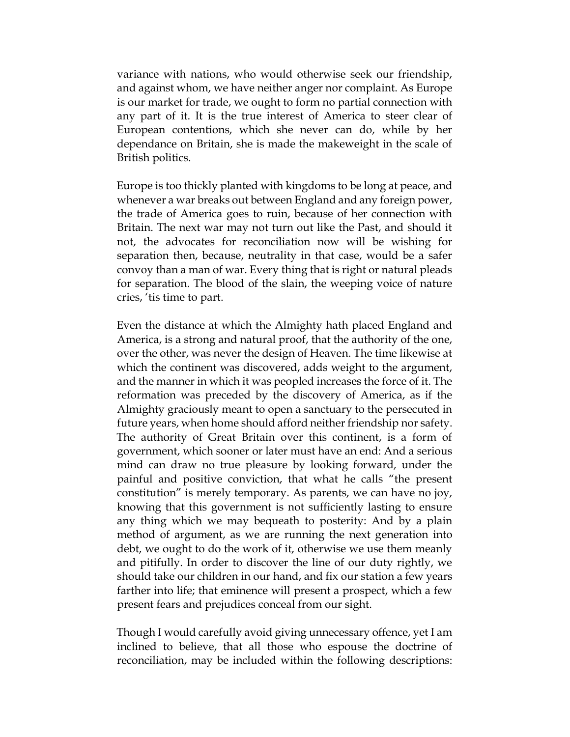variance with nations, who would otherwise seek our friendship, and against whom, we have neither anger nor complaint. As Europe is our market for trade, we ought to form no partial connection with any part of it. It is the true interest of America to steer clear of European contentions, which she never can do, while by her dependance on Britain, she is made the makeweight in the scale of British politics.

Europe is too thickly planted with kingdoms to be long at peace, and whenever a war breaks out between England and any foreign power, the trade of America goes to ruin, because of her connection with Britain. The next war may not turn out like the Past, and should it not, the advocates for reconciliation now will be wishing for separation then, because, neutrality in that case, would be a safer convoy than a man of war. Every thing that is right or natural pleads for separation. The blood of the slain, the weeping voice of nature cries, 'tis time to part.

Even the distance at which the Almighty hath placed England and America, is a strong and natural proof, that the authority of the one, over the other, was never the design of Heaven. The time likewise at which the continent was discovered, adds weight to the argument, and the manner in which it was peopled increases the force of it. The reformation was preceded by the discovery of America, as if the Almighty graciously meant to open a sanctuary to the persecuted in future years, when home should afford neither friendship nor safety. The authority of Great Britain over this continent, is a form of government, which sooner or later must have an end: And a serious mind can draw no true pleasure by looking forward, under the painful and positive conviction, that what he calls "the present constitution" is merely temporary. As parents, we can have no joy, knowing that this government is not sufficiently lasting to ensure any thing which we may bequeath to posterity: And by a plain method of argument, as we are running the next generation into debt, we ought to do the work of it, otherwise we use them meanly and pitifully. In order to discover the line of our duty rightly, we should take our children in our hand, and fix our station a few years farther into life; that eminence will present a prospect, which a few present fears and prejudices conceal from our sight.

Though I would carefully avoid giving unnecessary offence, yet I am inclined to believe, that all those who espouse the doctrine of reconciliation, may be included within the following descriptions: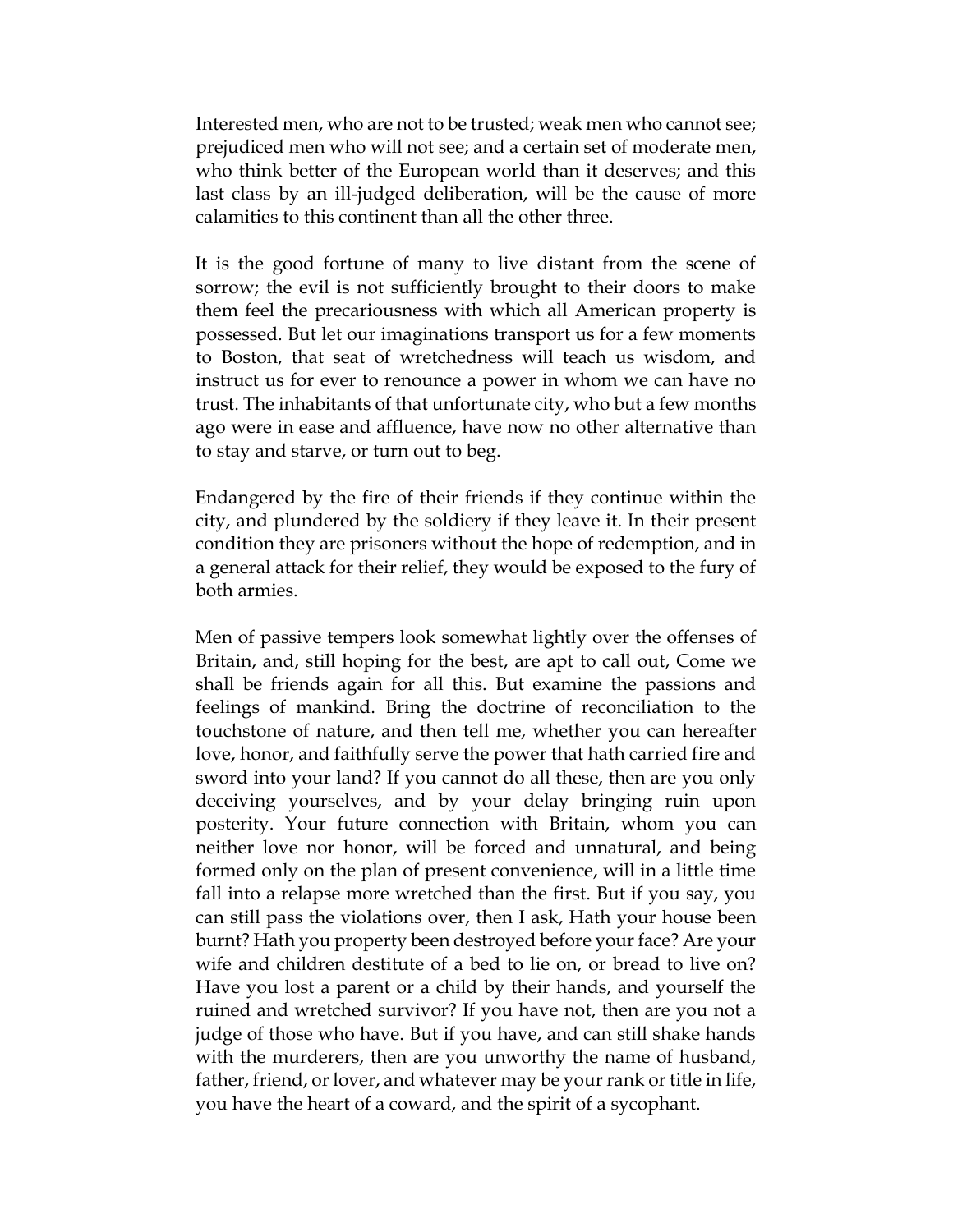Interested men, who are not to be trusted; weak men who cannot see; prejudiced men who will not see; and a certain set of moderate men, who think better of the European world than it deserves; and this last class by an ill-judged deliberation, will be the cause of more calamities to this continent than all the other three.

It is the good fortune of many to live distant from the scene of sorrow; the evil is not sufficiently brought to their doors to make them feel the precariousness with which all American property is possessed. But let our imaginations transport us for a few moments to Boston, that seat of wretchedness will teach us wisdom, and instruct us for ever to renounce a power in whom we can have no trust. The inhabitants of that unfortunate city, who but a few months ago were in ease and affluence, have now no other alternative than to stay and starve, or turn out to beg.

Endangered by the fire of their friends if they continue within the city, and plundered by the soldiery if they leave it. In their present condition they are prisoners without the hope of redemption, and in a general attack for their relief, they would be exposed to the fury of both armies.

Men of passive tempers look somewhat lightly over the offenses of Britain, and, still hoping for the best, are apt to call out, Come we shall be friends again for all this. But examine the passions and feelings of mankind. Bring the doctrine of reconciliation to the touchstone of nature, and then tell me, whether you can hereafter love, honor, and faithfully serve the power that hath carried fire and sword into your land? If you cannot do all these, then are you only deceiving yourselves, and by your delay bringing ruin upon posterity. Your future connection with Britain, whom you can neither love nor honor, will be forced and unnatural, and being formed only on the plan of present convenience, will in a little time fall into a relapse more wretched than the first. But if you say, you can still pass the violations over, then I ask, Hath your house been burnt? Hath you property been destroyed before your face? Are your wife and children destitute of a bed to lie on, or bread to live on? Have you lost a parent or a child by their hands, and yourself the ruined and wretched survivor? If you have not, then are you not a judge of those who have. But if you have, and can still shake hands with the murderers, then are you unworthy the name of husband, father, friend, or lover, and whatever may be your rank or title in life, you have the heart of a coward, and the spirit of a sycophant.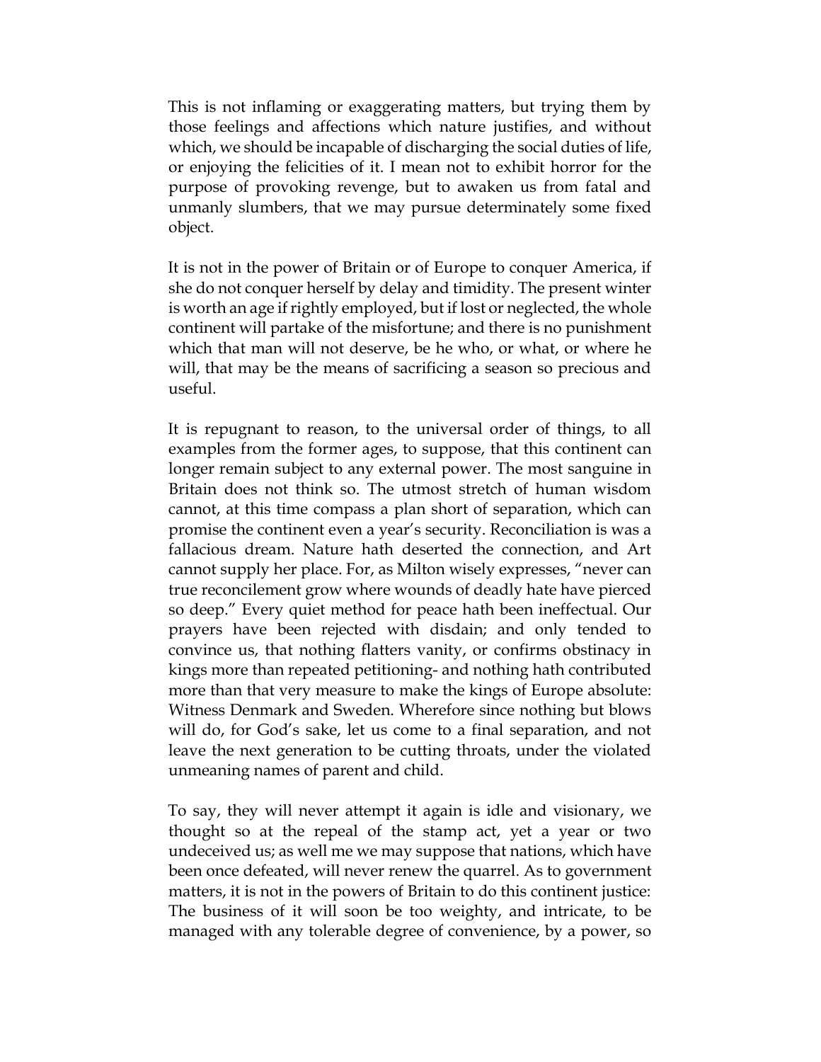This is not inflaming or exaggerating matters, but trying them by those feelings and affections which nature justifies, and without which, we should be incapable of discharging the social duties of life, or enjoying the felicities of it. I mean not to exhibit horror for the purpose of provoking revenge, but to awaken us from fatal and unmanly slumbers, that we may pursue determinately some fixed object.

It is not in the power of Britain or of Europe to conquer America, if she do not conquer herself by delay and timidity. The present winter is worth an age if rightly employed, but if lost or neglected, the whole continent will partake of the misfortune; and there is no punishment which that man will not deserve, be he who, or what, or where he will, that may be the means of sacrificing a season so precious and useful.

It is repugnant to reason, to the universal order of things, to all examples from the former ages, to suppose, that this continent can longer remain subject to any external power. The most sanguine in Britain does not think so. The utmost stretch of human wisdom cannot, at this time compass a plan short of separation, which can promise the continent even a year's security. Reconciliation is was a fallacious dream. Nature hath deserted the connection, and Art cannot supply her place. For, as Milton wisely expresses, "never can true reconcilement grow where wounds of deadly hate have pierced so deep." Every quiet method for peace hath been ineffectual. Our prayers have been rejected with disdain; and only tended to convince us, that nothing flatters vanity, or confirms obstinacy in kings more than repeated petitioning- and nothing hath contributed more than that very measure to make the kings of Europe absolute: Witness Denmark and Sweden. Wherefore since nothing but blows will do, for God's sake, let us come to a final separation, and not leave the next generation to be cutting throats, under the violated unmeaning names of parent and child.

To say, they will never attempt it again is idle and visionary, we thought so at the repeal of the stamp act, yet a year or two undeceived us; as well me we may suppose that nations, which have been once defeated, will never renew the quarrel. As to government matters, it is not in the powers of Britain to do this continent justice: The business of it will soon be too weighty, and intricate, to be managed with any tolerable degree of convenience, by a power, so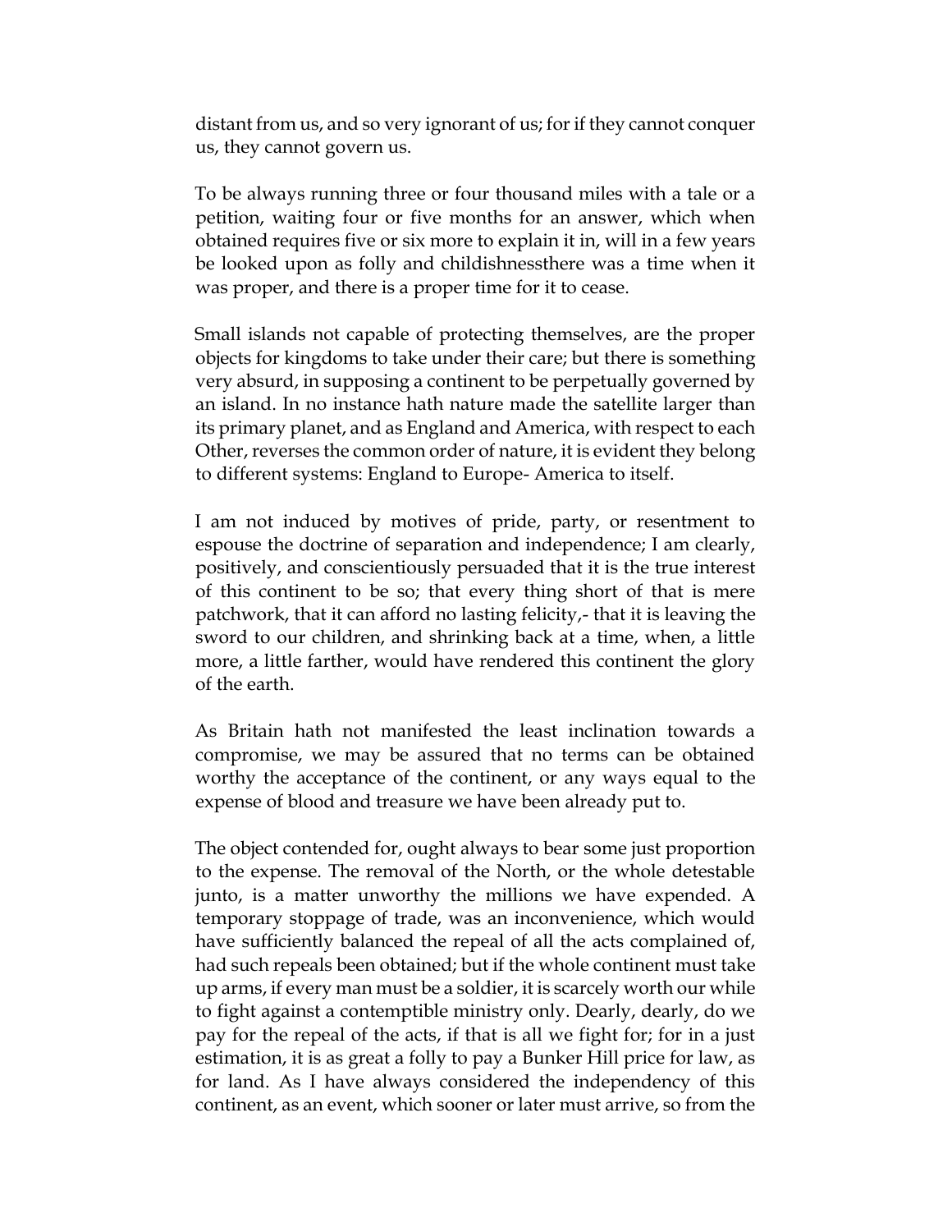distant from us, and so very ignorant of us; for if they cannot conquer us, they cannot govern us.

To be always running three or four thousand miles with a tale or a petition, waiting four or five months for an answer, which when obtained requires five or six more to explain it in, will in a few years be looked upon as folly and childishnessthere was a time when it was proper, and there is a proper time for it to cease.

Small islands not capable of protecting themselves, are the proper objects for kingdoms to take under their care; but there is something very absurd, in supposing a continent to be perpetually governed by an island. In no instance hath nature made the satellite larger than its primary planet, and as England and America, with respect to each Other, reverses the common order of nature, it is evident they belong to different systems: England to Europe- America to itself.

I am not induced by motives of pride, party, or resentment to espouse the doctrine of separation and independence; I am clearly, positively, and conscientiously persuaded that it is the true interest of this continent to be so; that every thing short of that is mere patchwork, that it can afford no lasting felicity,- that it is leaving the sword to our children, and shrinking back at a time, when, a little more, a little farther, would have rendered this continent the glory of the earth.

As Britain hath not manifested the least inclination towards a compromise, we may be assured that no terms can be obtained worthy the acceptance of the continent, or any ways equal to the expense of blood and treasure we have been already put to.

The object contended for, ought always to bear some just proportion to the expense. The removal of the North, or the whole detestable junto, is a matter unworthy the millions we have expended. A temporary stoppage of trade, was an inconvenience, which would have sufficiently balanced the repeal of all the acts complained of, had such repeals been obtained; but if the whole continent must take up arms, if every man must be a soldier, it is scarcely worth our while to fight against a contemptible ministry only. Dearly, dearly, do we pay for the repeal of the acts, if that is all we fight for; for in a just estimation, it is as great a folly to pay a Bunker Hill price for law, as for land. As I have always considered the independency of this continent, as an event, which sooner or later must arrive, so from the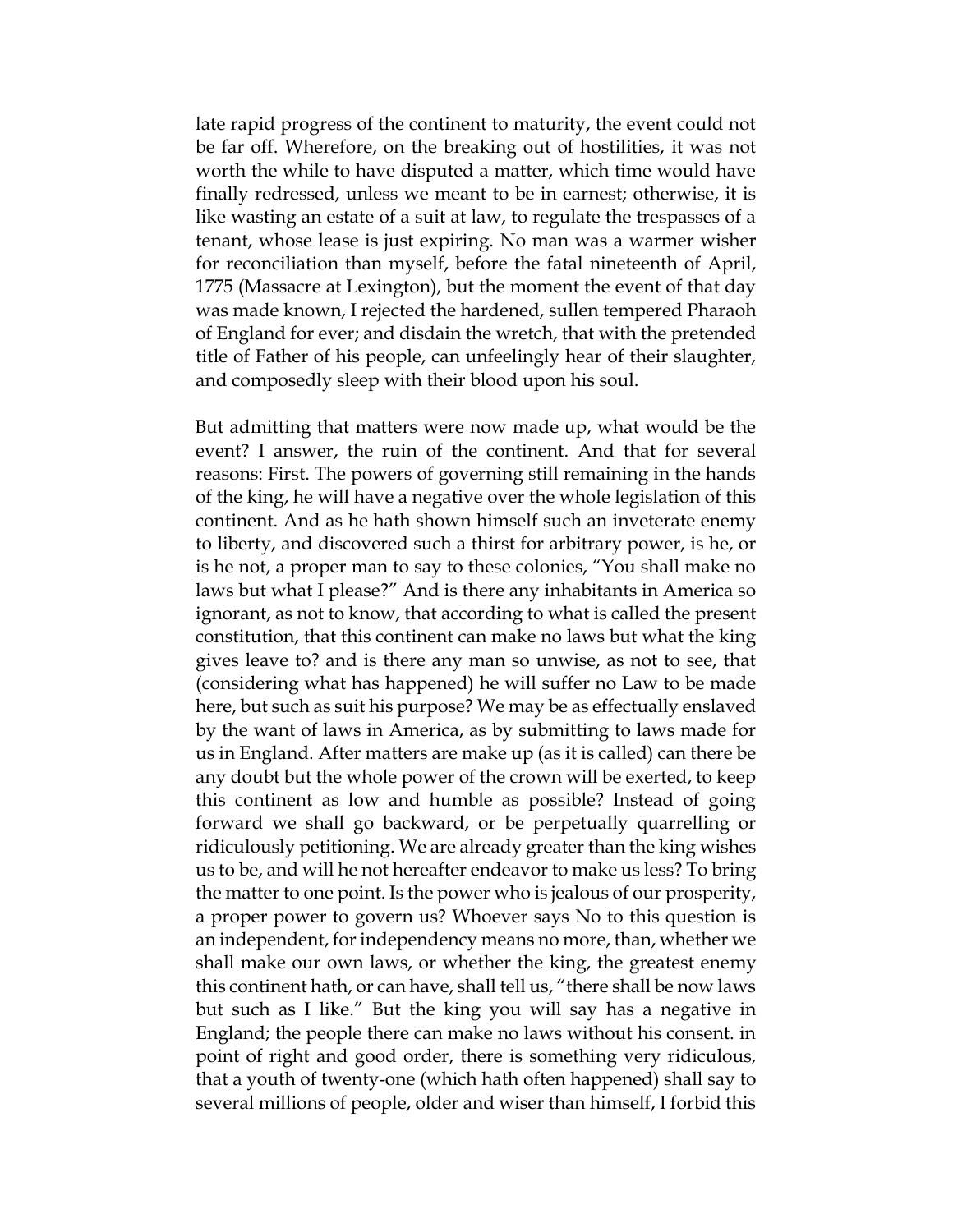late rapid progress of the continent to maturity, the event could not be far off. Wherefore, on the breaking out of hostilities, it was not worth the while to have disputed a matter, which time would have finally redressed, unless we meant to be in earnest; otherwise, it is like wasting an estate of a suit at law, to regulate the trespasses of a tenant, whose lease is just expiring. No man was a warmer wisher for reconciliation than myself, before the fatal nineteenth of April, 1775 (Massacre at Lexington), but the moment the event of that day was made known, I rejected the hardened, sullen tempered Pharaoh of England for ever; and disdain the wretch, that with the pretended title of Father of his people, can unfeelingly hear of their slaughter, and composedly sleep with their blood upon his soul.

But admitting that matters were now made up, what would be the event? I answer, the ruin of the continent. And that for several reasons: First. The powers of governing still remaining in the hands of the king, he will have a negative over the whole legislation of this continent. And as he hath shown himself such an inveterate enemy to liberty, and discovered such a thirst for arbitrary power, is he, or is he not, a proper man to say to these colonies, "You shall make no laws but what I please?" And is there any inhabitants in America so ignorant, as not to know, that according to what is called the present constitution, that this continent can make no laws but what the king gives leave to? and is there any man so unwise, as not to see, that (considering what has happened) he will suffer no Law to be made here, but such as suit his purpose? We may be as effectually enslaved by the want of laws in America, as by submitting to laws made for us in England. After matters are make up (as it is called) can there be any doubt but the whole power of the crown will be exerted, to keep this continent as low and humble as possible? Instead of going forward we shall go backward, or be perpetually quarrelling or ridiculously petitioning. We are already greater than the king wishes us to be, and will he not hereafter endeavor to make us less? To bring the matter to one point. Is the power who is jealous of our prosperity, a proper power to govern us? Whoever says No to this question is an independent, for independency means no more, than, whether we shall make our own laws, or whether the king, the greatest enemy this continent hath, or can have, shall tell us, "there shall be now laws but such as I like." But the king you will say has a negative in England; the people there can make no laws without his consent. in point of right and good order, there is something very ridiculous, that a youth of twenty-one (which hath often happened) shall say to several millions of people, older and wiser than himself, I forbid this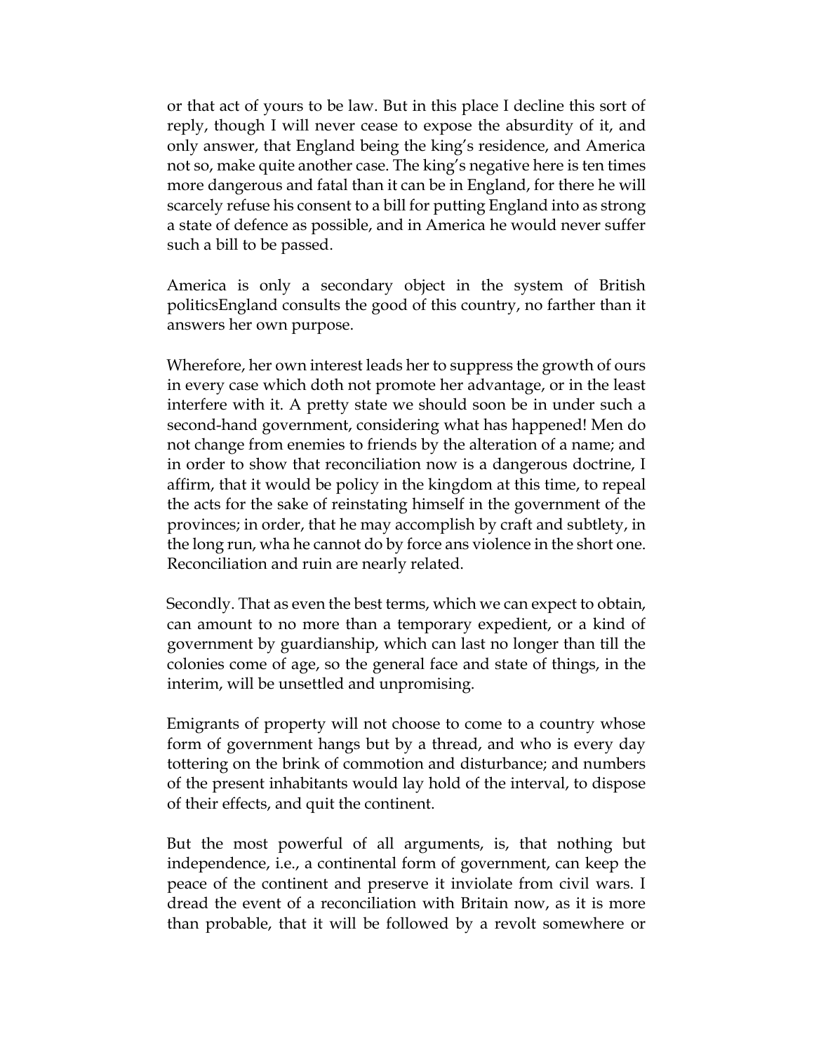or that act of yours to be law. But in this place I decline this sort of reply, though I will never cease to expose the absurdity of it, and only answer, that England being the king's residence, and America not so, make quite another case. The king's negative here is ten times more dangerous and fatal than it can be in England, for there he will scarcely refuse his consent to a bill for putting England into as strong a state of defence as possible, and in America he would never suffer such a bill to be passed.

America is only a secondary object in the system of British politicsEngland consults the good of this country, no farther than it answers her own purpose.

Wherefore, her own interest leads her to suppress the growth of ours in every case which doth not promote her advantage, or in the least interfere with it. A pretty state we should soon be in under such a second-hand government, considering what has happened! Men do not change from enemies to friends by the alteration of a name; and in order to show that reconciliation now is a dangerous doctrine, I affirm, that it would be policy in the kingdom at this time, to repeal the acts for the sake of reinstating himself in the government of the provinces; in order, that he may accomplish by craft and subtlety, in the long run, wha he cannot do by force ans violence in the short one. Reconciliation and ruin are nearly related.

Secondly. That as even the best terms, which we can expect to obtain, can amount to no more than a temporary expedient, or a kind of government by guardianship, which can last no longer than till the colonies come of age, so the general face and state of things, in the interim, will be unsettled and unpromising.

Emigrants of property will not choose to come to a country whose form of government hangs but by a thread, and who is every day tottering on the brink of commotion and disturbance; and numbers of the present inhabitants would lay hold of the interval, to dispose of their effects, and quit the continent.

But the most powerful of all arguments, is, that nothing but independence, i.e., a continental form of government, can keep the peace of the continent and preserve it inviolate from civil wars. I dread the event of a reconciliation with Britain now, as it is more than probable, that it will be followed by a revolt somewhere or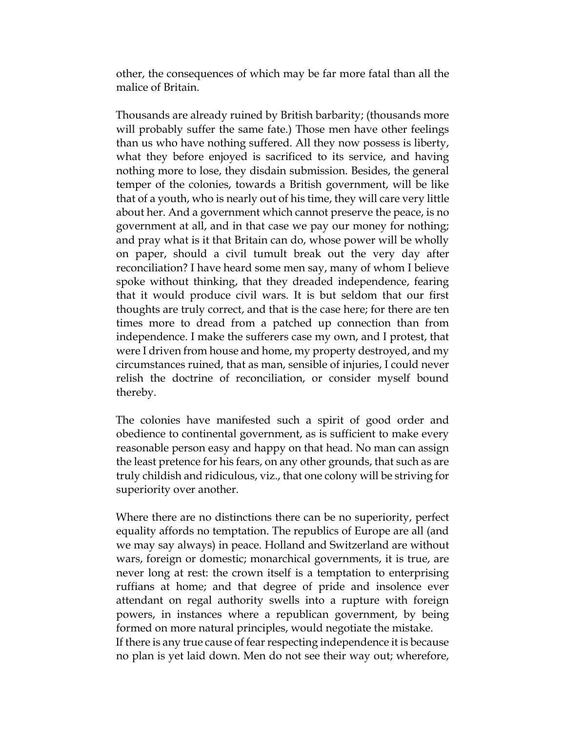other, the consequences of which may be far more fatal than all the malice of Britain.

Thousands are already ruined by British barbarity; (thousands more will probably suffer the same fate.) Those men have other feelings than us who have nothing suffered. All they now possess is liberty, what they before enjoyed is sacrificed to its service, and having nothing more to lose, they disdain submission. Besides, the general temper of the colonies, towards a British government, will be like that of a youth, who is nearly out of his time, they will care very little about her. And a government which cannot preserve the peace, is no government at all, and in that case we pay our money for nothing; and pray what is it that Britain can do, whose power will be wholly on paper, should a civil tumult break out the very day after reconciliation? I have heard some men say, many of whom I believe spoke without thinking, that they dreaded independence, fearing that it would produce civil wars. It is but seldom that our first thoughts are truly correct, and that is the case here; for there are ten times more to dread from a patched up connection than from independence. I make the sufferers case my own, and I protest, that were I driven from house and home, my property destroyed, and my circumstances ruined, that as man, sensible of injuries, I could never relish the doctrine of reconciliation, or consider myself bound thereby.

The colonies have manifested such a spirit of good order and obedience to continental government, as is sufficient to make every reasonable person easy and happy on that head. No man can assign the least pretence for his fears, on any other grounds, that such as are truly childish and ridiculous, viz., that one colony will be striving for superiority over another.

Where there are no distinctions there can be no superiority, perfect equality affords no temptation. The republics of Europe are all (and we may say always) in peace. Holland and Switzerland are without wars, foreign or domestic; monarchical governments, it is true, are never long at rest: the crown itself is a temptation to enterprising ruffians at home; and that degree of pride and insolence ever attendant on regal authority swells into a rupture with foreign powers, in instances where a republican government, by being formed on more natural principles, would negotiate the mistake.

If there is any true cause of fear respecting independence it is because no plan is yet laid down. Men do not see their way out; wherefore,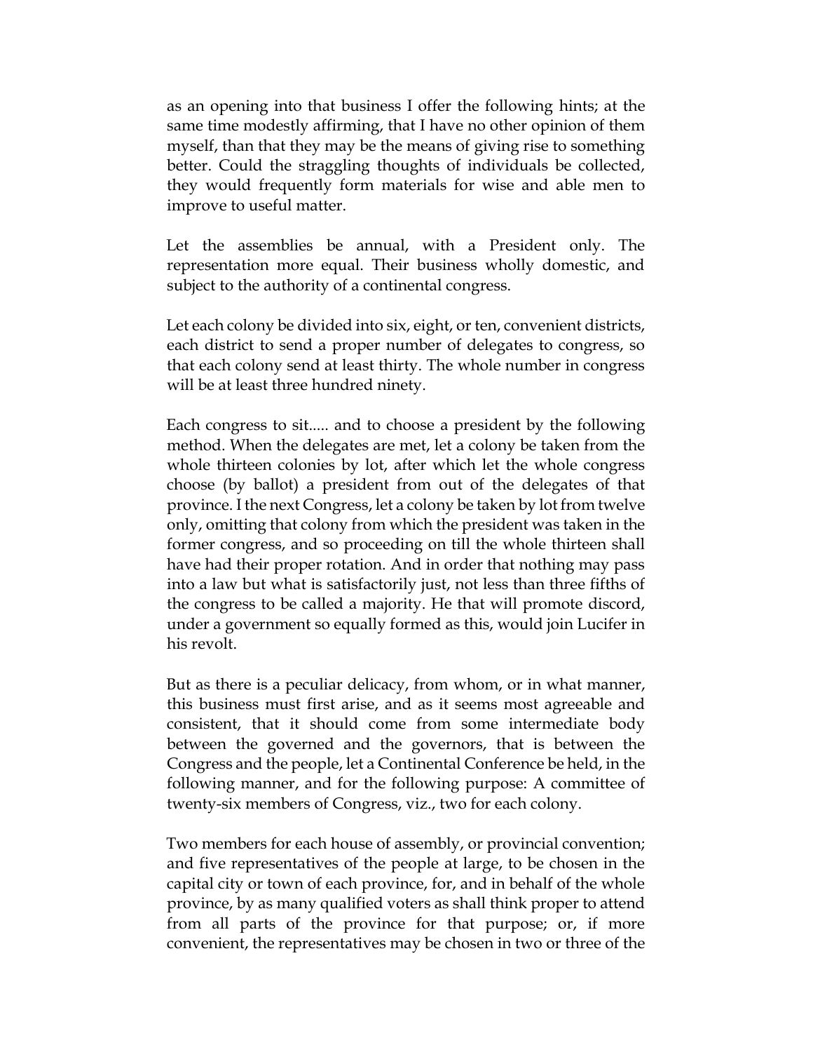as an opening into that business I offer the following hints; at the same time modestly affirming, that I have no other opinion of them myself, than that they may be the means of giving rise to something better. Could the straggling thoughts of individuals be collected, they would frequently form materials for wise and able men to improve to useful matter.

Let the assemblies be annual, with a President only. The representation more equal. Their business wholly domestic, and subject to the authority of a continental congress.

Let each colony be divided into six, eight, or ten, convenient districts, each district to send a proper number of delegates to congress, so that each colony send at least thirty. The whole number in congress will be at least three hundred ninety.

Each congress to sit..... and to choose a president by the following method. When the delegates are met, let a colony be taken from the whole thirteen colonies by lot, after which let the whole congress choose (by ballot) a president from out of the delegates of that province. I the next Congress, let a colony be taken by lot from twelve only, omitting that colony from which the president was taken in the former congress, and so proceeding on till the whole thirteen shall have had their proper rotation. And in order that nothing may pass into a law but what is satisfactorily just, not less than three fifths of the congress to be called a majority. He that will promote discord, under a government so equally formed as this, would join Lucifer in his revolt.

But as there is a peculiar delicacy, from whom, or in what manner, this business must first arise, and as it seems most agreeable and consistent, that it should come from some intermediate body between the governed and the governors, that is between the Congress and the people, let a Continental Conference be held, in the following manner, and for the following purpose: A committee of twenty-six members of Congress, viz., two for each colony.

Two members for each house of assembly, or provincial convention; and five representatives of the people at large, to be chosen in the capital city or town of each province, for, and in behalf of the whole province, by as many qualified voters as shall think proper to attend from all parts of the province for that purpose; or, if more convenient, the representatives may be chosen in two or three of the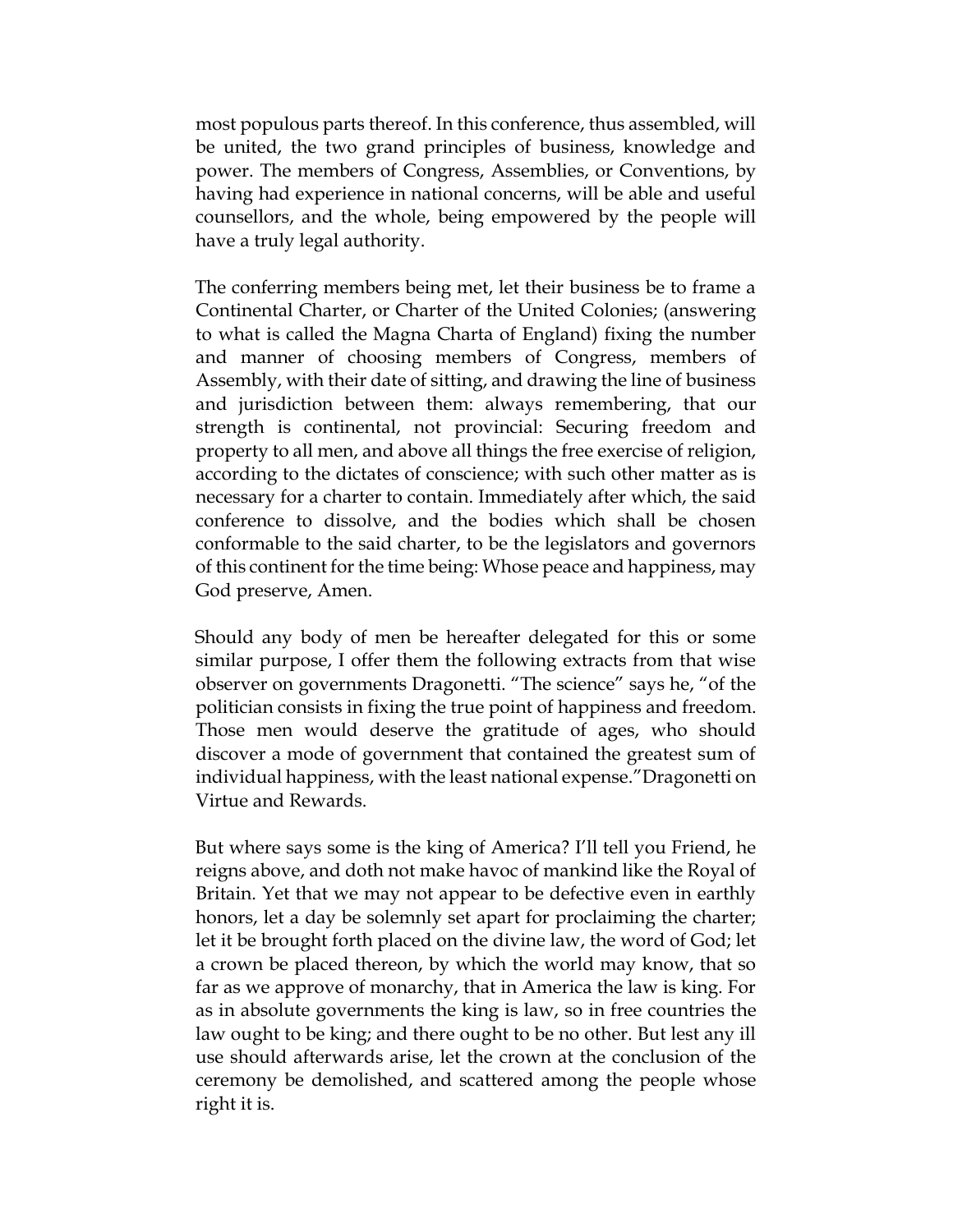most populous parts thereof. In this conference, thus assembled, will be united, the two grand principles of business, knowledge and power. The members of Congress, Assemblies, or Conventions, by having had experience in national concerns, will be able and useful counsellors, and the whole, being empowered by the people will have a truly legal authority.

The conferring members being met, let their business be to frame a Continental Charter, or Charter of the United Colonies; (answering to what is called the Magna Charta of England) fixing the number and manner of choosing members of Congress, members of Assembly, with their date of sitting, and drawing the line of business and jurisdiction between them: always remembering, that our strength is continental, not provincial: Securing freedom and property to all men, and above all things the free exercise of religion, according to the dictates of conscience; with such other matter as is necessary for a charter to contain. Immediately after which, the said conference to dissolve, and the bodies which shall be chosen conformable to the said charter, to be the legislators and governors of this continent for the time being: Whose peace and happiness, may God preserve, Amen.

Should any body of men be hereafter delegated for this or some similar purpose, I offer them the following extracts from that wise observer on governments Dragonetti. "The science" says he, "of the politician consists in fixing the true point of happiness and freedom. Those men would deserve the gratitude of ages, who should discover a mode of government that contained the greatest sum of individual happiness, with the least national expense."Dragonetti on Virtue and Rewards.

But where says some is the king of America? I'll tell you Friend, he reigns above, and doth not make havoc of mankind like the Royal of Britain. Yet that we may not appear to be defective even in earthly honors, let a day be solemnly set apart for proclaiming the charter; let it be brought forth placed on the divine law, the word of God; let a crown be placed thereon, by which the world may know, that so far as we approve of monarchy, that in America the law is king. For as in absolute governments the king is law, so in free countries the law ought to be king; and there ought to be no other. But lest any ill use should afterwards arise, let the crown at the conclusion of the ceremony be demolished, and scattered among the people whose right it is.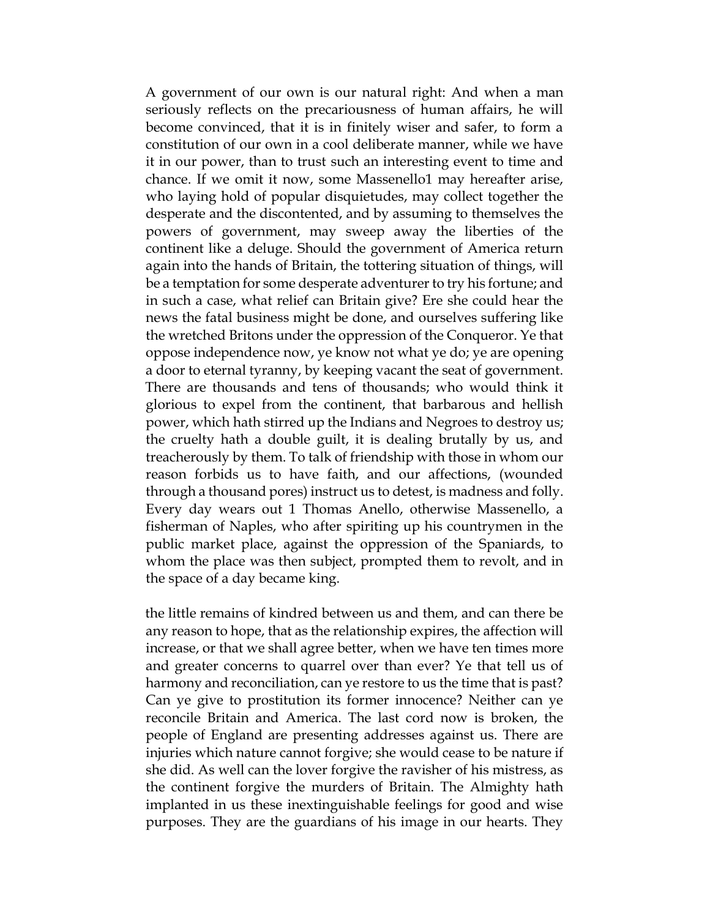A government of our own is our natural right: And when a man seriously reflects on the precariousness of human affairs, he will become convinced, that it is in finitely wiser and safer, to form a constitution of our own in a cool deliberate manner, while we have it in our power, than to trust such an interesting event to time and chance. If we omit it now, some Massenello[1] may hereafter arise, who laying hold of popular disquietudes, may collect together the desperate and the discontented, and by assuming to themselves the powers of government, may sweep away the liberties of the continent like a deluge. Should the government of America return again into the hands of Britain, the tottering situation of things, will be a temptation for some desperate adventurer to try his fortune; and in such a case, what relief can Britain give? Ere she could hear the news the fatal business might be done, and ourselves suffering like the wretched Britons under the oppression of the Conqueror. Ye that oppose independence now, ye know not what ye do; ye are opening a door to eternal tyranny, by keeping vacant the seat of government. There are thousands and tens of thousands; who would think it glorious to expel from the continent, that barbarous and hellish power, which hath stirred up the Indians and Negroes to destroy us; the cruelty hath a double guilt, it is dealing brutally by us, and treacherously by them. To talk of friendship with those in whom our reason forbids us to have faith, and our affections, (wounded through a thousand pores) instruct us to detest, is madness and folly. Every day wears out the little remains of kindred between us and them, and can there be any reason to hope, that as the relationship expires, the affection will increase, or that we shall agree better, when we have ten times more and greater concerns to quarrel over than ever? Ye that tell us of harmony and reconciliation, can ye restore to us the time that is past? Can ye give to prostitution its former innocence? Neither can ye reconcile Britain and America. The last cord now is broken, the people of England are presenting addresses against us. There are injuries which nature cannot forgive; she would cease to be nature if she did. As well can the lover forgive the ravisher of his mistress, as the continent forgive the murders of Britain. The Almighty hath implanted in us these inextinguishable feelings for good and wise purposes. They are the guardians of his image in our hearts. They

[1] Thomas Anello, otherwise Massenello, a fisherman of Naples, who after spiriting up his countrymen in the public market place, against the oppression of the Spaniards, to whom the place was then subject, prompted them to revolt, and in the space of a day became king.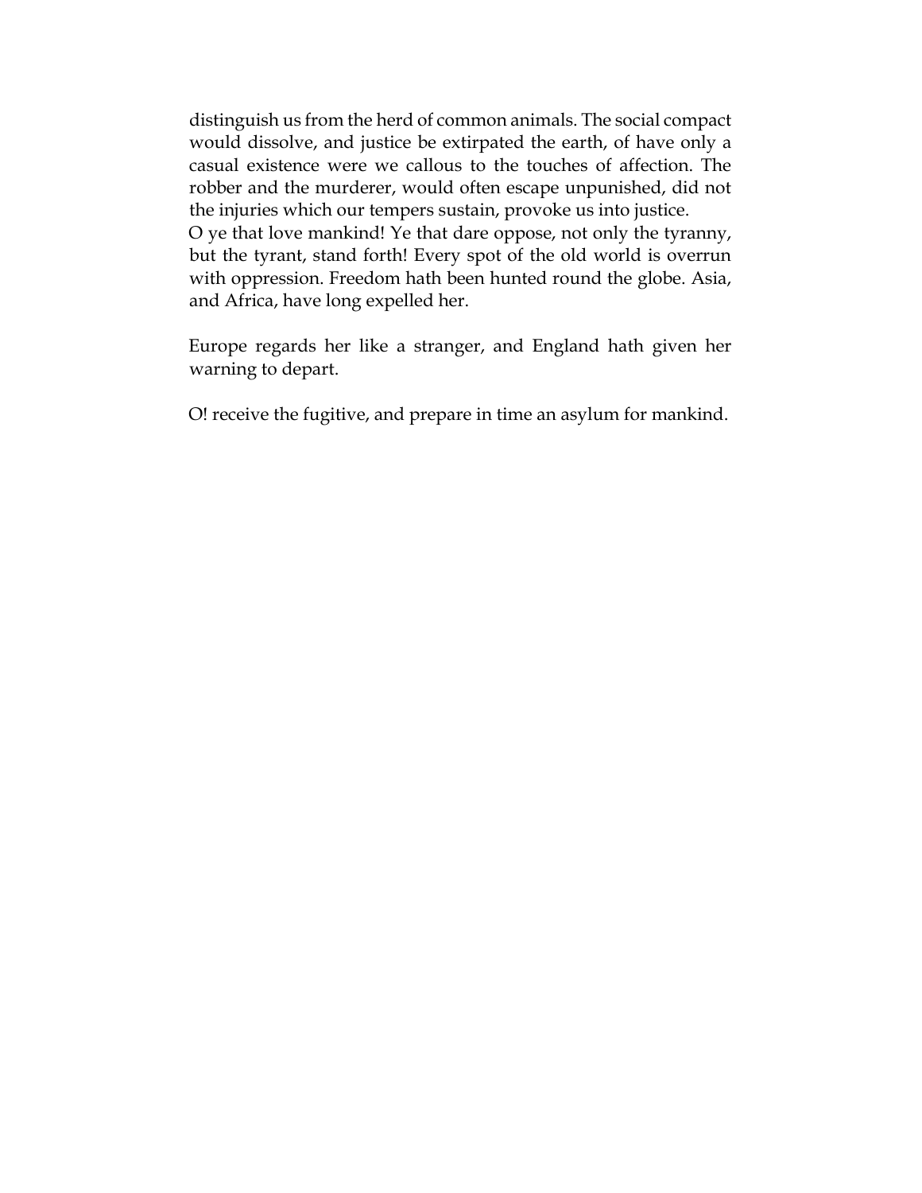distinguish us from the herd of common animals. The social compact would dissolve, and justice be extirpated the earth, of have only a casual existence were we callous to the touches of affection. The robber and the murderer, would often escape unpunished, did not the injuries which our tempers sustain, provoke us into justice.

O ye that love mankind! Ye that dare oppose, not only the tyranny, but the tyrant, stand forth! Every spot of the old world is overrun with oppression. Freedom hath been hunted round the globe. Asia, and Africa, have long expelled her.

Europe regards her like a stranger, and England hath given her warning to depart.

O! receive the fugitive, and prepare in time an asylum for mankind.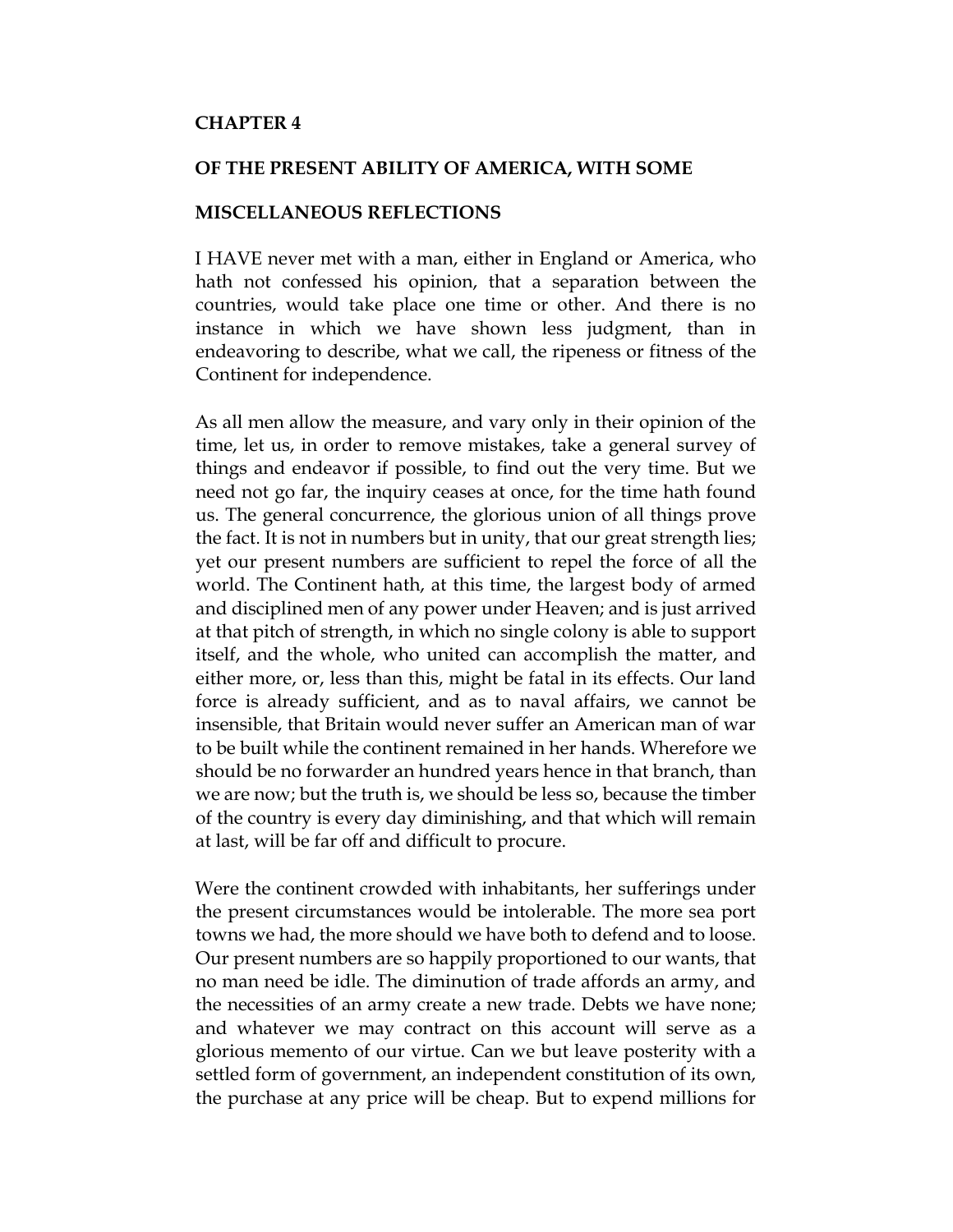## CHAPTER 4

## OF THE PRESENT ABILITY OF AMERICA, WITH SOME MISCELLANEOUS REFLECTIONS

I HAVE never met with a man, either in England or America, who hath not confessed his opinion, that a separation between the countries, would take place one time or other. And there is no instance in which we have shown less judgment, than in endeavoring to describe, what we call, the ripeness or fitness of the Continent for independence.

As all men allow the measure, and vary only in their opinion of the time, let us, in order to remove mistakes, take a general survey of things and endeavor if possible, to find out the very time. But we need not go far, the inquiry ceases at once, for the time hath found us. The general concurrence, the glorious union of all things prove the fact. It is not in numbers but in unity, that our great strength lies; yet our present numbers are sufficient to repel the force of all the world. The Continent hath, at this time, the largest body of armed and disciplined men of any power under Heaven; and is just arrived at that pitch of strength, in which no single colony is able to support itself, and the whole, who united can accomplish the matter, and either more, or, less than this, might be fatal in its effects. Our land force is already sufficient, and as to naval affairs, we cannot be insensible, that Britain would never suffer an American man of war to be built while the continent remained in her hands. Wherefore we should be no forwarder an hundred years hence in that branch, than we are now; but the truth is, we should be less so, because the timber of the country is every day diminishing, and that which will remain at last, will be far off and difficult to procure.

Were the continent crowded with inhabitants, her sufferings under the present circumstances would be intolerable. The more sea port towns we had, the more should we have both to defend and to loose. Our present numbers are so happily proportioned to our wants, that no man need be idle. The diminution of trade affords an army, and the necessities of an army create a new trade. Debts we have none; and whatever we may contract on this account will serve as a glorious memento of our virtue. Can we but leave posterity with a settled form of government, an independent constitution of its own, the purchase at any price will be cheap. But to expend millions for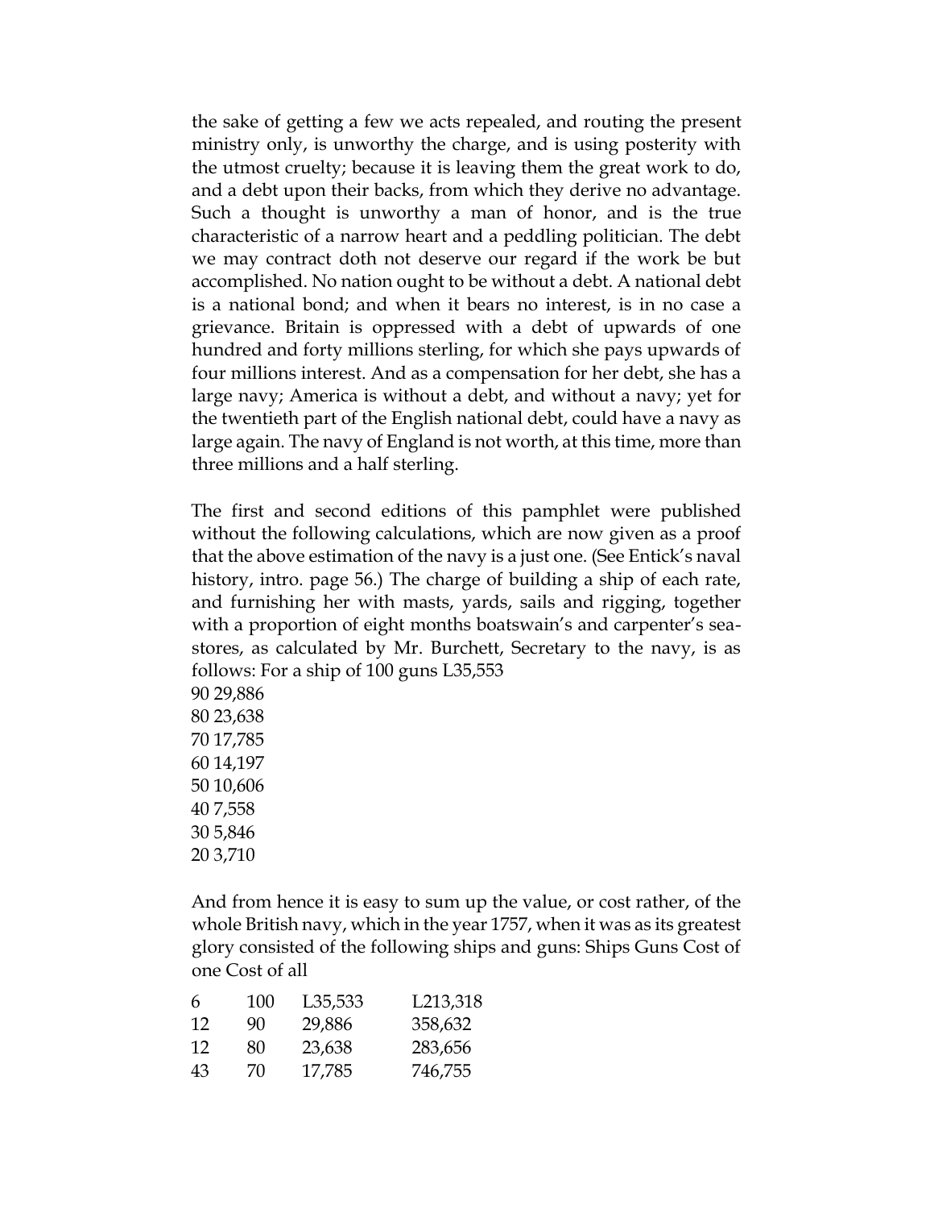the sake of getting a few we acts repealed, and routing the present ministry only, is unworthy the charge, and is using posterity with the utmost cruelty; because it is leaving them the great work to do, and a debt upon their backs, from which they derive no advantage. Such a thought is unworthy a man of honor, and is the true characteristic of a narrow heart and a peddling politician. The debt we may contract doth not deserve our regard if the work be but accomplished. No nation ought to be without a debt. A national debt is a national bond; and when it bears no interest, is in no case a grievance. Britain is oppressed with a debt of upwards of one hundred and forty millions sterling, for which she pays upwards of four millions interest. And as a compensation for her debt, she has a large navy; America is without a debt, and without a navy; yet for the twentieth part of the English national debt, could have a navy as large again. The navy of England is not worth, at this time, more than three millions and a half sterling.

The first and second editions of this pamphlet were published without the following calculations, which are now given as a proof that the above estimation of the navy is a just one. (See Entick's naval history, intro. page 56.) The charge of building a ship of each rate, and furnishing her with masts, yards, sails and rigging, together with a proportion of eight months boatswain's and carpenter's sea-stores, as calculated by Mr. Burchett, Secretary to the navy, is as follows: For a ship of 100 guns L35,553
90 29,886
80 23,638
70 17,785
60 14,197
50 10,606
40 7,558
30 5,846
20 3,710

And from hence it is easy to sum up the value, or cost rather, of the whole British navy, which in the year 1757, when it was as its greatest glory consisted of the following ships and guns: Ships Guns Cost of one Cost of all

| | | | |
|---|---|---|---|
| 6 | 100 | L35,533 | L213,318 |
| 12 | 90 | 29,886 | 358,632 |
| 12 | 80 | 23,638 | 283,656 |
| 43 | 70 | 17,785 | 746,755 |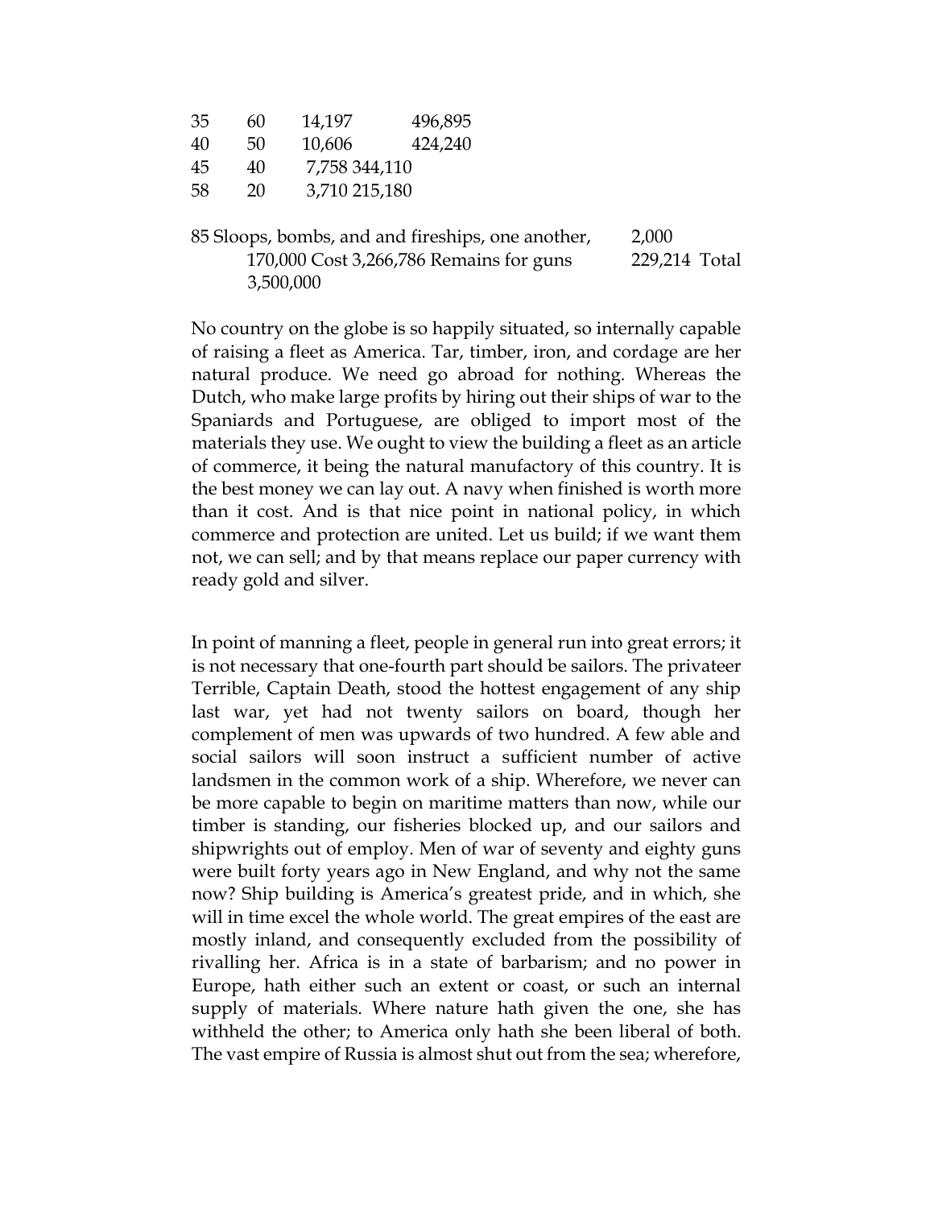| | | | |
|---|---|---|---|
| 35 | 60 | 14,197 | 496,895 |
| 40 | 50 | 10,606 | 424,240 |
| 45 | 40 | 7,758 | 344,110 |
| 58 | 20 | 3,710 | 215,180 |

85 Sloops, bombs, and and fireships, one another, 2,000 170,000 Cost 3,266,786 Remains for guns 229,214 Total 3,500,000

No country on the globe is so happily situated, so internally capable of raising a fleet as America. Tar, timber, iron, and cordage are her natural produce. We need go abroad for nothing. Whereas the Dutch, who make large profits by hiring out their ships of war to the Spaniards and Portuguese, are obliged to import most of the materials they use. We ought to view the building a fleet as an article of commerce, it being the natural manufactory of this country. It is the best money we can lay out. A navy when finished is worth more than it cost. And is that nice point in national policy, in which commerce and protection are united. Let us build; if we want them not, we can sell; and by that means replace our paper currency with ready gold and silver.

In point of manning a fleet, people in general run into great errors; it is not necessary that one-fourth part should be sailors. The privateer Terrible, Captain Death, stood the hottest engagement of any ship last war, yet had not twenty sailors on board, though her complement of men was upwards of two hundred. A few able and social sailors will soon instruct a sufficient number of active landsmen in the common work of a ship. Wherefore, we never can be more capable to begin on maritime matters than now, while our timber is standing, our fisheries blocked up, and our sailors and shipwrights out of employ. Men of war of seventy and eighty guns were built forty years ago in New England, and why not the same now? Ship building is America's greatest pride, and in which, she will in time excel the whole world. The great empires of the east are mostly inland, and consequently excluded from the possibility of rivalling her. Africa is in a state of barbarism; and no power in Europe, hath either such an extent or coast, or such an internal supply of materials. Where nature hath given the one, she has withheld the other; to America only hath she been liberal of both. The vast empire of Russia is almost shut out from the sea; wherefore,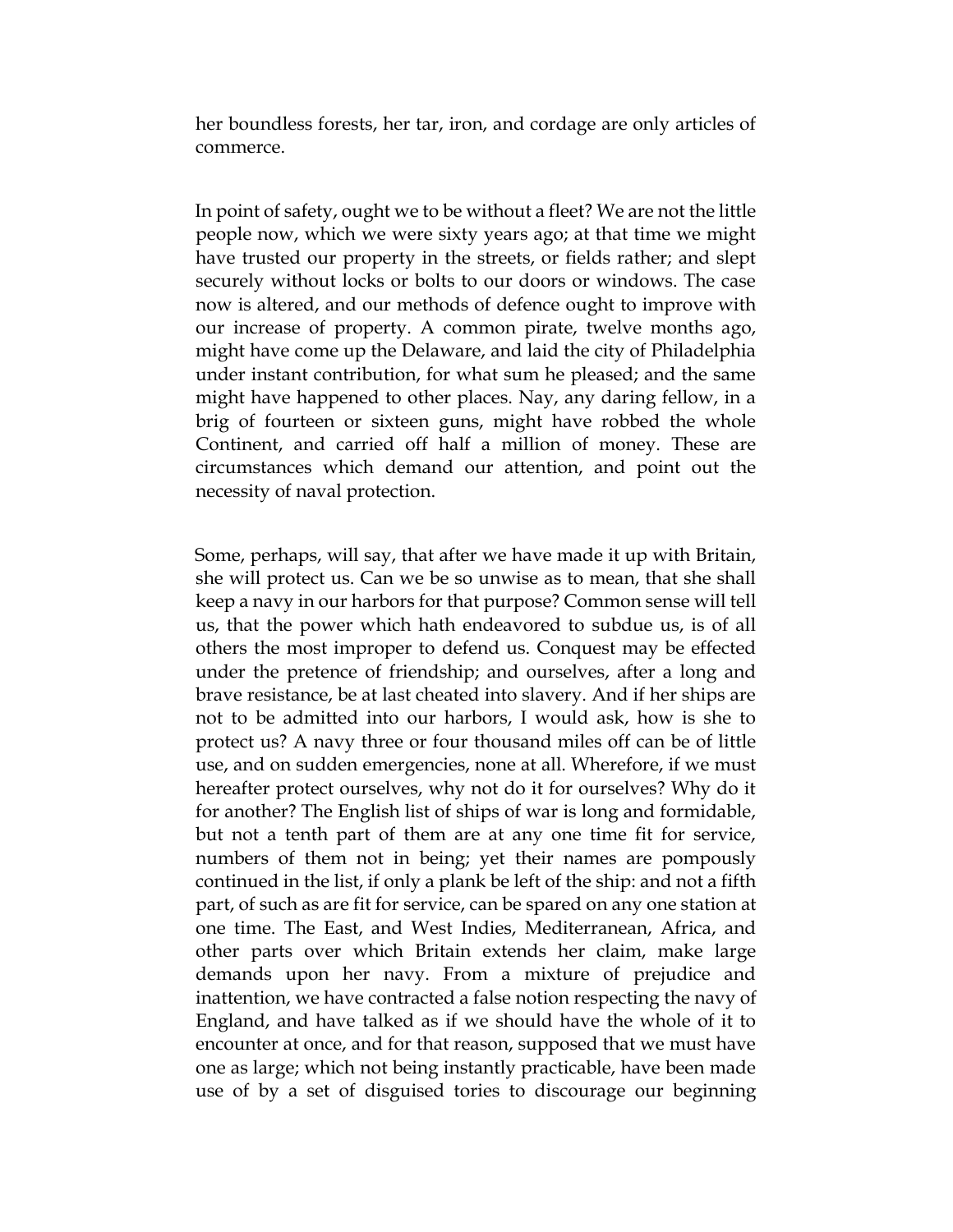her boundless forests, her tar, iron, and cordage are only articles of commerce.

In point of safety, ought we to be without a fleet? We are not the little people now, which we were sixty years ago; at that time we might have trusted our property in the streets, or fields rather; and slept securely without locks or bolts to our doors or windows. The case now is altered, and our methods of defence ought to improve with our increase of property. A common pirate, twelve months ago, might have come up the Delaware, and laid the city of Philadelphia under instant contribution, for what sum he pleased; and the same might have happened to other places. Nay, any daring fellow, in a brig of fourteen or sixteen guns, might have robbed the whole Continent, and carried off half a million of money. These are circumstances which demand our attention, and point out the necessity of naval protection.

Some, perhaps, will say, that after we have made it up with Britain, she will protect us. Can we be so unwise as to mean, that she shall keep a navy in our harbors for that purpose? Common sense will tell us, that the power which hath endeavored to subdue us, is of all others the most improper to defend us. Conquest may be effected under the pretence of friendship; and ourselves, after a long and brave resistance, be at last cheated into slavery. And if her ships are not to be admitted into our harbors, I would ask, how is she to protect us? A navy three or four thousand miles off can be of little use, and on sudden emergencies, none at all. Wherefore, if we must hereafter protect ourselves, why not do it for ourselves? Why do it for another? The English list of ships of war is long and formidable, but not a tenth part of them are at any one time fit for service, numbers of them not in being; yet their names are pompously continued in the list, if only a plank be left of the ship: and not a fifth part, of such as are fit for service, can be spared on any one station at one time. The East, and West Indies, Mediterranean, Africa, and other parts over which Britain extends her claim, make large demands upon her navy. From a mixture of prejudice and inattention, we have contracted a false notion respecting the navy of England, and have talked as if we should have the whole of it to encounter at once, and for that reason, supposed that we must have one as large; which not being instantly practicable, have been made use of by a set of disguised tories to discourage our beginning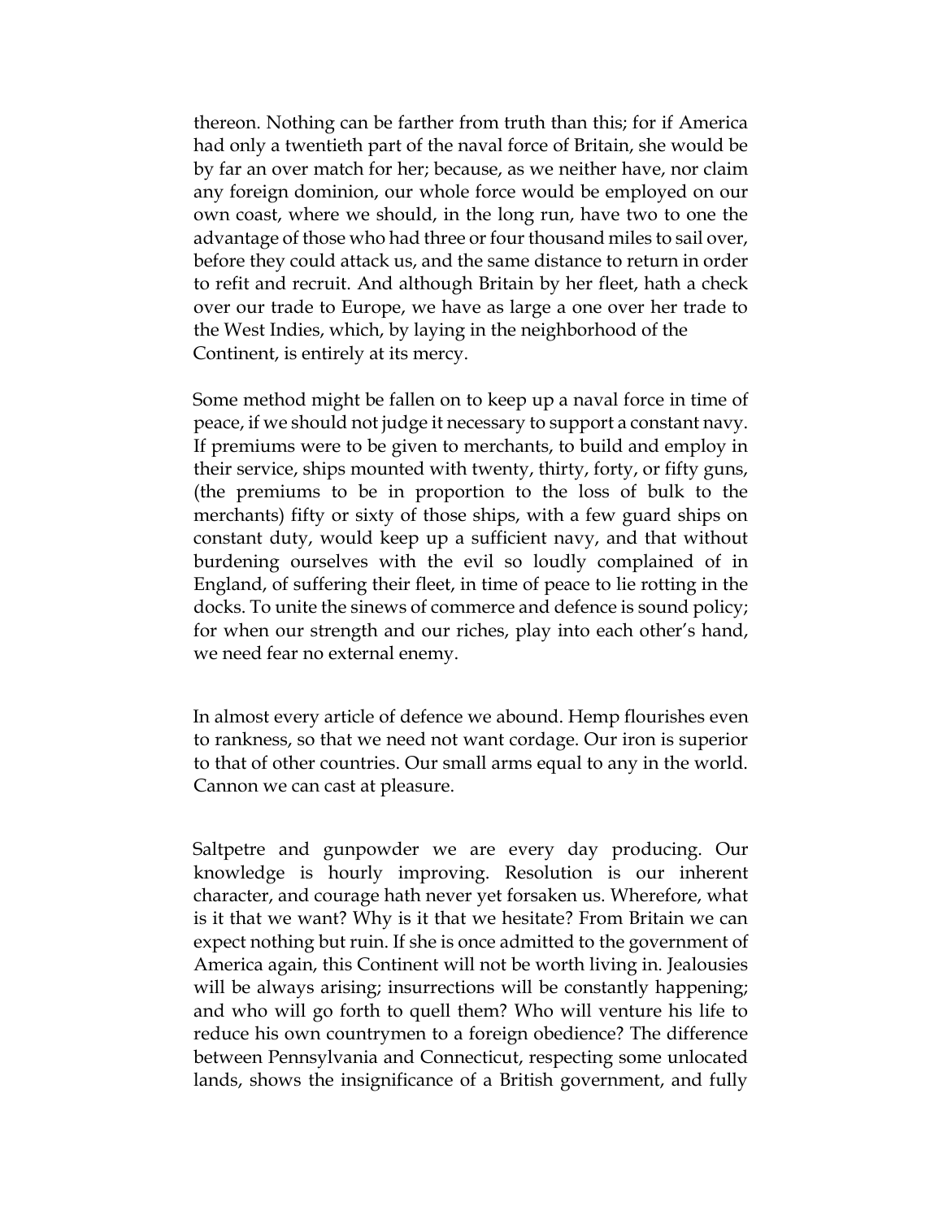thereon. Nothing can be farther from truth than this; for if America had only a twentieth part of the naval force of Britain, she would be by far an over match for her; because, as we neither have, nor claim any foreign dominion, our whole force would be employed on our own coast, where we should, in the long run, have two to one the advantage of those who had three or four thousand miles to sail over, before they could attack us, and the same distance to return in order to refit and recruit. And although Britain by her fleet, hath a check over our trade to Europe, we have as large a one over her trade to the West Indies, which, by laying in the neighborhood of the Continent, is entirely at its mercy.

Some method might be fallen on to keep up a naval force in time of peace, if we should not judge it necessary to support a constant navy. If premiums were to be given to merchants, to build and employ in their service, ships mounted with twenty, thirty, forty, or fifty guns, (the premiums to be in proportion to the loss of bulk to the merchants) fifty or sixty of those ships, with a few guard ships on constant duty, would keep up a sufficient navy, and that without burdening ourselves with the evil so loudly complained of in England, of suffering their fleet, in time of peace to lie rotting in the docks. To unite the sinews of commerce and defence is sound policy; for when our strength and our riches, play into each other's hand, we need fear no external enemy.

In almost every article of defence we abound. Hemp flourishes even to rankness, so that we need not want cordage. Our iron is superior to that of other countries. Our small arms equal to any in the world. Cannon we can cast at pleasure.

Saltpetre and gunpowder we are every day producing. Our knowledge is hourly improving. Resolution is our inherent character, and courage hath never yet forsaken us. Wherefore, what is it that we want? Why is it that we hesitate? From Britain we can expect nothing but ruin. If she is once admitted to the government of America again, this Continent will not be worth living in. Jealousies will be always arising; insurrections will be constantly happening; and who will go forth to quell them? Who will venture his life to reduce his own countrymen to a foreign obedience? The difference between Pennsylvania and Connecticut, respecting some unlocated lands, shows the insignificance of a British government, and fully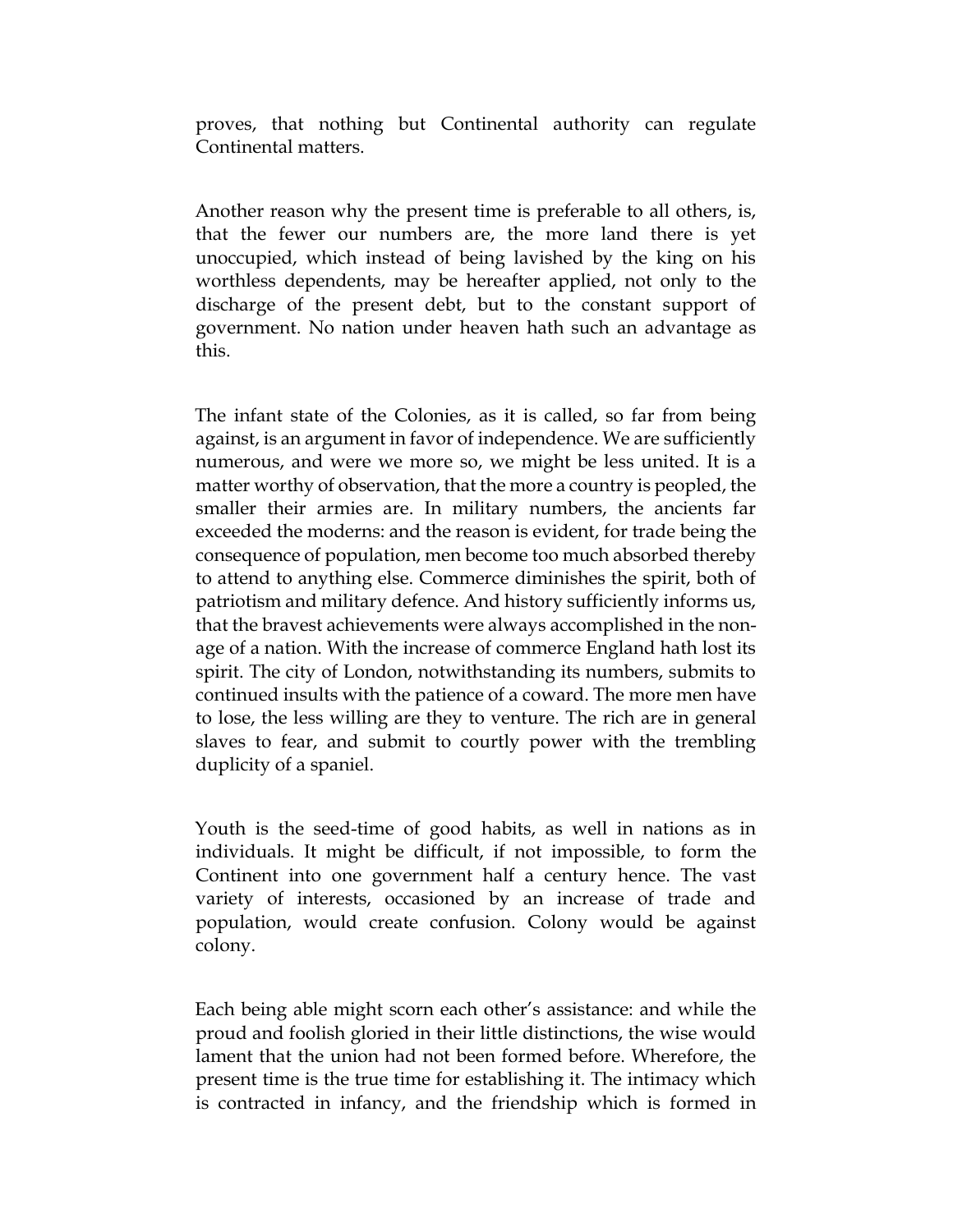proves, that nothing but Continental authority can regulate Continental matters.

Another reason why the present time is preferable to all others, is, that the fewer our numbers are, the more land there is yet unoccupied, which instead of being lavished by the king on his worthless dependents, may be hereafter applied, not only to the discharge of the present debt, but to the constant support of government. No nation under heaven hath such an advantage as this.

The infant state of the Colonies, as it is called, so far from being against, is an argument in favor of independence. We are sufficiently numerous, and were we more so, we might be less united. It is a matter worthy of observation, that the more a country is peopled, the smaller their armies are. In military numbers, the ancients far exceeded the moderns: and the reason is evident, for trade being the consequence of population, men become too much absorbed thereby to attend to anything else. Commerce diminishes the spirit, both of patriotism and military defence. And history sufficiently informs us, that the bravest achievements were always accomplished in the non-age of a nation. With the increase of commerce England hath lost its spirit. The city of London, notwithstanding its numbers, submits to continued insults with the patience of a coward. The more men have to lose, the less willing are they to venture. The rich are in general slaves to fear, and submit to courtly power with the trembling duplicity of a spaniel.

Youth is the seed-time of good habits, as well in nations as in individuals. It might be difficult, if not impossible, to form the Continent into one government half a century hence. The vast variety of interests, occasioned by an increase of trade and population, would create confusion. Colony would be against colony.

Each being able might scorn each other's assistance: and while the proud and foolish gloried in their little distinctions, the wise would lament that the union had not been formed before. Wherefore, the present time is the true time for establishing it. The intimacy which is contracted in infancy, and the friendship which is formed in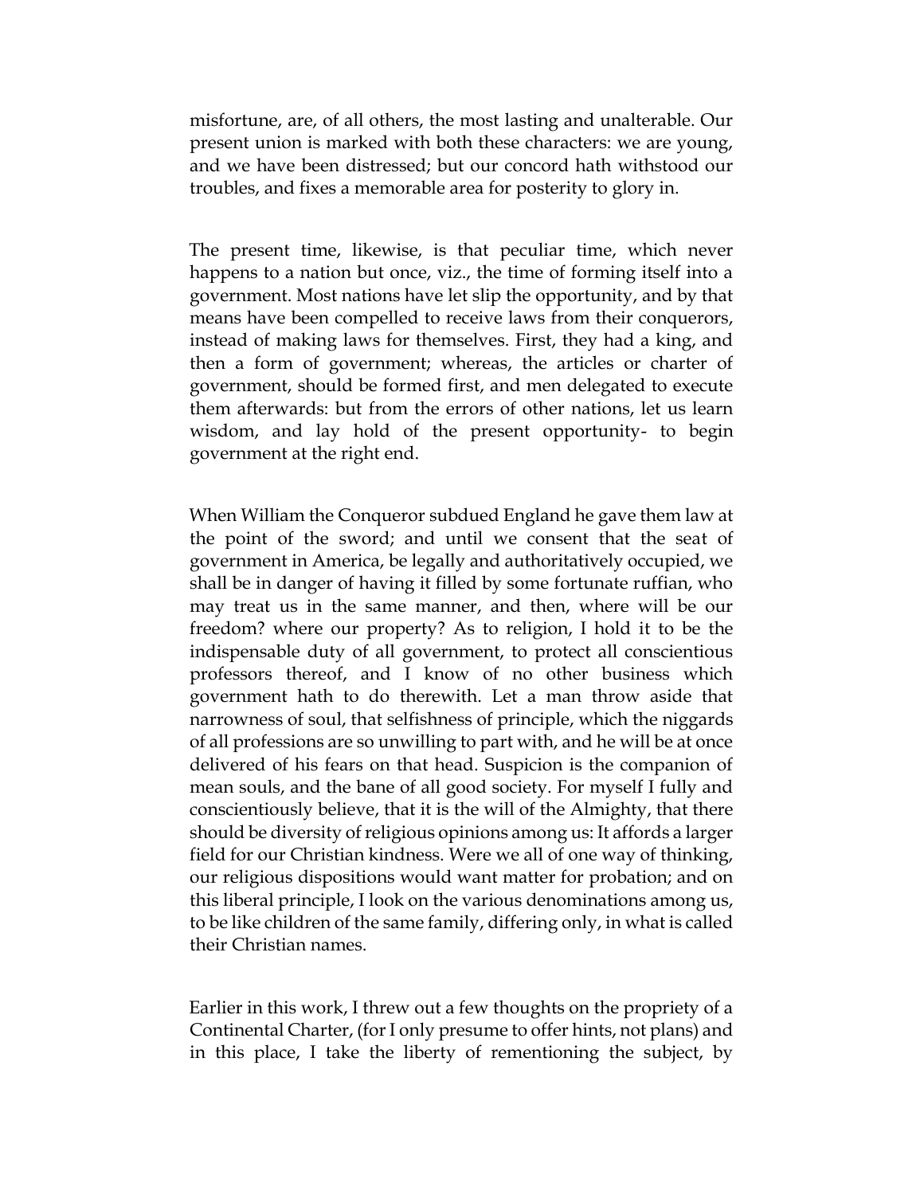misfortune, are, of all others, the most lasting and unalterable. Our present union is marked with both these characters: we are young, and we have been distressed; but our concord hath withstood our troubles, and fixes a memorable area for posterity to glory in.

The present time, likewise, is that peculiar time, which never happens to a nation but once, viz., the time of forming itself into a government. Most nations have let slip the opportunity, and by that means have been compelled to receive laws from their conquerors, instead of making laws for themselves. First, they had a king, and then a form of government; whereas, the articles or charter of government, should be formed first, and men delegated to execute them afterwards: but from the errors of other nations, let us learn wisdom, and lay hold of the present opportunity- to begin government at the right end.

When William the Conqueror subdued England he gave them law at the point of the sword; and until we consent that the seat of government in America, be legally and authoritatively occupied, we shall be in danger of having it filled by some fortunate ruffian, who may treat us in the same manner, and then, where will be our freedom? where our property? As to religion, I hold it to be the indispensable duty of all government, to protect all conscientious professors thereof, and I know of no other business which government hath to do therewith. Let a man throw aside that narrowness of soul, that selfishness of principle, which the niggards of all professions are so unwilling to part with, and he will be at once delivered of his fears on that head. Suspicion is the companion of mean souls, and the bane of all good society. For myself I fully and conscientiously believe, that it is the will of the Almighty, that there should be diversity of religious opinions among us: It affords a larger field for our Christian kindness. Were we all of one way of thinking, our religious dispositions would want matter for probation; and on this liberal principle, I look on the various denominations among us, to be like children of the same family, differing only, in what is called their Christian names.

Earlier in this work, I threw out a few thoughts on the propriety of a Continental Charter, (for I only presume to offer hints, not plans) and in this place, I take the liberty of rementioning the subject, by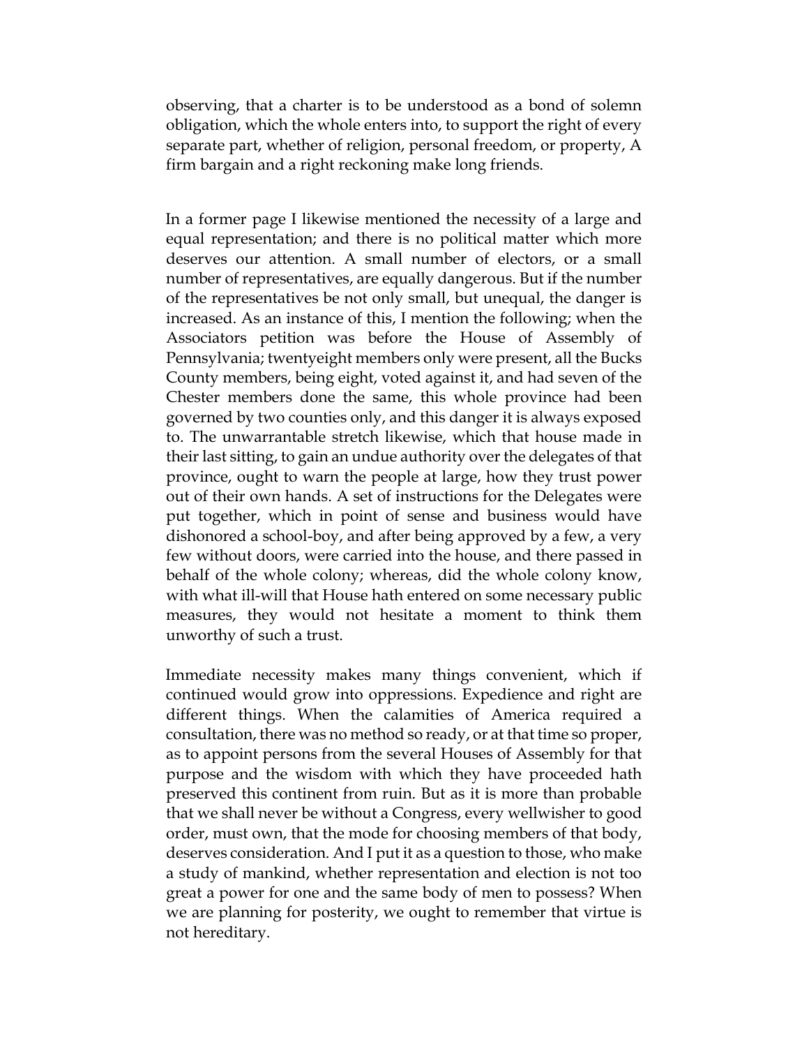observing, that a charter is to be understood as a bond of solemn obligation, which the whole enters into, to support the right of every separate part, whether of religion, personal freedom, or property, A firm bargain and a right reckoning make long friends.

In a former page I likewise mentioned the necessity of a large and equal representation; and there is no political matter which more deserves our attention. A small number of electors, or a small number of representatives, are equally dangerous. But if the number of the representatives be not only small, but unequal, the danger is increased. As an instance of this, I mention the following; when the Associators petition was before the House of Assembly of Pennsylvania; twentyeight members only were present, all the Bucks County members, being eight, voted against it, and had seven of the Chester members done the same, this whole province had been governed by two counties only, and this danger it is always exposed to. The unwarrantable stretch likewise, which that house made in their last sitting, to gain an undue authority over the delegates of that province, ought to warn the people at large, how they trust power out of their own hands. A set of instructions for the Delegates were put together, which in point of sense and business would have dishonored a school-boy, and after being approved by a few, a very few without doors, were carried into the house, and there passed in behalf of the whole colony; whereas, did the whole colony know, with what ill-will that House hath entered on some necessary public measures, they would not hesitate a moment to think them unworthy of such a trust.

Immediate necessity makes many things convenient, which if continued would grow into oppressions. Expedience and right are different things. When the calamities of America required a consultation, there was no method so ready, or at that time so proper, as to appoint persons from the several Houses of Assembly for that purpose and the wisdom with which they have proceeded hath preserved this continent from ruin. But as it is more than probable that we shall never be without a Congress, every wellwisher to good order, must own, that the mode for choosing members of that body, deserves consideration. And I put it as a question to those, who make a study of mankind, whether representation and election is not too great a power for one and the same body of men to possess? When we are planning for posterity, we ought to remember that virtue is not hereditary.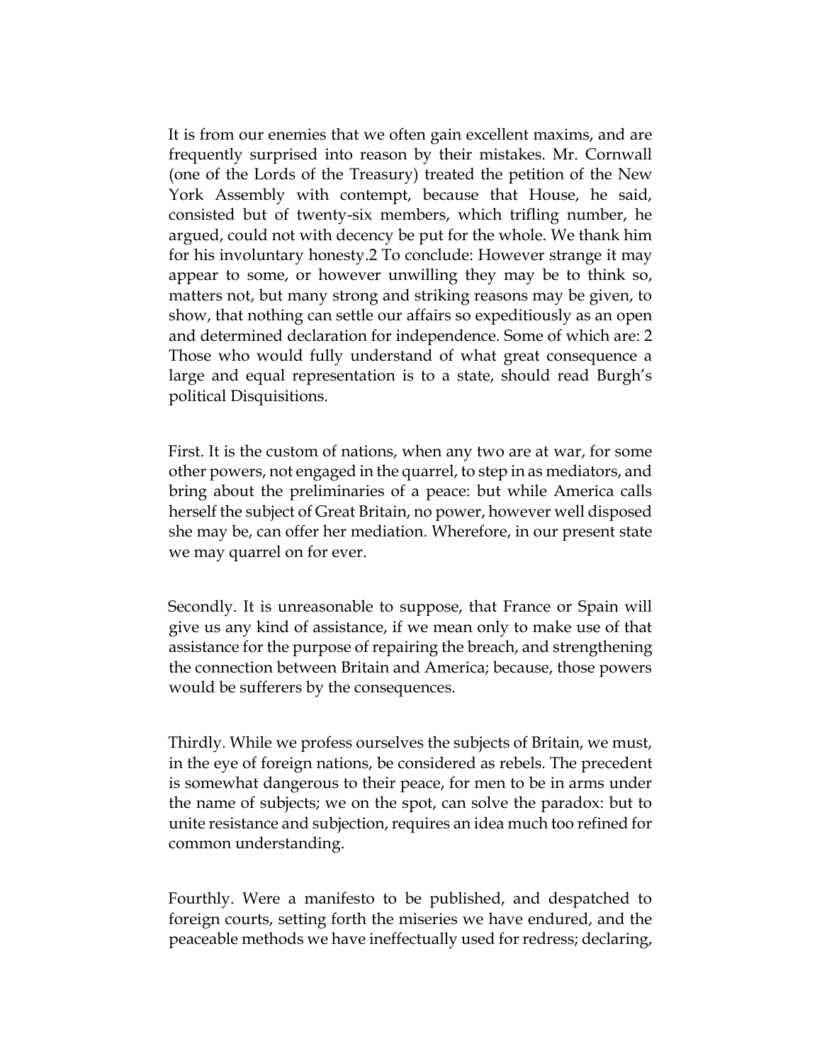It is from our enemies that we often gain excellent maxims, and are frequently surprised into reason by their mistakes. Mr. Cornwall (one of the Lords of the Treasury) treated the petition of the New York Assembly with contempt, because that House, he said, consisted but of twenty-six members, which trifling number, he argued, could not with decency be put for the whole. We thank him for his involuntary honesty.2 To conclude: However strange it may appear to some, or however unwilling they may be to think so, matters not, but many strong and striking reasons may be given, to show, that nothing can settle our affairs so expeditiously as an open and determined declaration for independence. Some of which are: 2 Those who would fully understand of what great consequence a large and equal representation is to a state, should read Burgh's political Disquisitions.

First. It is the custom of nations, when any two are at war, for some other powers, not engaged in the quarrel, to step in as mediators, and bring about the preliminaries of a peace: but while America calls herself the subject of Great Britain, no power, however well disposed she may be, can offer her mediation. Wherefore, in our present state we may quarrel on for ever.

Secondly. It is unreasonable to suppose, that France or Spain will give us any kind of assistance, if we mean only to make use of that assistance for the purpose of repairing the breach, and strengthening the connection between Britain and America; because, those powers would be sufferers by the consequences.

Thirdly. While we profess ourselves the subjects of Britain, we must, in the eye of foreign nations, be considered as rebels. The precedent is somewhat dangerous to their peace, for men to be in arms under the name of subjects; we on the spot, can solve the paradox: but to unite resistance and subjection, requires an idea much too refined for common understanding.

Fourthly. Were a manifesto to be published, and despatched to foreign courts, setting forth the miseries we have endured, and the peaceable methods we have ineffectually used for redress; declaring,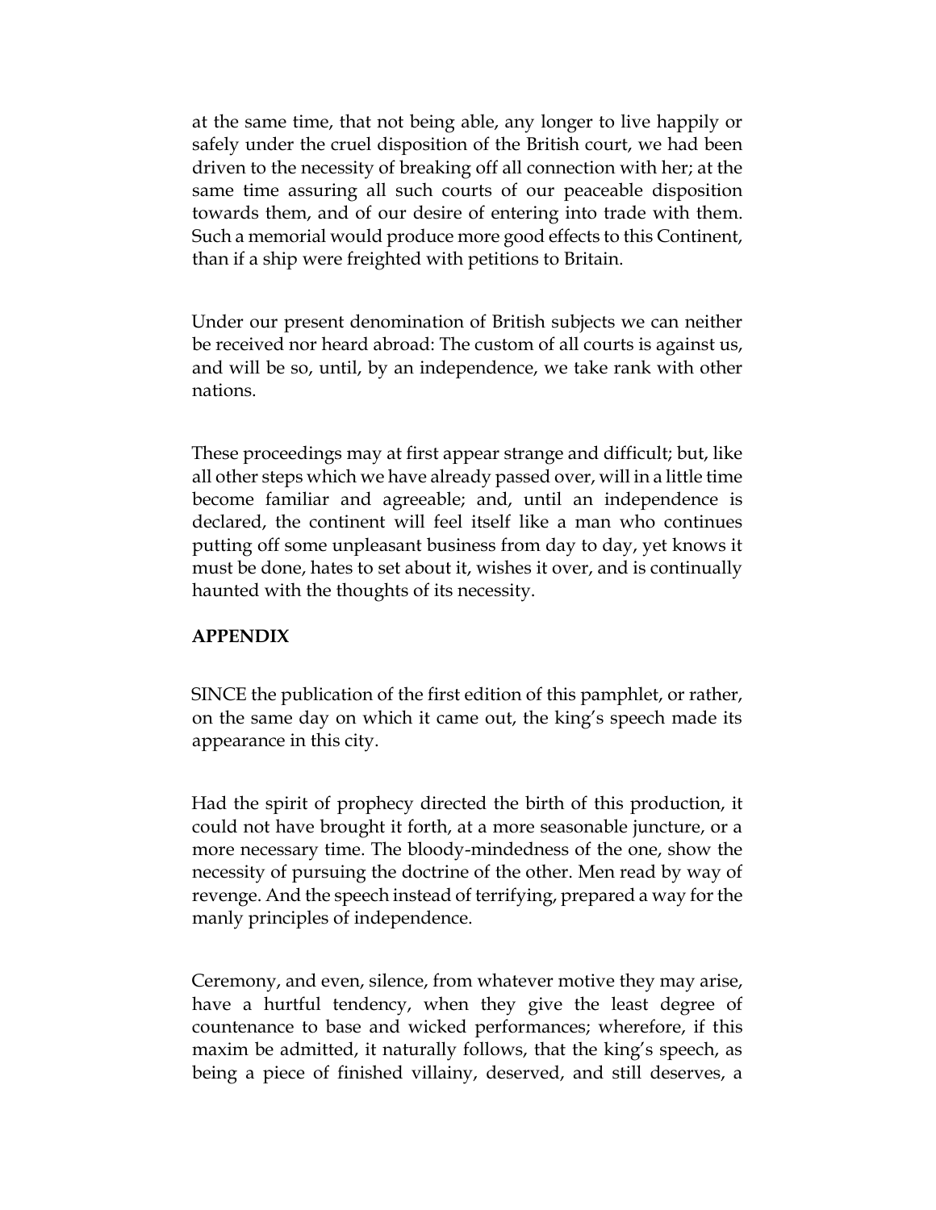at the same time, that not being able, any longer to live happily or safely under the cruel disposition of the British court, we had been driven to the necessity of breaking off all connection with her; at the same time assuring all such courts of our peaceable disposition towards them, and of our desire of entering into trade with them. Such a memorial would produce more good effects to this Continent, than if a ship were freighted with petitions to Britain.

Under our present denomination of British subjects we can neither be received nor heard abroad: The custom of all courts is against us, and will be so, until, by an independence, we take rank with other nations.

These proceedings may at first appear strange and difficult; but, like all other steps which we have already passed over, will in a little time become familiar and agreeable; and, until an independence is declared, the continent will feel itself like a man who continues putting off some unpleasant business from day to day, yet knows it must be done, hates to set about it, wishes it over, and is continually haunted with the thoughts of its necessity.

## APPENDIX

SINCE the publication of the first edition of this pamphlet, or rather, on the same day on which it came out, the king's speech made its appearance in this city.

Had the spirit of prophecy directed the birth of this production, it could not have brought it forth, at a more seasonable juncture, or a more necessary time. The bloody-mindedness of the one, show the necessity of pursuing the doctrine of the other. Men read by way of revenge. And the speech instead of terrifying, prepared a way for the manly principles of independence.

Ceremony, and even, silence, from whatever motive they may arise, have a hurtful tendency, when they give the least degree of countenance to base and wicked performances; wherefore, if this maxim be admitted, it naturally follows, that the king's speech, as being a piece of finished villainy, deserved, and still deserves, a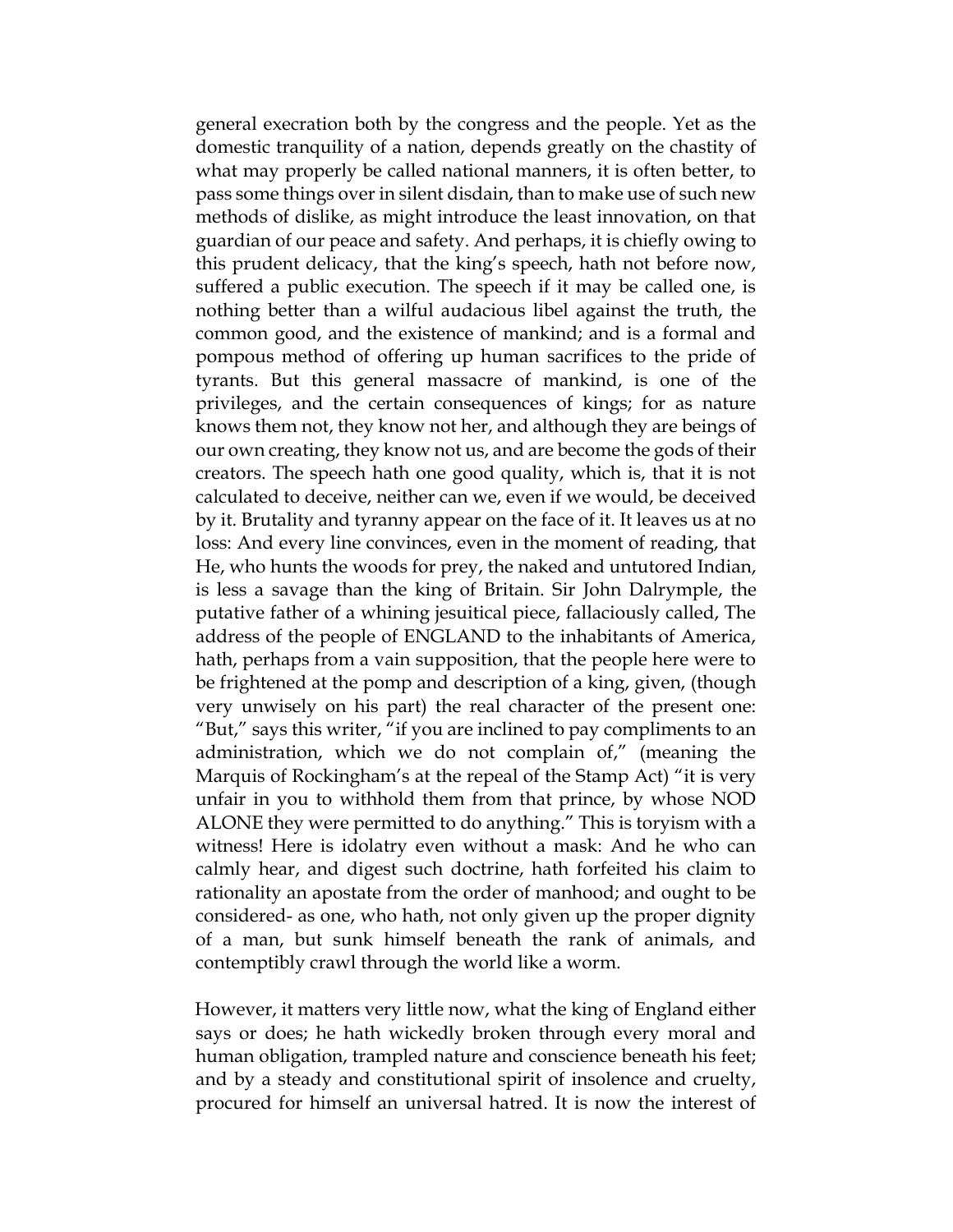general execration both by the congress and the people. Yet as the domestic tranquility of a nation, depends greatly on the chastity of what may properly be called national manners, it is often better, to pass some things over in silent disdain, than to make use of such new methods of dislike, as might introduce the least innovation, on that guardian of our peace and safety. And perhaps, it is chiefly owing to this prudent delicacy, that the king's speech, hath not before now, suffered a public execution. The speech if it may be called one, is nothing better than a wilful audacious libel against the truth, the common good, and the existence of mankind; and is a formal and pompous method of offering up human sacrifices to the pride of tyrants. But this general massacre of mankind, is one of the privileges, and the certain consequences of kings; for as nature knows them not, they know not her, and although they are beings of our own creating, they know not us, and are become the gods of their creators. The speech hath one good quality, which is, that it is not calculated to deceive, neither can we, even if we would, be deceived by it. Brutality and tyranny appear on the face of it. It leaves us at no loss: And every line convinces, even in the moment of reading, that He, who hunts the woods for prey, the naked and untutored Indian, is less a savage than the king of Britain. Sir John Dalrymple, the putative father of a whining jesuitical piece, fallaciously called, The address of the people of ENGLAND to the inhabitants of America, hath, perhaps from a vain supposition, that the people here were to be frightened at the pomp and description of a king, given, (though very unwisely on his part) the real character of the present one: "But," says this writer, "if you are inclined to pay compliments to an administration, which we do not complain of," (meaning the Marquis of Rockingham's at the repeal of the Stamp Act) "it is very unfair in you to withhold them from that prince, by whose NOD ALONE they were permitted to do anything." This is toryism with a witness! Here is idolatry even without a mask: And he who can calmly hear, and digest such doctrine, hath forfeited his claim to rationality an apostate from the order of manhood; and ought to be considered- as one, who hath, not only given up the proper dignity of a man, but sunk himself beneath the rank of animals, and contemptibly crawl through the world like a worm.

However, it matters very little now, what the king of England either says or does; he hath wickedly broken through every moral and human obligation, trampled nature and conscience beneath his feet; and by a steady and constitutional spirit of insolence and cruelty, procured for himself an universal hatred. It is now the interest of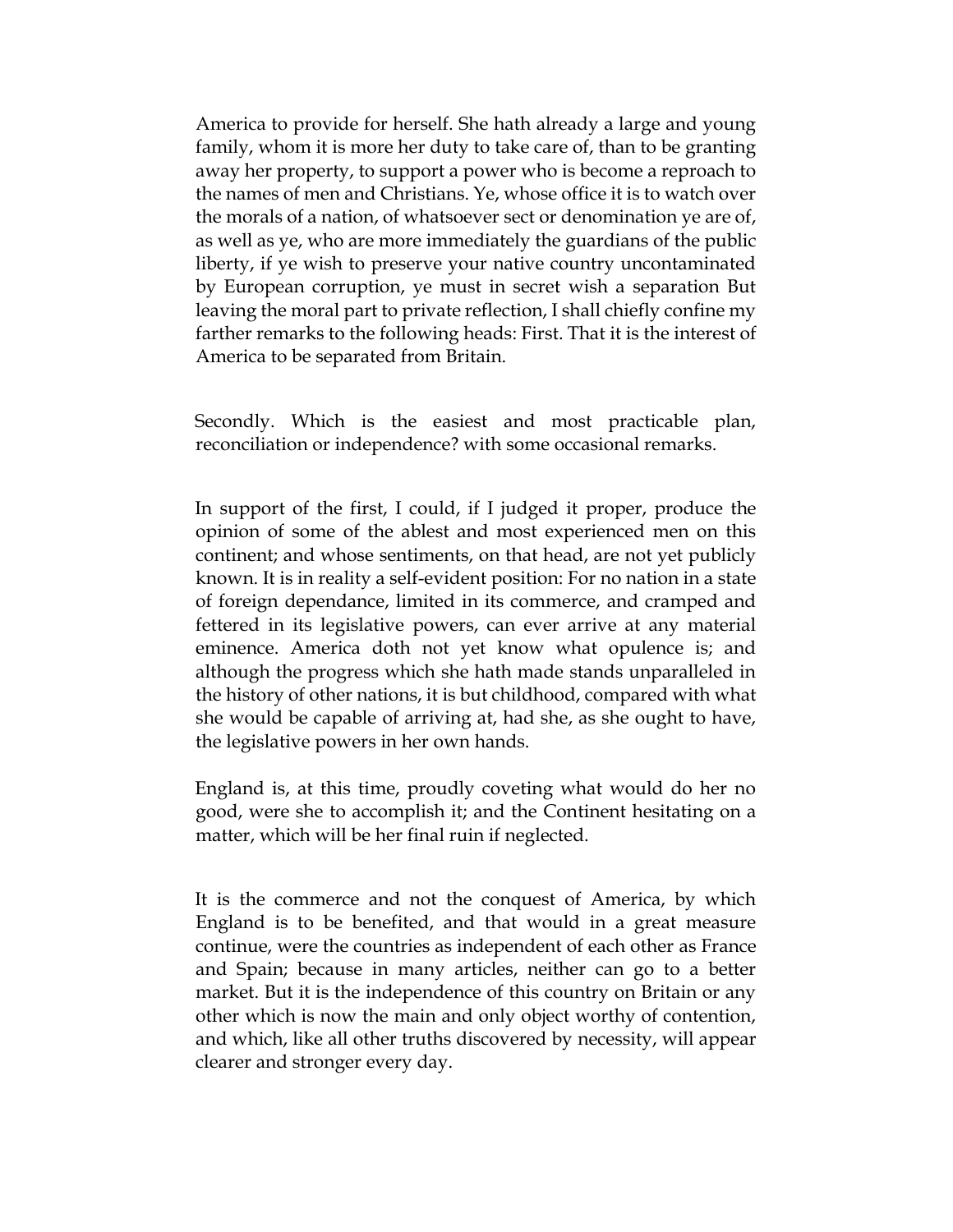America to provide for herself. She hath already a large and young family, whom it is more her duty to take care of, than to be granting away her property, to support a power who is become a reproach to the names of men and Christians. Ye, whose office it is to watch over the morals of a nation, of whatsoever sect or denomination ye are of, as well as ye, who are more immediately the guardians of the public liberty, if ye wish to preserve your native country uncontaminated by European corruption, ye must in secret wish a separation But leaving the moral part to private reflection, I shall chiefly confine my farther remarks to the following heads: First. That it is the interest of America to be separated from Britain.

Secondly. Which is the easiest and most practicable plan, reconciliation or independence? with some occasional remarks.

In support of the first, I could, if I judged it proper, produce the opinion of some of the ablest and most experienced men on this continent; and whose sentiments, on that head, are not yet publicly known. It is in reality a self-evident position: For no nation in a state of foreign dependance, limited in its commerce, and cramped and fettered in its legislative powers, can ever arrive at any material eminence. America doth not yet know what opulence is; and although the progress which she hath made stands unparalleled in the history of other nations, it is but childhood, compared with what she would be capable of arriving at, had she, as she ought to have, the legislative powers in her own hands.

England is, at this time, proudly coveting what would do her no good, were she to accomplish it; and the Continent hesitating on a matter, which will be her final ruin if neglected.

It is the commerce and not the conquest of America, by which England is to be benefited, and that would in a great measure continue, were the countries as independent of each other as France and Spain; because in many articles, neither can go to a better market. But it is the independence of this country on Britain or any other which is now the main and only object worthy of contention, and which, like all other truths discovered by necessity, will appear clearer and stronger every day.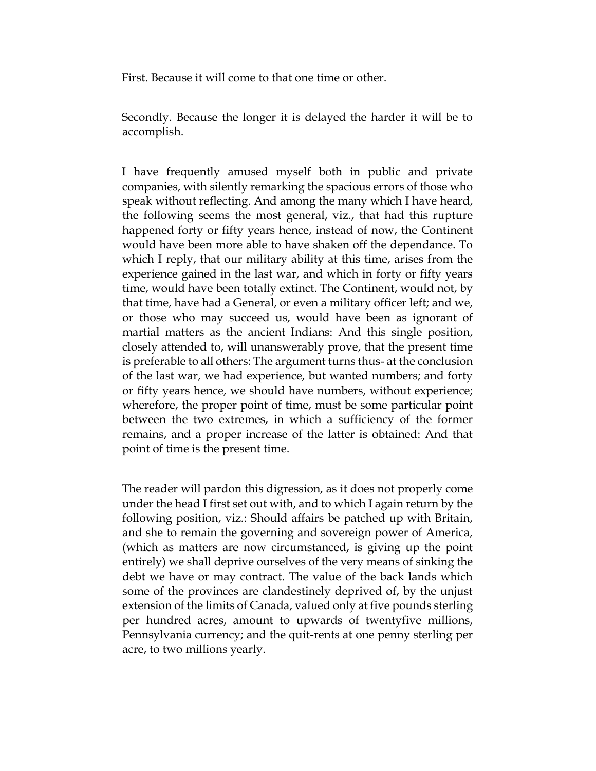First. Because it will come to that one time or other.

Secondly. Because the longer it is delayed the harder it will be to accomplish.

I have frequently amused myself both in public and private companies, with silently remarking the spacious errors of those who speak without reflecting. And among the many which I have heard, the following seems the most general, viz., that had this rupture happened forty or fifty years hence, instead of now, the Continent would have been more able to have shaken off the dependance. To which I reply, that our military ability at this time, arises from the experience gained in the last war, and which in forty or fifty years time, would have been totally extinct. The Continent, would not, by that time, have had a General, or even a military officer left; and we, or those who may succeed us, would have been as ignorant of martial matters as the ancient Indians: And this single position, closely attended to, will unanswerably prove, that the present time is preferable to all others: The argument turns thus- at the conclusion of the last war, we had experience, but wanted numbers; and forty or fifty years hence, we should have numbers, without experience; wherefore, the proper point of time, must be some particular point between the two extremes, in which a sufficiency of the former remains, and a proper increase of the latter is obtained: And that point of time is the present time.

The reader will pardon this digression, as it does not properly come under the head I first set out with, and to which I again return by the following position, viz.: Should affairs be patched up with Britain, and she to remain the governing and sovereign power of America, (which as matters are now circumstanced, is giving up the point entirely) we shall deprive ourselves of the very means of sinking the debt we have or may contract. The value of the back lands which some of the provinces are clandestinely deprived of, by the unjust extension of the limits of Canada, valued only at five pounds sterling per hundred acres, amount to upwards of twentyfive millions, Pennsylvania currency; and the quit-rents at one penny sterling per acre, to two millions yearly.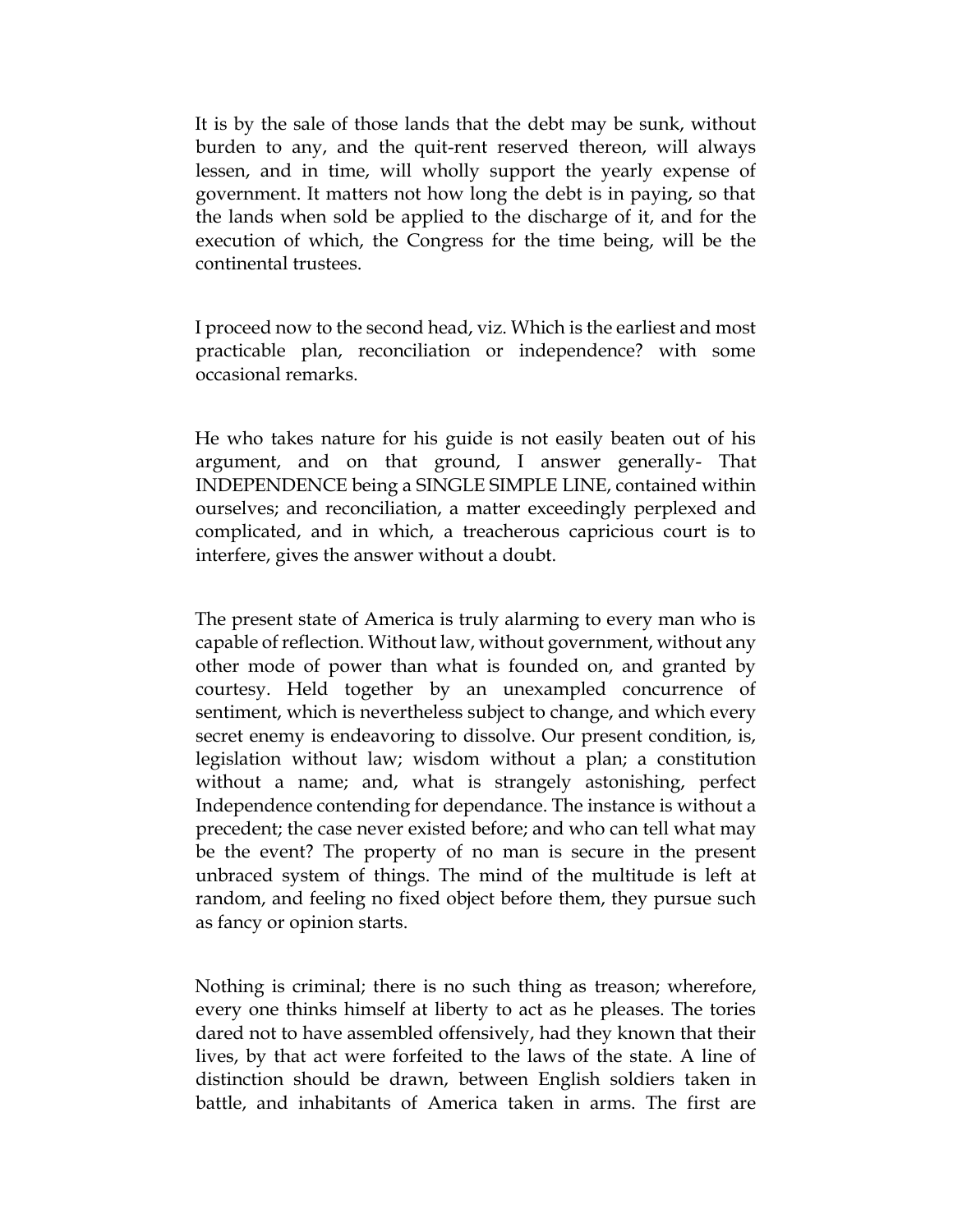It is by the sale of those lands that the debt may be sunk, without burden to any, and the quit-rent reserved thereon, will always lessen, and in time, will wholly support the yearly expense of government. It matters not how long the debt is in paying, so that the lands when sold be applied to the discharge of it, and for the execution of which, the Congress for the time being, will be the continental trustees.

I proceed now to the second head, viz. Which is the earliest and most practicable plan, reconciliation or independence? with some occasional remarks.

He who takes nature for his guide is not easily beaten out of his argument, and on that ground, I answer generally- That INDEPENDENCE being a SINGLE SIMPLE LINE, contained within ourselves; and reconciliation, a matter exceedingly perplexed and complicated, and in which, a treacherous capricious court is to interfere, gives the answer without a doubt.

The present state of America is truly alarming to every man who is capable of reflection. Without law, without government, without any other mode of power than what is founded on, and granted by courtesy. Held together by an unexampled concurrence of sentiment, which is nevertheless subject to change, and which every secret enemy is endeavoring to dissolve. Our present condition, is, legislation without law; wisdom without a plan; a constitution without a name; and, what is strangely astonishing, perfect Independence contending for dependance. The instance is without a precedent; the case never existed before; and who can tell what may be the event? The property of no man is secure in the present unbraced system of things. The mind of the multitude is left at random, and feeling no fixed object before them, they pursue such as fancy or opinion starts.

Nothing is criminal; there is no such thing as treason; wherefore, every one thinks himself at liberty to act as he pleases. The tories dared not to have assembled offensively, had they known that their lives, by that act were forfeited to the laws of the state. A line of distinction should be drawn, between English soldiers taken in battle, and inhabitants of America taken in arms. The first are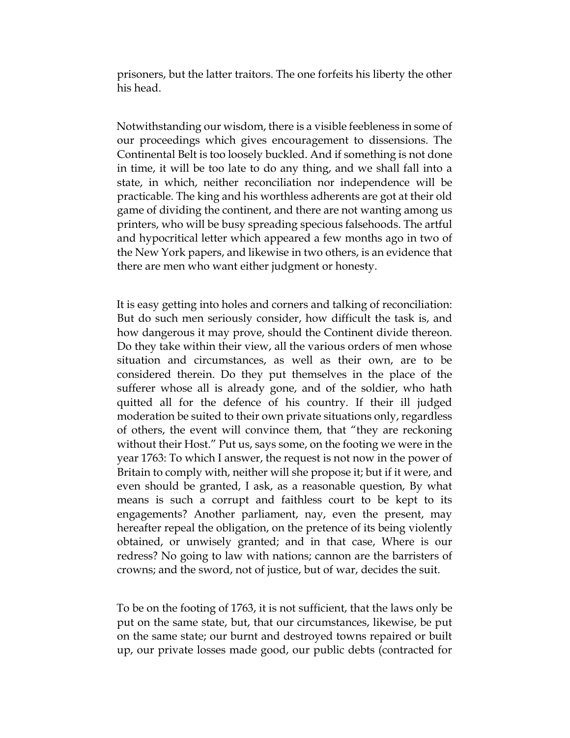prisoners, but the latter traitors. The one forfeits his liberty the other his head.

Notwithstanding our wisdom, there is a visible feebleness in some of our proceedings which gives encouragement to dissensions. The Continental Belt is too loosely buckled. And if something is not done in time, it will be too late to do any thing, and we shall fall into a state, in which, neither reconciliation nor independence will be practicable. The king and his worthless adherents are got at their old game of dividing the continent, and there are not wanting among us printers, who will be busy spreading specious falsehoods. The artful and hypocritical letter which appeared a few months ago in two of the New York papers, and likewise in two others, is an evidence that there are men who want either judgment or honesty.

It is easy getting into holes and corners and talking of reconciliation: But do such men seriously consider, how difficult the task is, and how dangerous it may prove, should the Continent divide thereon. Do they take within their view, all the various orders of men whose situation and circumstances, as well as their own, are to be considered therein. Do they put themselves in the place of the sufferer whose all is already gone, and of the soldier, who hath quitted all for the defence of his country. If their ill judged moderation be suited to their own private situations only, regardless of others, the event will convince them, that "they are reckoning without their Host." Put us, says some, on the footing we were in the year 1763: To which I answer, the request is not now in the power of Britain to comply with, neither will she propose it; but if it were, and even should be granted, I ask, as a reasonable question, By what means is such a corrupt and faithless court to be kept to its engagements? Another parliament, nay, even the present, may hereafter repeal the obligation, on the pretence of its being violently obtained, or unwisely granted; and in that case, Where is our redress? No going to law with nations; cannon are the barristers of crowns; and the sword, not of justice, but of war, decides the suit.

To be on the footing of 1763, it is not sufficient, that the laws only be put on the same state, but, that our circumstances, likewise, be put on the same state; our burnt and destroyed towns repaired or built up, our private losses made good, our public debts (contracted for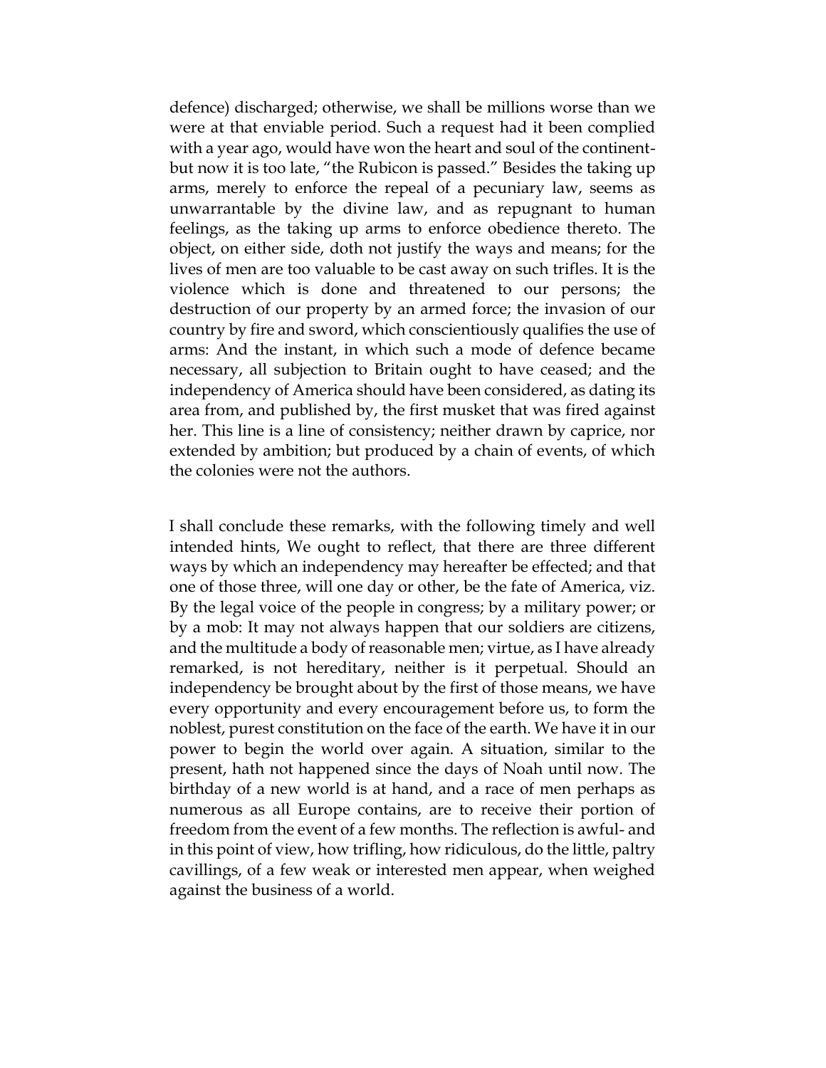defence) discharged; otherwise, we shall be millions worse than we were at that enviable period. Such a request had it been complied with a year ago, would have won the heart and soul of the continent-but now it is too late, "the Rubicon is passed." Besides the taking up arms, merely to enforce the repeal of a pecuniary law, seems as unwarrantable by the divine law, and as repugnant to human feelings, as the taking up arms to enforce obedience thereto. The object, on either side, doth not justify the ways and means; for the lives of men are too valuable to be cast away on such trifles. It is the violence which is done and threatened to our persons; the destruction of our property by an armed force; the invasion of our country by fire and sword, which conscientiously qualifies the use of arms: And the instant, in which such a mode of defence became necessary, all subjection to Britain ought to have ceased; and the independency of America should have been considered, as dating its area from, and published by, the first musket that was fired against her. This line is a line of consistency; neither drawn by caprice, nor extended by ambition; but produced by a chain of events, of which the colonies were not the authors.

I shall conclude these remarks, with the following timely and well intended hints, We ought to reflect, that there are three different ways by which an independency may hereafter be effected; and that one of those three, will one day or other, be the fate of America, viz. By the legal voice of the people in congress; by a military power; or by a mob: It may not always happen that our soldiers are citizens, and the multitude a body of reasonable men; virtue, as I have already remarked, is not hereditary, neither is it perpetual. Should an independency be brought about by the first of those means, we have every opportunity and every encouragement before us, to form the noblest, purest constitution on the face of the earth. We have it in our power to begin the world over again. A situation, similar to the present, hath not happened since the days of Noah until now. The birthday of a new world is at hand, and a race of men perhaps as numerous as all Europe contains, are to receive their portion of freedom from the event of a few months. The reflection is awful- and in this point of view, how trifling, how ridiculous, do the little, paltry cavillings, of a few weak or interested men appear, when weighed against the business of a world.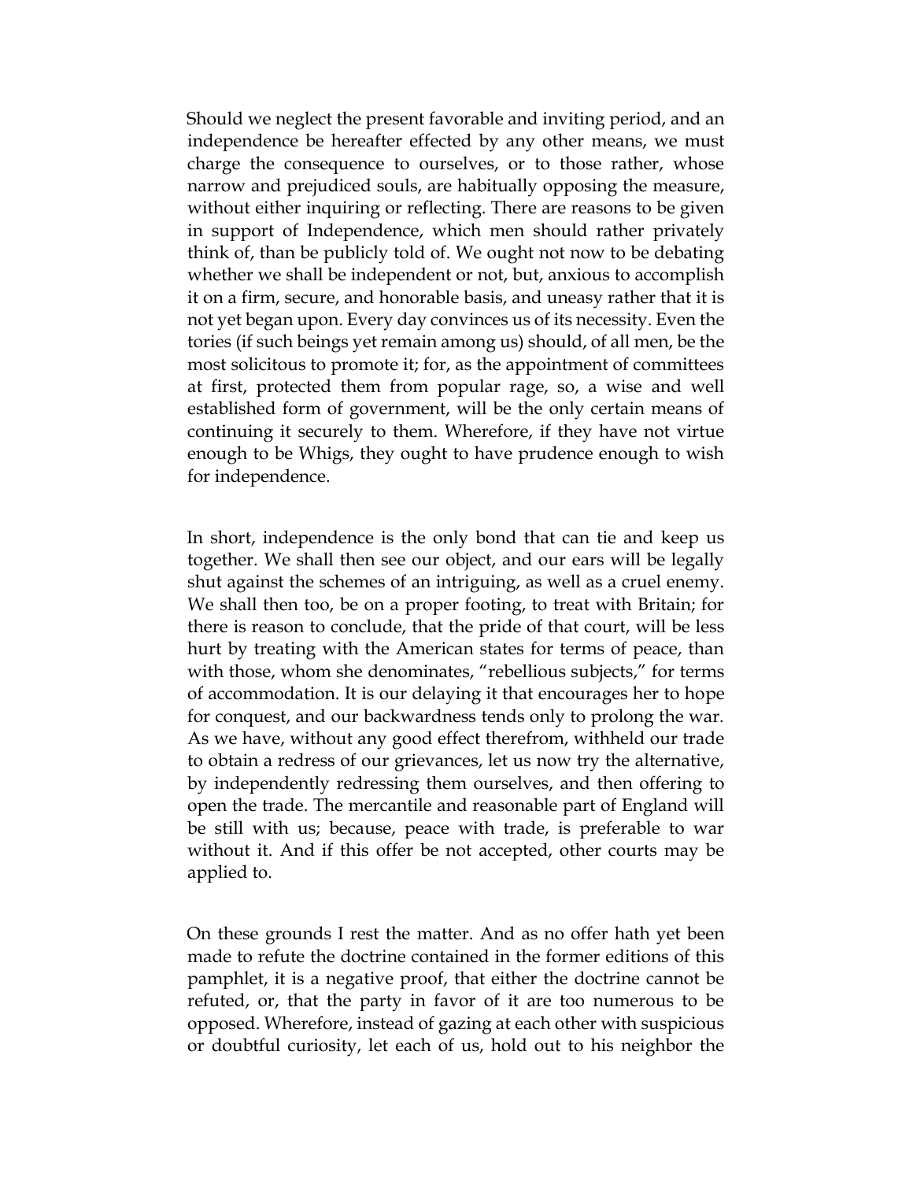Should we neglect the present favorable and inviting period, and an independence be hereafter effected by any other means, we must charge the consequence to ourselves, or to those rather, whose narrow and prejudiced souls, are habitually opposing the measure, without either inquiring or reflecting. There are reasons to be given in support of Independence, which men should rather privately think of, than be publicly told of. We ought not now to be debating whether we shall be independent or not, but, anxious to accomplish it on a firm, secure, and honorable basis, and uneasy rather that it is not yet began upon. Every day convinces us of its necessity. Even the tories (if such beings yet remain among us) should, of all men, be the most solicitous to promote it; for, as the appointment of committees at first, protected them from popular rage, so, a wise and well established form of government, will be the only certain means of continuing it securely to them. Wherefore, if they have not virtue enough to be Whigs, they ought to have prudence enough to wish for independence.

In short, independence is the only bond that can tie and keep us together. We shall then see our object, and our ears will be legally shut against the schemes of an intriguing, as well as a cruel enemy. We shall then too, be on a proper footing, to treat with Britain; for there is reason to conclude, that the pride of that court, will be less hurt by treating with the American states for terms of peace, than with those, whom she denominates, "rebellious subjects," for terms of accommodation. It is our delaying it that encourages her to hope for conquest, and our backwardness tends only to prolong the war. As we have, without any good effect therefrom, withheld our trade to obtain a redress of our grievances, let us now try the alternative, by independently redressing them ourselves, and then offering to open the trade. The mercantile and reasonable part of England will be still with us; because, peace with trade, is preferable to war without it. And if this offer be not accepted, other courts may be applied to.

On these grounds I rest the matter. And as no offer hath yet been made to refute the doctrine contained in the former editions of this pamphlet, it is a negative proof, that either the doctrine cannot be refuted, or, that the party in favor of it are too numerous to be opposed. Wherefore, instead of gazing at each other with suspicious or doubtful curiosity, let each of us, hold out to his neighbor the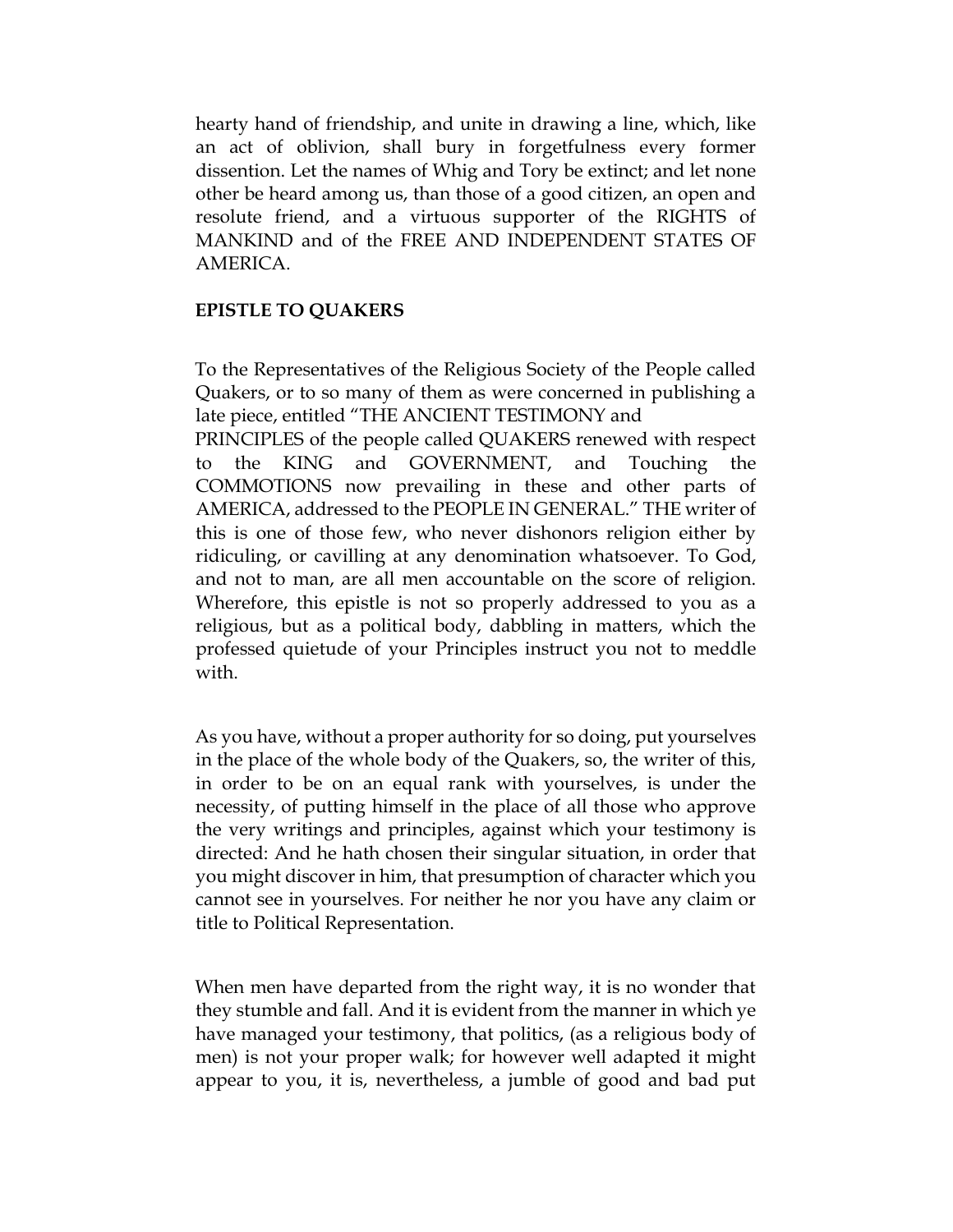hearty hand of friendship, and unite in drawing a line, which, like an act of oblivion, shall bury in forgetfulness every former dissention. Let the names of Whig and Tory be extinct; and let none other be heard among us, than those of a good citizen, an open and resolute friend, and a virtuous supporter of the RIGHTS of MANKIND and of the FREE AND INDEPENDENT STATES OF AMERICA.

## EPISTLE TO QUAKERS

To the Representatives of the Religious Society of the People called Quakers, or to so many of them as were concerned in publishing a late piece, entitled "THE ANCIENT TESTIMONY and PRINCIPLES of the people called QUAKERS renewed with respect to the KING and GOVERNMENT, and Touching the COMMOTIONS now prevailing in these and other parts of AMERICA, addressed to the PEOPLE IN GENERAL." THE writer of this is one of those few, who never dishonors religion either by ridiculing, or cavilling at any denomination whatsoever. To God, and not to man, are all men accountable on the score of religion. Wherefore, this epistle is not so properly addressed to you as a religious, but as a political body, dabbling in matters, which the professed quietude of your Principles instruct you not to meddle with.

As you have, without a proper authority for so doing, put yourselves in the place of the whole body of the Quakers, so, the writer of this, in order to be on an equal rank with yourselves, is under the necessity, of putting himself in the place of all those who approve the very writings and principles, against which your testimony is directed: And he hath chosen their singular situation, in order that you might discover in him, that presumption of character which you cannot see in yourselves. For neither he nor you have any claim or title to Political Representation.

When men have departed from the right way, it is no wonder that they stumble and fall. And it is evident from the manner in which ye have managed your testimony, that politics, (as a religious body of men) is not your proper walk; for however well adapted it might appear to you, it is, nevertheless, a jumble of good and bad put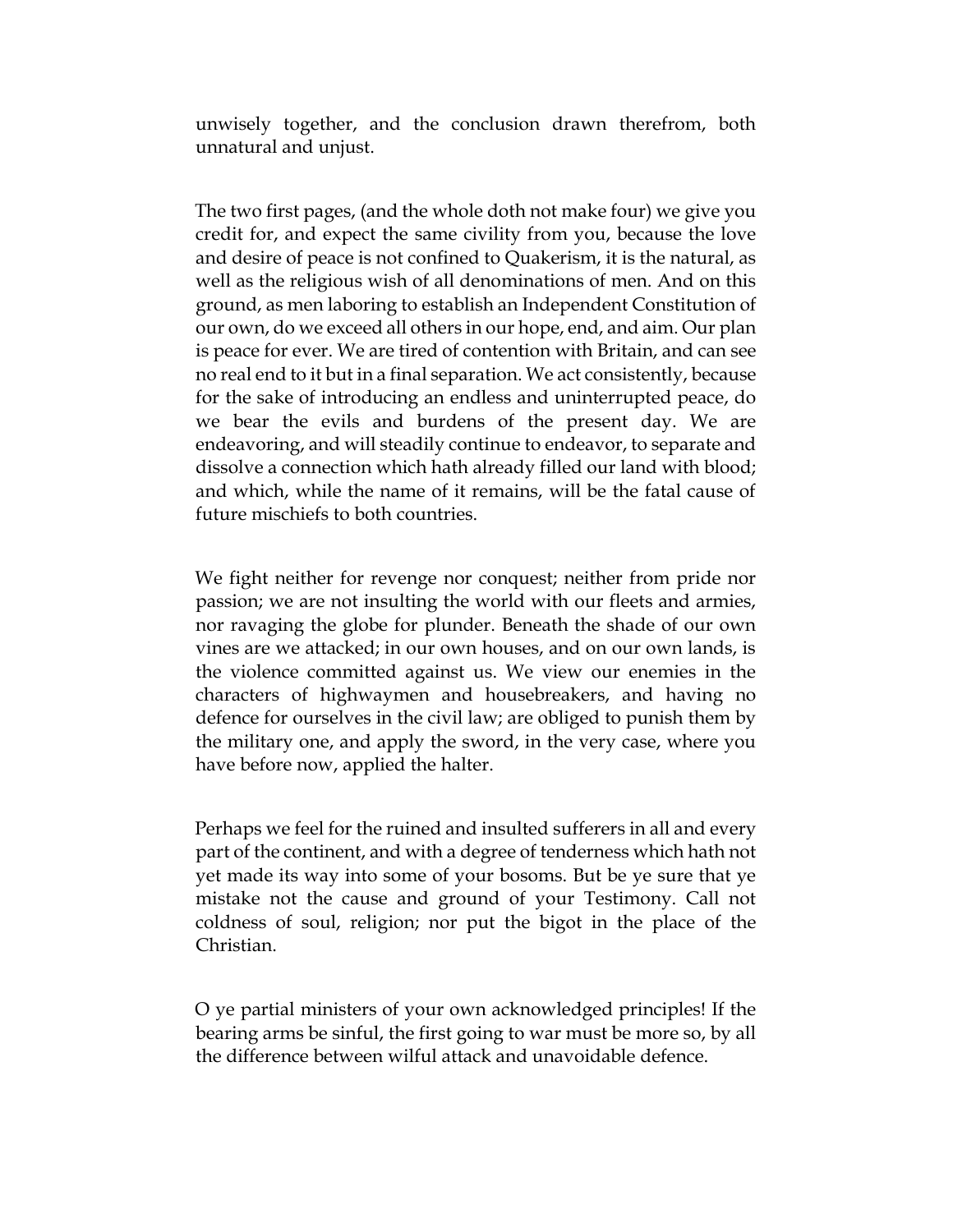unwisely together, and the conclusion drawn therefrom, both unnatural and unjust.

The two first pages, (and the whole doth not make four) we give you credit for, and expect the same civility from you, because the love and desire of peace is not confined to Quakerism, it is the natural, as well as the religious wish of all denominations of men. And on this ground, as men laboring to establish an Independent Constitution of our own, do we exceed all others in our hope, end, and aim. Our plan is peace for ever. We are tired of contention with Britain, and can see no real end to it but in a final separation. We act consistently, because for the sake of introducing an endless and uninterrupted peace, do we bear the evils and burdens of the present day. We are endeavoring, and will steadily continue to endeavor, to separate and dissolve a connection which hath already filled our land with blood; and which, while the name of it remains, will be the fatal cause of future mischiefs to both countries.

We fight neither for revenge nor conquest; neither from pride nor passion; we are not insulting the world with our fleets and armies, nor ravaging the globe for plunder. Beneath the shade of our own vines are we attacked; in our own houses, and on our own lands, is the violence committed against us. We view our enemies in the characters of highwaymen and housebreakers, and having no defence for ourselves in the civil law; are obliged to punish them by the military one, and apply the sword, in the very case, where you have before now, applied the halter.

Perhaps we feel for the ruined and insulted sufferers in all and every part of the continent, and with a degree of tenderness which hath not yet made its way into some of your bosoms. But be ye sure that ye mistake not the cause and ground of your Testimony. Call not coldness of soul, religion; nor put the bigot in the place of the Christian.

O ye partial ministers of your own acknowledged principles! If the bearing arms be sinful, the first going to war must be more so, by all the difference between wilful attack and unavoidable defence.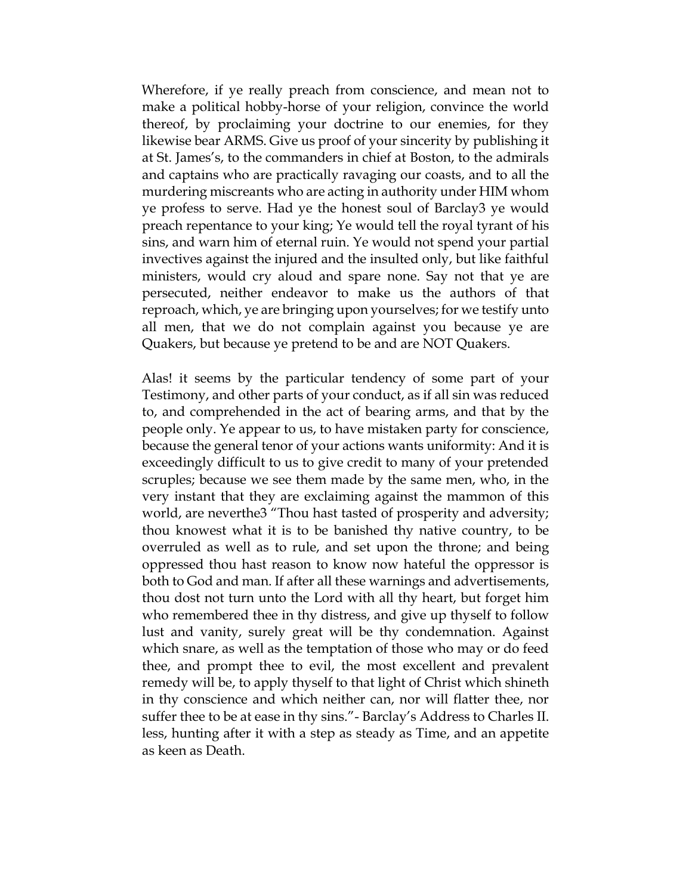Wherefore, if ye really preach from conscience, and mean not to make a political hobby-horse of your religion, convince the world thereof, by proclaiming your doctrine to our enemies, for they likewise bear ARMS. Give us proof of your sincerity by publishing it at St. James's, to the commanders in chief at Boston, to the admirals and captains who are practically ravaging our coasts, and to all the murdering miscreants who are acting in authority under HIM whom ye profess to serve. Had ye the honest soul of Barclay3 ye would preach repentance to your king; Ye would tell the royal tyrant of his sins, and warn him of eternal ruin. Ye would not spend your partial invectives against the injured and the insulted only, but like faithful ministers, would cry aloud and spare none. Say not that ye are persecuted, neither endeavor to make us the authors of that reproach, which, ye are bringing upon yourselves; for we testify unto all men, that we do not complain against you because ye are Quakers, but because ye pretend to be and are NOT Quakers.

Alas! it seems by the particular tendency of some part of your Testimony, and other parts of your conduct, as if all sin was reduced to, and comprehended in the act of bearing arms, and that by the people only. Ye appear to us, to have mistaken party for conscience, because the general tenor of your actions wants uniformity: And it is exceedingly difficult to us to give credit to many of your pretended scruples; because we see them made by the same men, who, in the very instant that they are exclaiming against the mammon of this world, are neverthe3 "Thou hast tasted of prosperity and adversity; thou knowest what it is to be banished thy native country, to be overruled as well as to rule, and set upon the throne; and being oppressed thou hast reason to know now hateful the oppressor is both to God and man. If after all these warnings and advertisements, thou dost not turn unto the Lord with all thy heart, but forget him who remembered thee in thy distress, and give up thyself to follow lust and vanity, surely great will be thy condemnation. Against which snare, as well as the temptation of those who may or do feed thee, and prompt thee to evil, the most excellent and prevalent remedy will be, to apply thyself to that light of Christ which shineth in thy conscience and which neither can, nor will flatter thee, nor suffer thee to be at ease in thy sins."- Barclay's Address to Charles II. less, hunting after it with a step as steady as Time, and an appetite as keen as Death.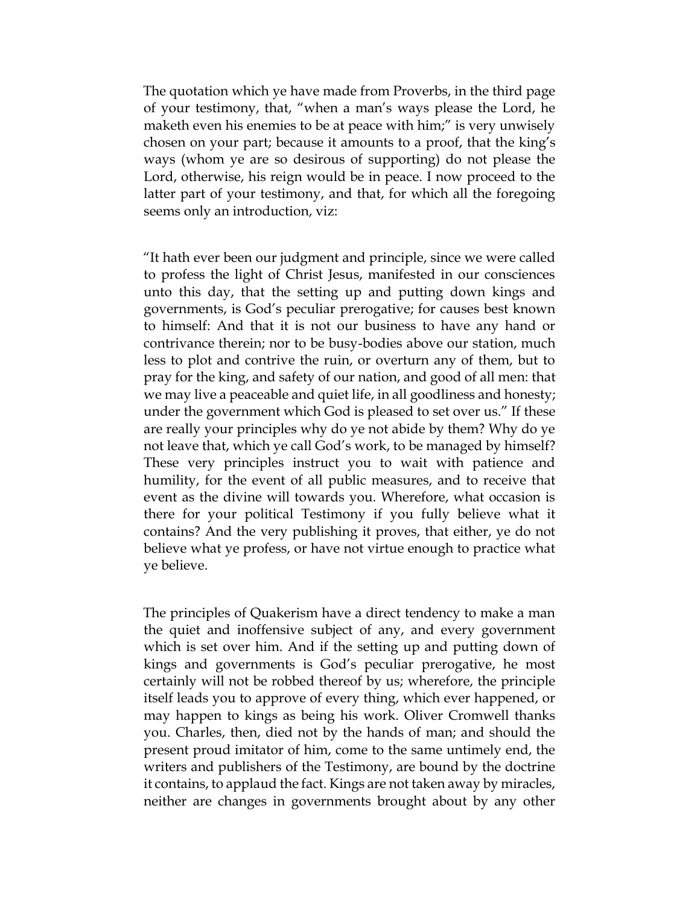The quotation which ye have made from Proverbs, in the third page of your testimony, that, "when a man's ways please the Lord, he maketh even his enemies to be at peace with him;" is very unwisely chosen on your part; because it amounts to a proof, that the king's ways (whom ye are so desirous of supporting) do not please the Lord, otherwise, his reign would be in peace. I now proceed to the latter part of your testimony, and that, for which all the foregoing seems only an introduction, viz:

"It hath ever been our judgment and principle, since we were called to profess the light of Christ Jesus, manifested in our consciences unto this day, that the setting up and putting down kings and governments, is God's peculiar prerogative; for causes best known to himself: And that it is not our business to have any hand or contrivance therein; nor to be busy-bodies above our station, much less to plot and contrive the ruin, or overturn any of them, but to pray for the king, and safety of our nation, and good of all men: that we may live a peaceable and quiet life, in all goodliness and honesty; under the government which God is pleased to set over us." If these are really your principles why do ye not abide by them? Why do ye not leave that, which ye call God's work, to be managed by himself? These very principles instruct you to wait with patience and humility, for the event of all public measures, and to receive that event as the divine will towards you. Wherefore, what occasion is there for your political Testimony if you fully believe what it contains? And the very publishing it proves, that either, ye do not believe what ye profess, or have not virtue enough to practice what ye believe.

The principles of Quakerism have a direct tendency to make a man the quiet and inoffensive subject of any, and every government which is set over him. And if the setting up and putting down of kings and governments is God's peculiar prerogative, he most certainly will not be robbed thereof by us; wherefore, the principle itself leads you to approve of every thing, which ever happened, or may happen to kings as being his work. Oliver Cromwell thanks you. Charles, then, died not by the hands of man; and should the present proud imitator of him, come to the same untimely end, the writers and publishers of the Testimony, are bound by the doctrine it contains, to applaud the fact. Kings are not taken away by miracles, neither are changes in governments brought about by any other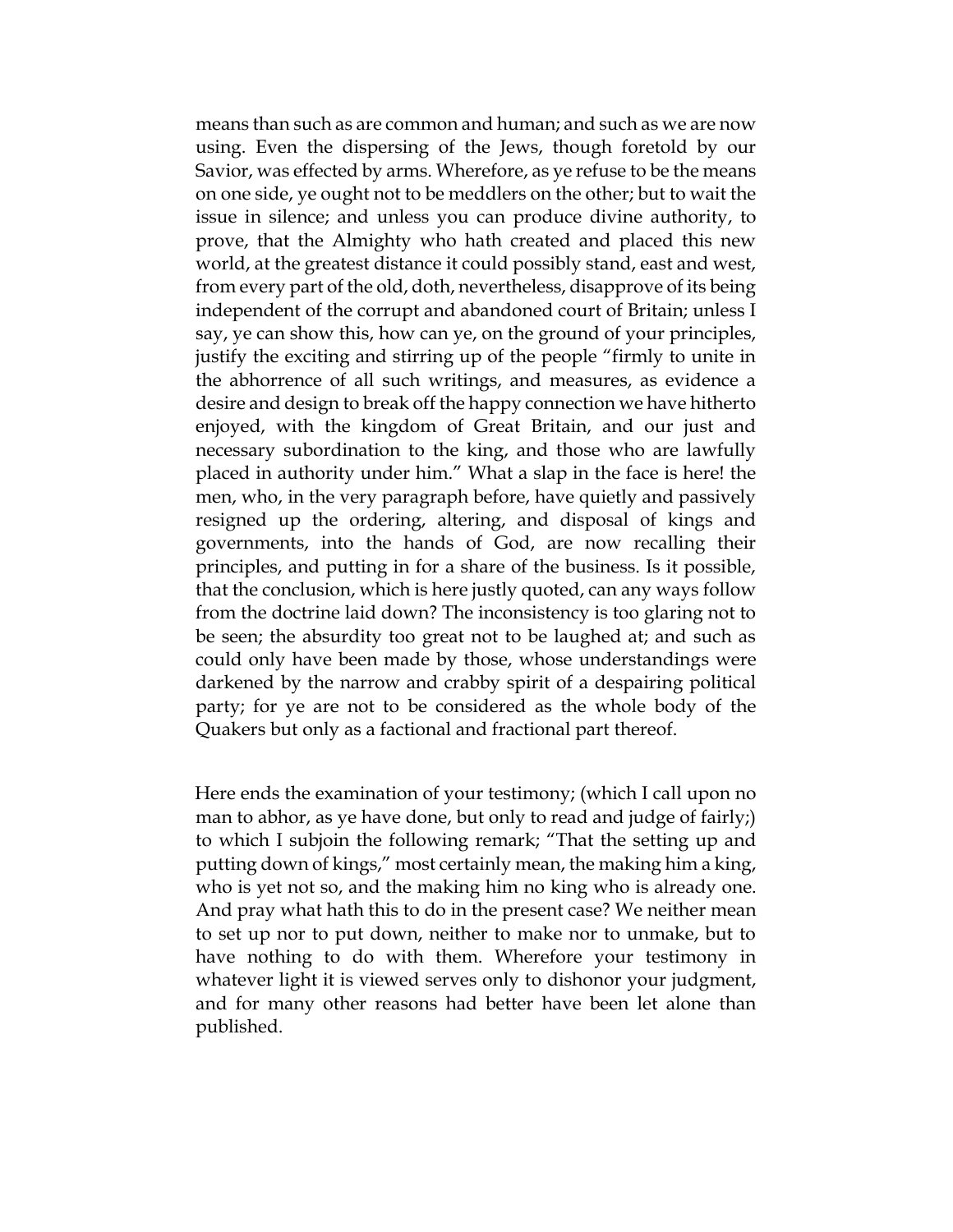means than such as are common and human; and such as we are now using. Even the dispersing of the Jews, though foretold by our Savior, was effected by arms. Wherefore, as ye refuse to be the means on one side, ye ought not to be meddlers on the other; but to wait the issue in silence; and unless you can produce divine authority, to prove, that the Almighty who hath created and placed this new world, at the greatest distance it could possibly stand, east and west, from every part of the old, doth, nevertheless, disapprove of its being independent of the corrupt and abandoned court of Britain; unless I say, ye can show this, how can ye, on the ground of your principles, justify the exciting and stirring up of the people "firmly to unite in the abhorrence of all such writings, and measures, as evidence a desire and design to break off the happy connection we have hitherto enjoyed, with the kingdom of Great Britain, and our just and necessary subordination to the king, and those who are lawfully placed in authority under him." What a slap in the face is here! the men, who, in the very paragraph before, have quietly and passively resigned up the ordering, altering, and disposal of kings and governments, into the hands of God, are now recalling their principles, and putting in for a share of the business. Is it possible, that the conclusion, which is here justly quoted, can any ways follow from the doctrine laid down? The inconsistency is too glaring not to be seen; the absurdity too great not to be laughed at; and such as could only have been made by those, whose understandings were darkened by the narrow and crabby spirit of a despairing political party; for ye are not to be considered as the whole body of the Quakers but only as a factional and fractional part thereof.

Here ends the examination of your testimony; (which I call upon no man to abhor, as ye have done, but only to read and judge of fairly;) to which I subjoin the following remark; "That the setting up and putting down of kings," most certainly mean, the making him a king, who is yet not so, and the making him no king who is already one. And pray what hath this to do in the present case? We neither mean to set up nor to put down, neither to make nor to unmake, but to have nothing to do with them. Wherefore your testimony in whatever light it is viewed serves only to dishonor your judgment, and for many other reasons had better have been let alone than published.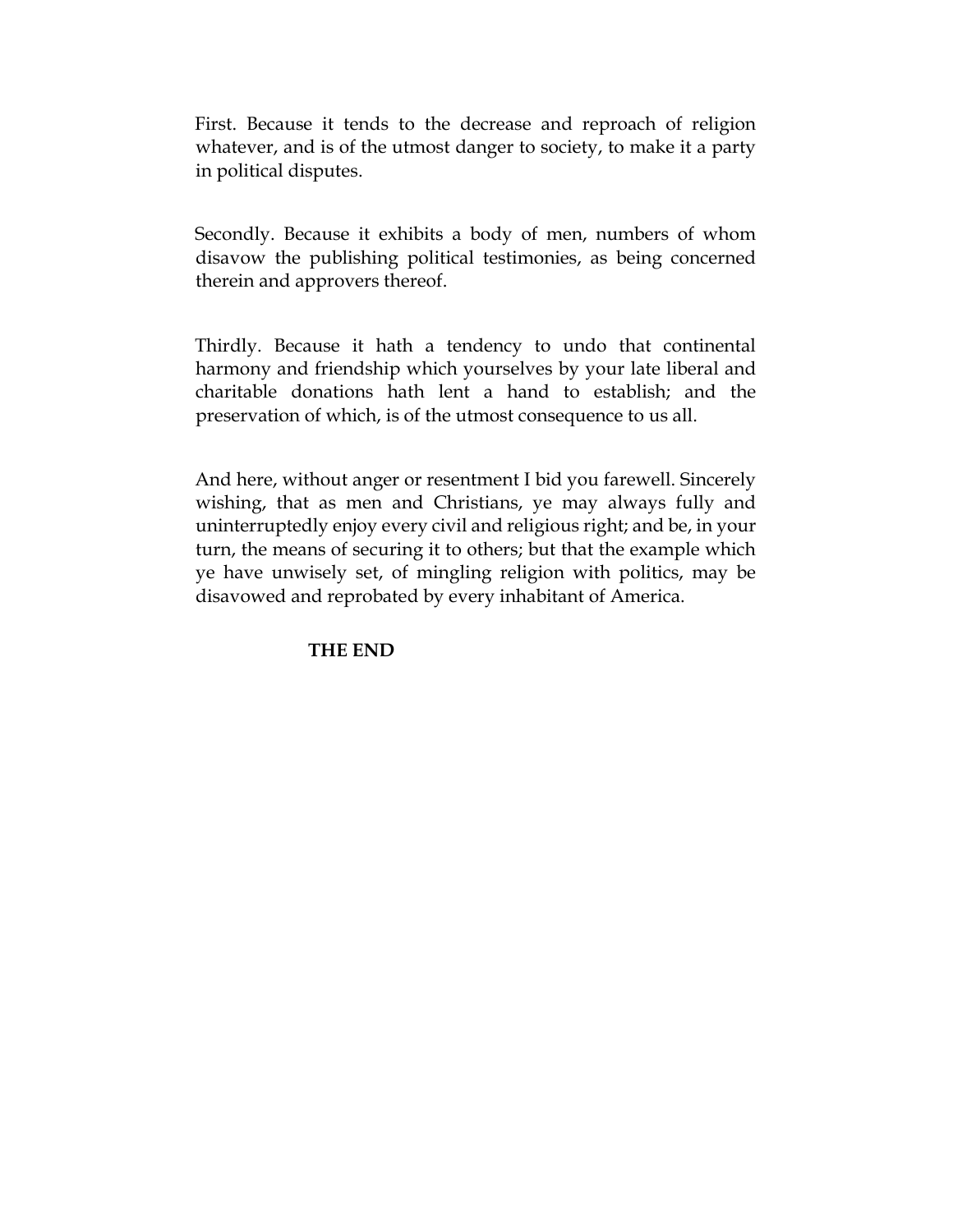First. Because it tends to the decrease and reproach of religion whatever, and is of the utmost danger to society, to make it a party in political disputes.

Secondly. Because it exhibits a body of men, numbers of whom disavow the publishing political testimonies, as being concerned therein and approvers thereof.

Thirdly. Because it hath a tendency to undo that continental harmony and friendship which yourselves by your late liberal and charitable donations hath lent a hand to establish; and the preservation of which, is of the utmost consequence to us all.

And here, without anger or resentment I bid you farewell. Sincerely wishing, that as men and Christians, ye may always fully and uninterruptedly enjoy every civil and religious right; and be, in your turn, the means of securing it to others; but that the example which ye have unwisely set, of mingling religion with politics, may be disavowed and reprobated by every inhabitant of America.

**THE END**